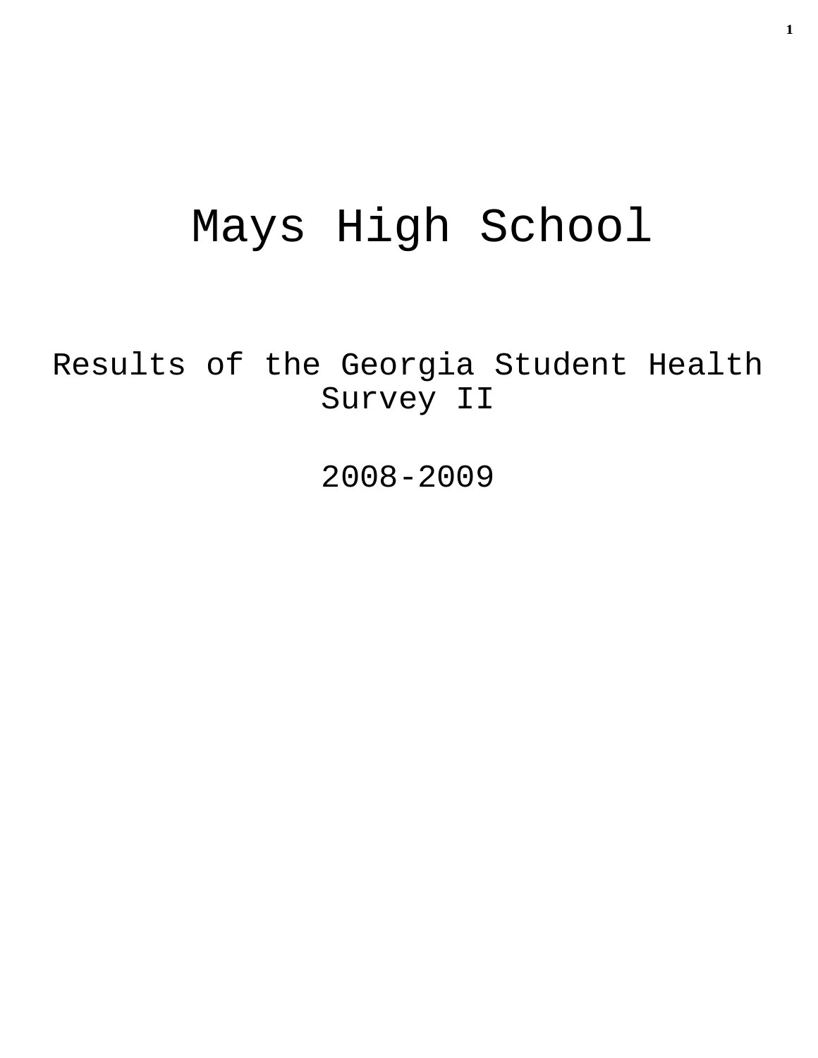# Mays High School

## Results of the Georgia Student Health Survey II

## 2008-2009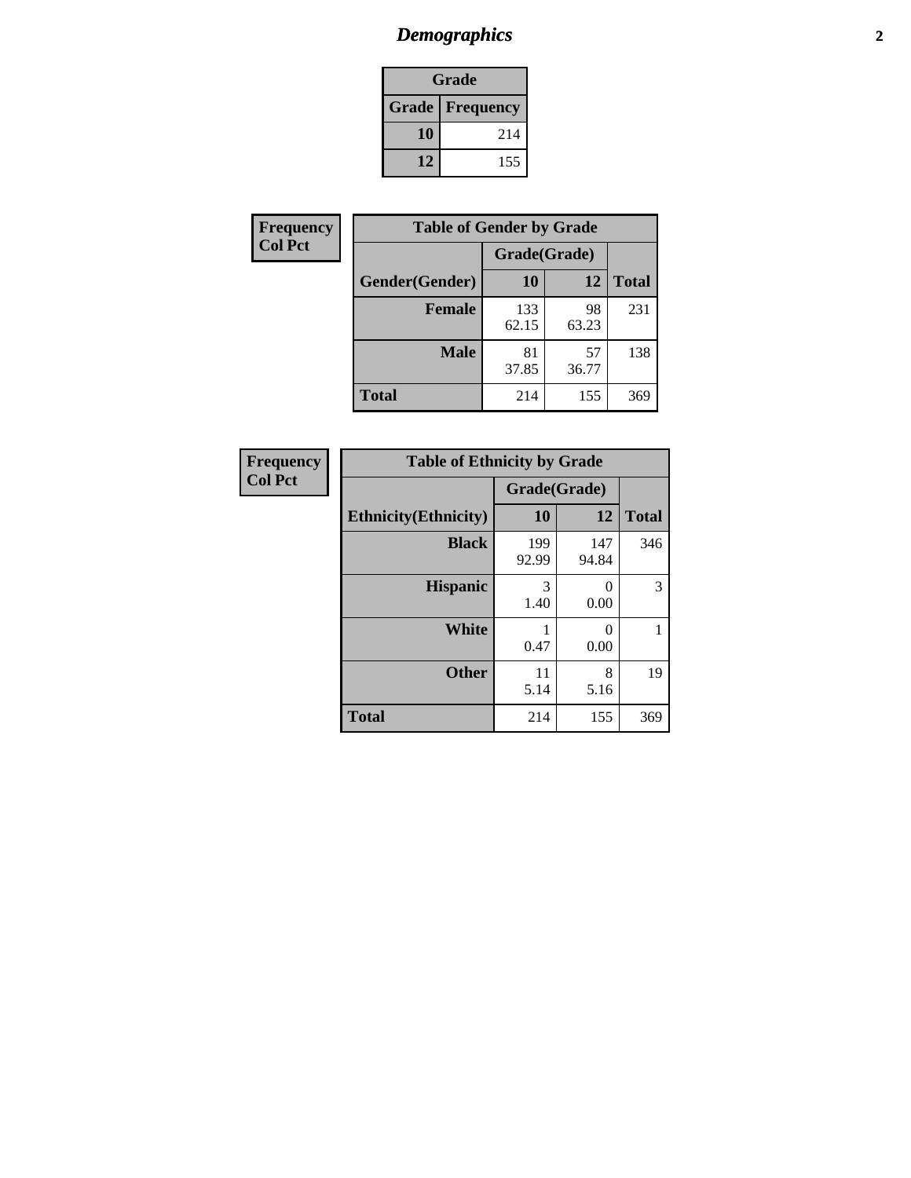# *Demographics*

| Grade | |
|---|---|
| **Grade** | **Frequency** |
| **10** | 214 |
| **12** | 155 |

**Frequency**
**Col Pct**

| Table of Gender by Grade | | | |
|---|---|---|---|
| | Grade(Grade) | | |
| **Gender(Gender)** | **10** | **12** | **Total** |
| **Female** | 133<br>62.15 | 98<br>63.23 | 231 |
| **Male** | 81<br>37.85 | 57<br>36.77 | 138 |
| **Total** | 214 | 155 | 369 |

**Frequency**
**Col Pct**

| Table of Ethnicity by Grade | | | |
|---|---|---|---|
| | Grade(Grade) | | |
| **Ethnicity(Ethnicity)** | **10** | **12** | **Total** |
| **Black** | 199<br>92.99 | 147<br>94.84 | 346 |
| **Hispanic** | 3<br>1.40 | 0<br>0.00 | 3 |
| **White** | 1<br>0.47 | 0<br>0.00 | 1 |
| **Other** | 11<br>5.14 | 8<br>5.16 | 19 |
| **Total** | 214 | 155 | 369 |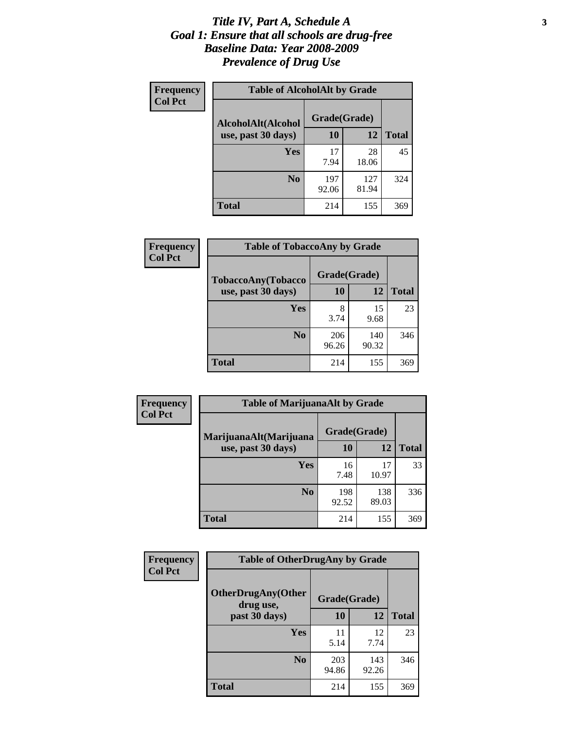# *Title IV, Part A, Schedule A*
## *Goal 1: Ensure that all schools are drug-free*
## *Baseline Data: Year 2008-2009*
## *Prevalence of Drug Use*

**Frequency**
**Col Pct**

**Table of AlcoholAlt by Grade**

| AlcoholAlt(Alcohol use, past 30 days) | Grade(Grade) | | Total |
|---|---|---|---|
| | 10 | 12 | |
| Yes | 17<br>7.94 | 28<br>18.06 | 45 |
| No | 197<br>92.06 | 127<br>81.94 | 324 |
| Total | 214 | 155 | 369 |

**Frequency**
**Col Pct**

**Table of TobaccoAny by Grade**

| TobaccoAny(Tobacco use, past 30 days) | Grade(Grade) | | Total |
|---|---|---|---|
| | 10 | 12 | |
| Yes | 8<br>3.74 | 15<br>9.68 | 23 |
| No | 206<br>96.26 | 140<br>90.32 | 346 |
| Total | 214 | 155 | 369 |

**Frequency**
**Col Pct**

**Table of MarijuanaAlt by Grade**

| MarijuanaAlt(Marijuana use, past 30 days) | Grade(Grade) | | Total |
|---|---|---|---|
| | 10 | 12 | |
| Yes | 16<br>7.48 | 17<br>10.97 | 33 |
| No | 198<br>92.52 | 138<br>89.03 | 336 |
| Total | 214 | 155 | 369 |

**Frequency**
**Col Pct**

**Table of OtherDrugAny by Grade**

| OtherDrugAny(Other drug use, past 30 days) | Grade(Grade) | | Total |
|---|---|---|---|
| | 10 | 12 | |
| Yes | 11<br>5.14 | 12<br>7.74 | 23 |
| No | 203<br>94.86 | 143<br>92.26 | 346 |
| Total | 214 | 155 | 369 |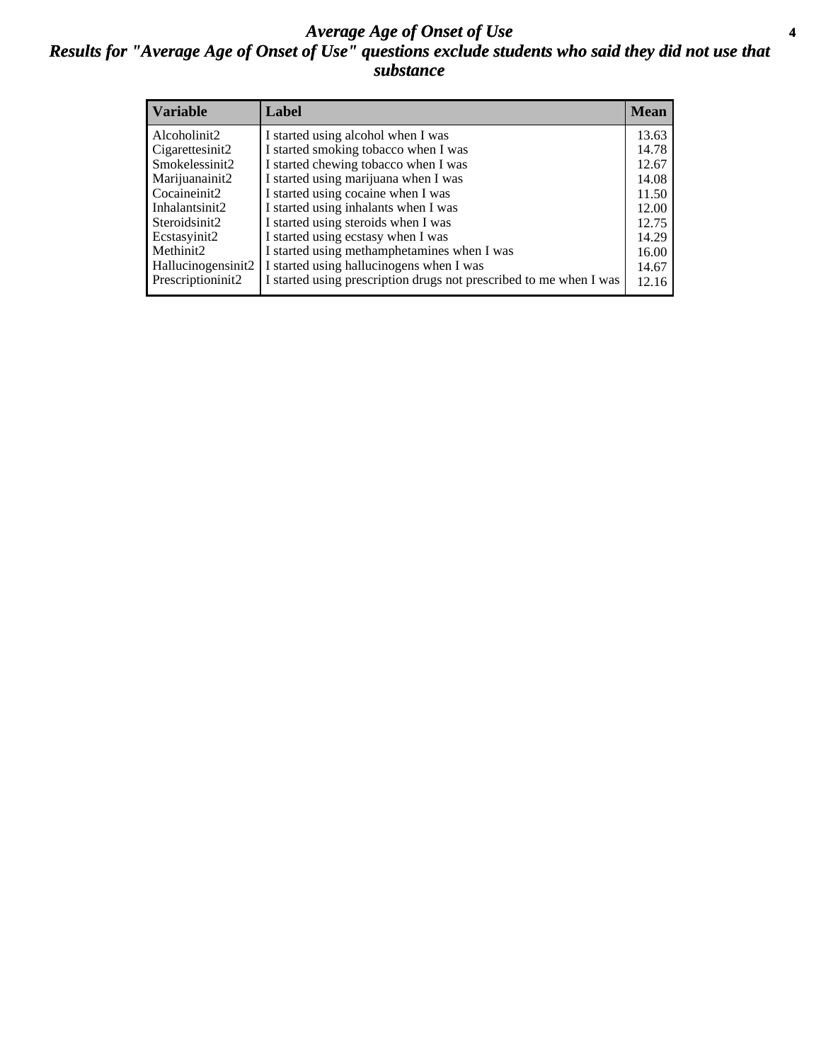# *Average Age of Onset of Use*

## *Results for "Average Age of Onset of Use" questions exclude students who said they did not use that substance*

| Variable | Label | Mean |
|---|---|---|
| Alcoholinit2 | I started using alcohol when I was | 13.63 |
| Cigarettesinit2 | I started smoking tobacco when I was | 14.78 |
| Smokelessinit2 | I started chewing tobacco when I was | 12.67 |
| Marijuanainit2 | I started using marijuana when I was | 14.08 |
| Cocaineinit2 | I started using cocaine when I was | 11.50 |
| Inhalantsinit2 | I started using inhalants when I was | 12.00 |
| Steroidsinit2 | I started using steroids when I was | 12.75 |
| Ecstasyinit2 | I started using ecstasy when I was | 14.29 |
| Methinit2 | I started using methamphetamines when I was | 16.00 |
| Hallucinogensinit2 | I started using hallucinogens when I was | 14.67 |
| Prescriptioninit2 | I started using prescription drugs not prescribed to me when I was | 12.16 |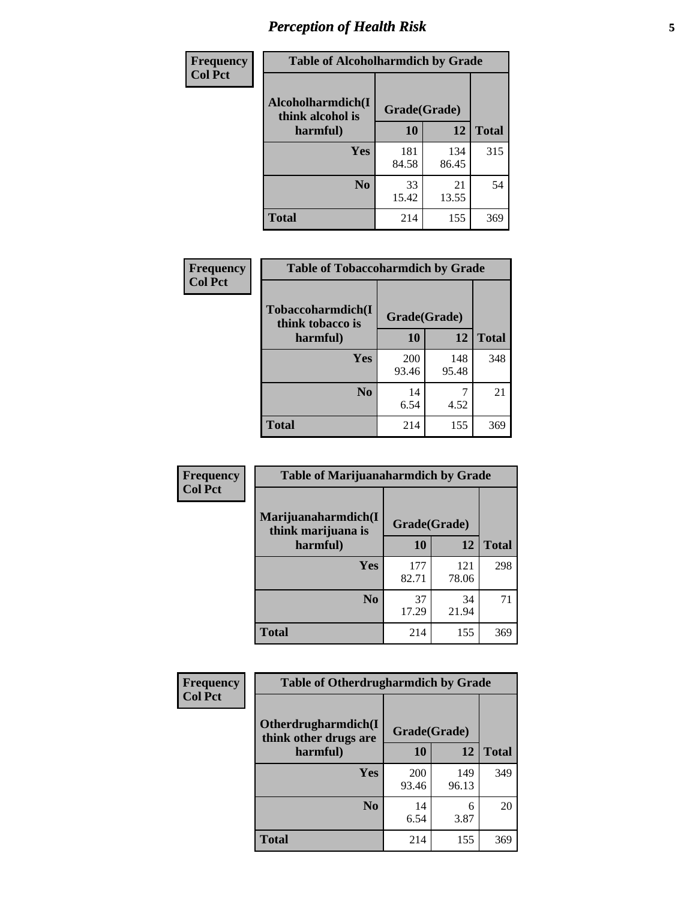## Perception of Health Risk

**Frequency / Col Pct**

| Table of Alcoholharmdich by Grade | | | |
|---|---|---|---|
| **Alcoholharmdich(I think alcohol is harmful)** | **Grade(Grade)** | | **Total** |
| | **10** | **12** | |
| **Yes** | 181<br>84.58 | 134<br>86.45 | 315 |
| **No** | 33<br>15.42 | 21<br>13.55 | 54 |
| **Total** | 214 | 155 | 369 |

**Frequency / Col Pct**

| Table of Tobaccoharmdich by Grade | | | |
|---|---|---|---|
| **Tobaccoharmdich(I think tobacco is harmful)** | **Grade(Grade)** | | **Total** |
| | **10** | **12** | |
| **Yes** | 200<br>93.46 | 148<br>95.48 | 348 |
| **No** | 14<br>6.54 | 7<br>4.52 | 21 |
| **Total** | 214 | 155 | 369 |

**Frequency / Col Pct**

| Table of Marijuanaharmdich by Grade | | | |
|---|---|---|---|
| **Marijuanaharmdich(I think marijuana is harmful)** | **Grade(Grade)** | | **Total** |
| | **10** | **12** | |
| **Yes** | 177<br>82.71 | 121<br>78.06 | 298 |
| **No** | 37<br>17.29 | 34<br>21.94 | 71 |
| **Total** | 214 | 155 | 369 |

**Frequency / Col Pct**

| Table of Otherdrugharmdich by Grade | | | |
|---|---|---|---|
| **Otherdrugharmdich(I think other drugs are harmful)** | **Grade(Grade)** | | **Total** |
| | **10** | **12** | |
| **Yes** | 200<br>93.46 | 149<br>96.13 | 349 |
| **No** | 14<br>6.54 | 6<br>3.87 | 20 |
| **Total** | 214 | 155 | 369 |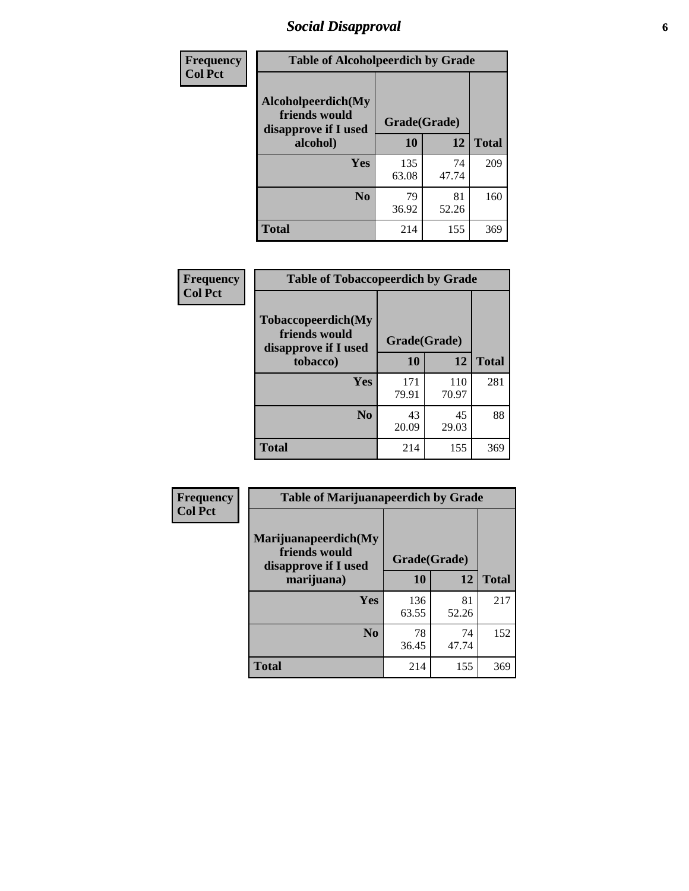## Social Disapproval

| Frequency<br>Col Pct |
|---|

**Table of Alcoholpeerdich by Grade**

| Alcoholpeerdich(My friends would disapprove if I used alcohol) | Grade(Grade) | | Total |
|---|---|---|---|
| | 10 | 12 | |
| Yes | 135<br>63.08 | 74<br>47.74 | 209 |
| No | 79<br>36.92 | 81<br>52.26 | 160 |
| Total | 214 | 155 | 369 |

| Frequency<br>Col Pct |
|---|

**Table of Tobaccopeerdich by Grade**

| Tobaccopeerdich(My friends would disapprove if I used tobacco) | Grade(Grade) | | Total |
|---|---|---|---|
| | 10 | 12 | |
| Yes | 171<br>79.91 | 110<br>70.97 | 281 |
| No | 43<br>20.09 | 45<br>29.03 | 88 |
| Total | 214 | 155 | 369 |

| Frequency<br>Col Pct |
|---|

**Table of Marijuanapeerdich by Grade**

| Marijuanapeerdich(My friends would disapprove if I used marijuana) | Grade(Grade) | | Total |
|---|---|---|---|
| | 10 | 12 | |
| Yes | 136<br>63.55 | 81<br>52.26 | 217 |
| No | 78<br>36.45 | 74<br>47.74 | 152 |
| Total | 214 | 155 | 369 |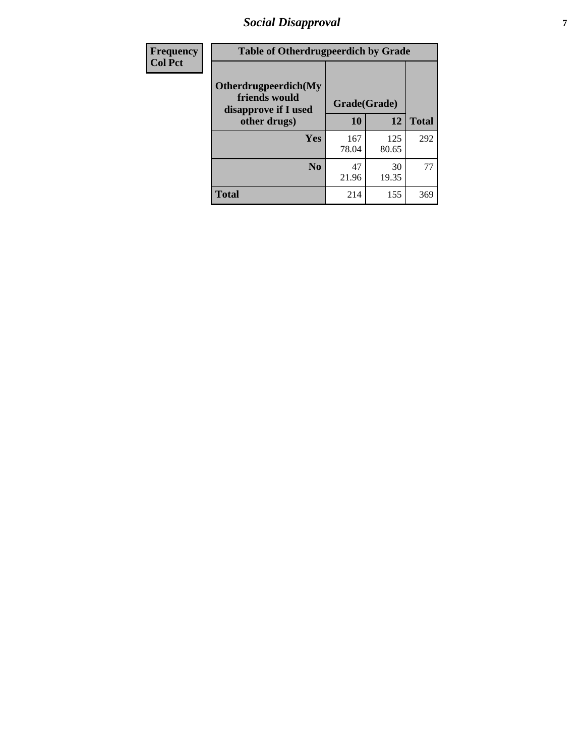| Frequency<br>Col Pct | Table of Otherdrugpeerdich by Grade | | |
|---|---|---|---|
| Otherdrugpeerdich(My friends would disapprove if I used other drugs) | Grade(Grade) | | |
| | 10 | 12 | Total |
| Yes | 167<br>78.04 | 125<br>80.65 | 292 |
| No | 47<br>21.96 | 30<br>19.35 | 77 |
| Total | 214 | 155 | 369 |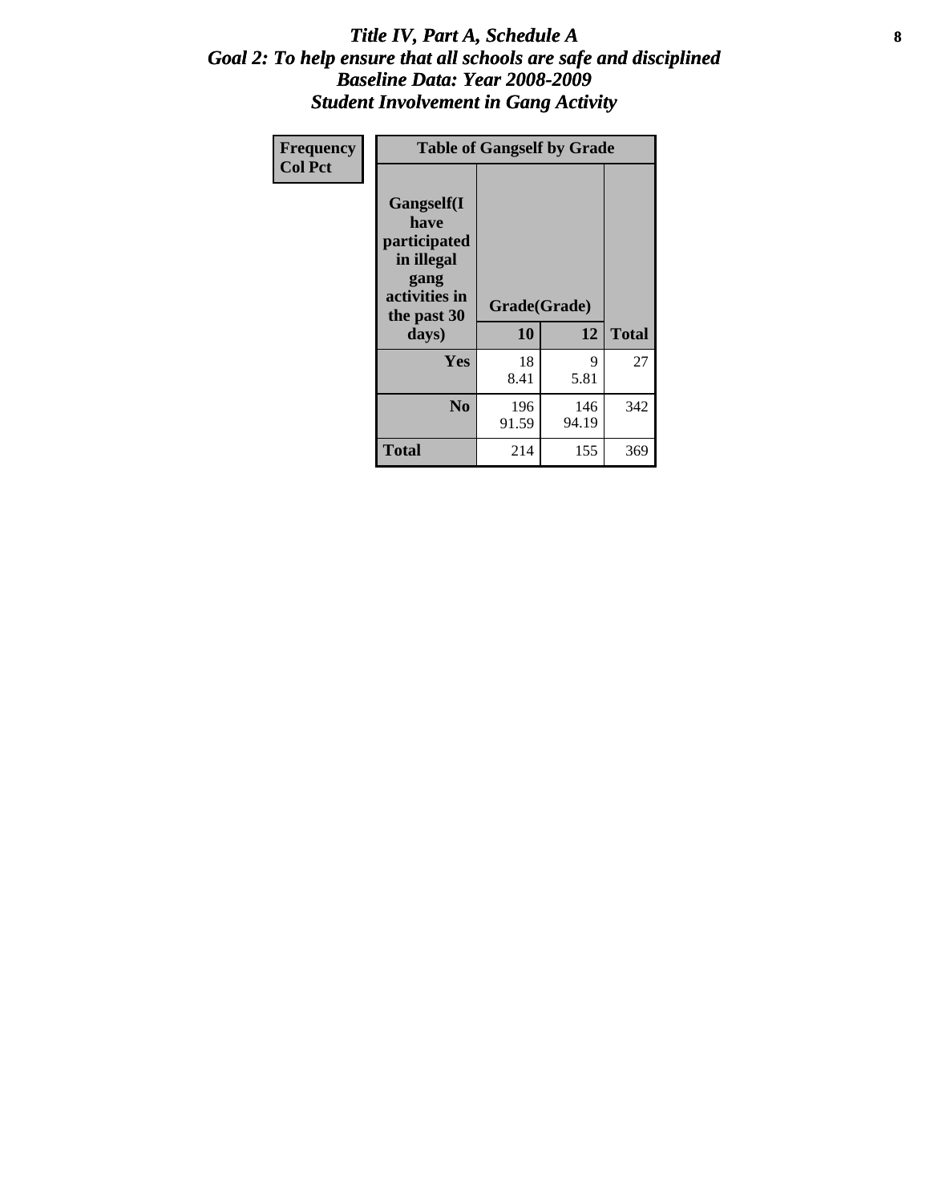# *Title IV, Part A, Schedule A*
## *Goal 2: To help ensure that all schools are safe and disciplined*
## *Baseline Data: Year 2008-2009*
## *Student Involvement in Gang Activity*

| Frequency<br>Col Pct | Table of Gangself by Grade | | |
|---|---|---|---|
| Gangself(I have participated in illegal gang activities in the past 30 days) | Grade(Grade) | | |
| | 10 | 12 | Total |
| Yes | 18<br>8.41 | 9<br>5.81 | 27 |
| No | 196<br>91.59 | 146<br>94.19 | 342 |
| Total | 214 | 155 | 369 |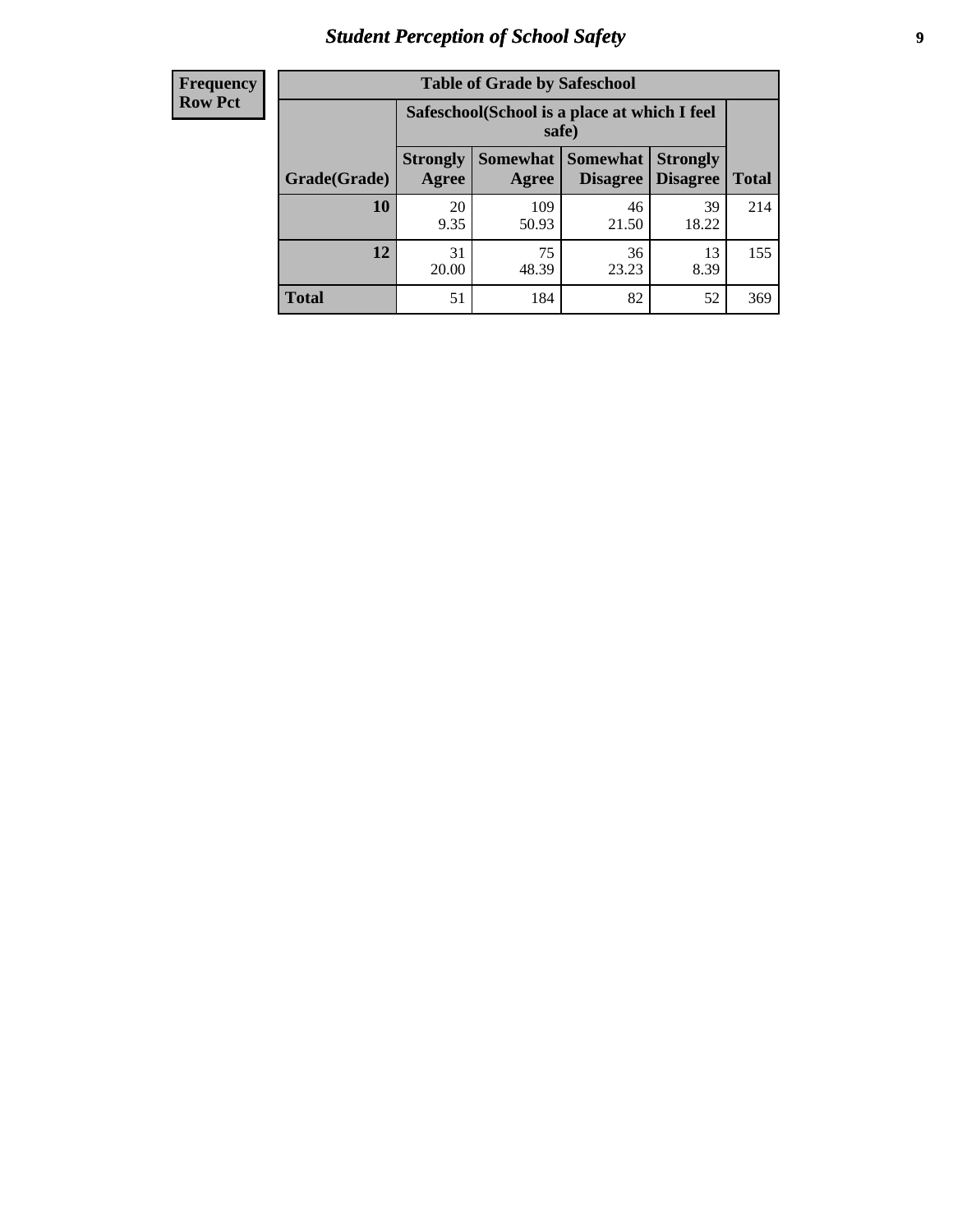# Student Perception of School Safety

| Frequency Row Pct | Table of Grade by Safeschool | | | | |
|---|---|---|---|---|---|
| | Safeschool(School is a place at which I feel safe) | | | | |
| Grade(Grade) | Strongly Agree | Somewhat Agree | Somewhat Disagree | Strongly Disagree | Total |
| 10 | 20<br>9.35 | 109<br>50.93 | 46<br>21.50 | 39<br>18.22 | 214 |
| 12 | 31<br>20.00 | 75<br>48.39 | 36<br>23.23 | 13<br>8.39 | 155 |
| Total | 51 | 184 | 82 | 52 | 369 |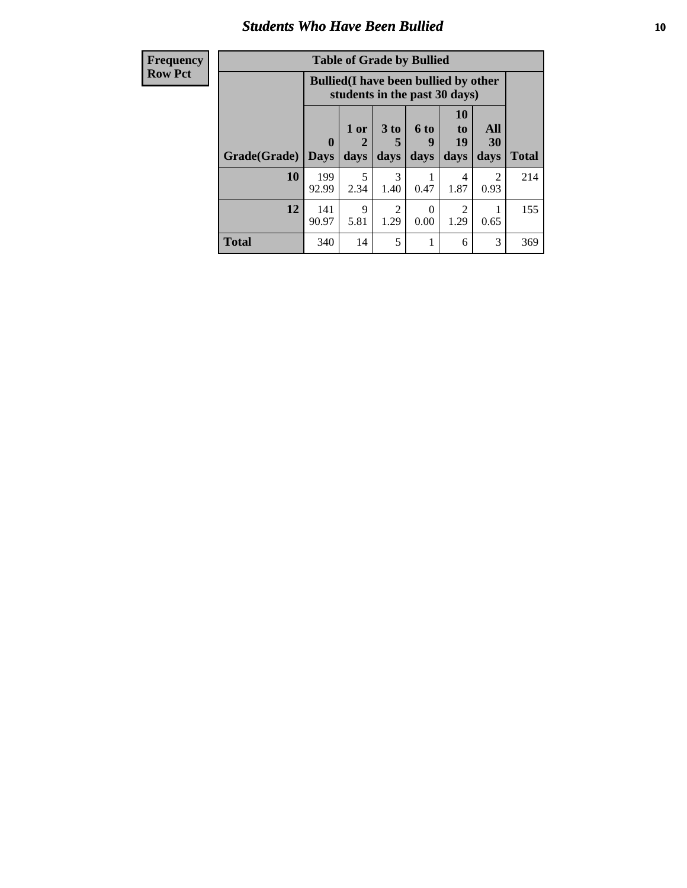# Students Who Have Been Bullied

| Frequency<br>Row Pct | Table of Grade by Bullied | | | | | | |
|---|---|---|---|---|---|---|---|
| | Bullied(I have been bullied by other students in the past 30 days) | | | | | | |
| Grade(Grade) | 0 Days | 1 or 2 days | 3 to 5 days | 6 to 9 days | 10 to 19 days | All 30 days | Total |
| 10 | 199<br>92.99 | 5<br>2.34 | 3<br>1.40 | 1<br>0.47 | 4<br>1.87 | 2<br>0.93 | 214 |
| 12 | 141<br>90.97 | 9<br>5.81 | 2<br>1.29 | 0<br>0.00 | 2<br>1.29 | 1<br>0.65 | 155 |
| Total | 340 | 14 | 5 | 1 | 6 | 3 | 369 |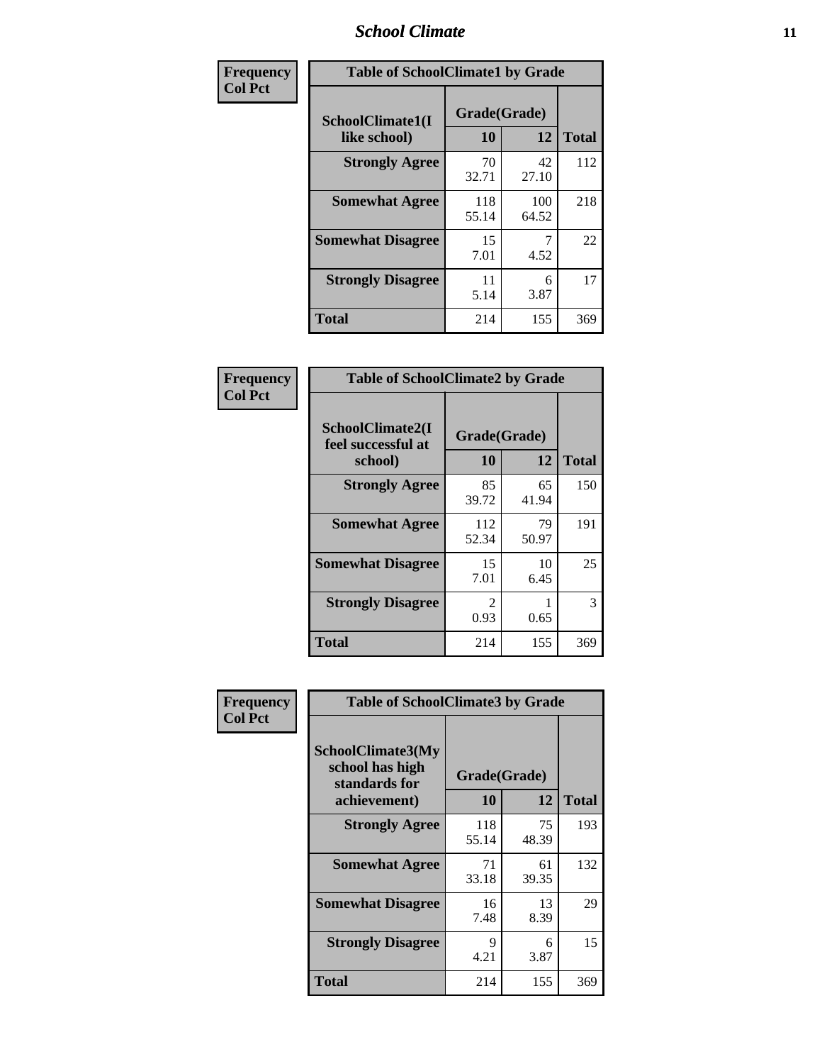| Frequency<br>Col Pct | Table of SchoolClimate1 by Grade | | |
|---|---|---|---|
| SchoolClimate1(I like school) | Grade(Grade) | | |
| | 10 | 12 | Total |
| Strongly Agree | 70<br>32.71 | 42<br>27.10 | 112 |
| Somewhat Agree | 118<br>55.14 | 100<br>64.52 | 218 |
| Somewhat Disagree | 15<br>7.01 | 7<br>4.52 | 22 |
| Strongly Disagree | 11<br>5.14 | 6<br>3.87 | 17 |
| Total | 214 | 155 | 369 |

| Frequency<br>Col Pct | Table of SchoolClimate2 by Grade | | |
|---|---|---|---|
| SchoolClimate2(I feel successful at school) | Grade(Grade) | | |
| | 10 | 12 | Total |
| Strongly Agree | 85<br>39.72 | 65<br>41.94 | 150 |
| Somewhat Agree | 112<br>52.34 | 79<br>50.97 | 191 |
| Somewhat Disagree | 15<br>7.01 | 10<br>6.45 | 25 |
| Strongly Disagree | 2<br>0.93 | 1<br>0.65 | 3 |
| Total | 214 | 155 | 369 |

| Frequency<br>Col Pct | Table of SchoolClimate3 by Grade | | |
|---|---|---|---|
| SchoolClimate3(My school has high standards for achievement) | Grade(Grade) | | |
| | 10 | 12 | Total |
| Strongly Agree | 118<br>55.14 | 75<br>48.39 | 193 |
| Somewhat Agree | 71<br>33.18 | 61<br>39.35 | 132 |
| Somewhat Disagree | 16<br>7.48 | 13<br>8.39 | 29 |
| Strongly Disagree | 9<br>4.21 | 6<br>3.87 | 15 |
| Total | 214 | 155 | 369 |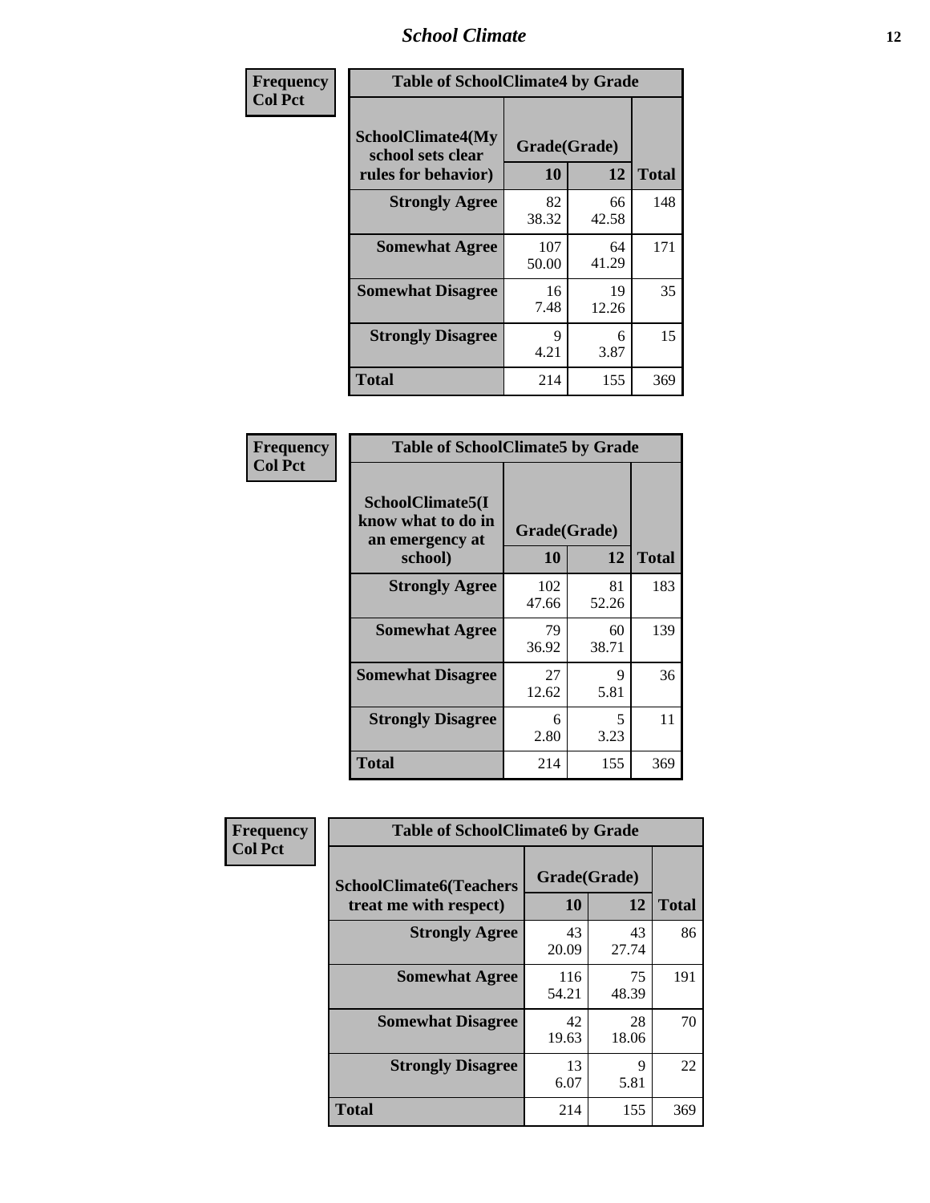**Frequency**
**Col Pct**

**Table of SchoolClimate4 by Grade**

| SchoolClimate4(My school sets clear rules for behavior) | Grade(Grade) | | Total |
|---|---|---|---|
| | 10 | 12 | |
| **Strongly Agree** | 82<br>38.32 | 66<br>42.58 | 148 |
| **Somewhat Agree** | 107<br>50.00 | 64<br>41.29 | 171 |
| **Somewhat Disagree** | 16<br>7.48 | 19<br>12.26 | 35 |
| **Strongly Disagree** | 9<br>4.21 | 6<br>3.87 | 15 |
| **Total** | 214 | 155 | 369 |

**Frequency**
**Col Pct**

**Table of SchoolClimate5 by Grade**

| SchoolClimate5(I know what to do in an emergency at school) | Grade(Grade) | | Total |
|---|---|---|---|
| | 10 | 12 | |
| **Strongly Agree** | 102<br>47.66 | 81<br>52.26 | 183 |
| **Somewhat Agree** | 79<br>36.92 | 60<br>38.71 | 139 |
| **Somewhat Disagree** | 27<br>12.62 | 9<br>5.81 | 36 |
| **Strongly Disagree** | 6<br>2.80 | 5<br>3.23 | 11 |
| **Total** | 214 | 155 | 369 |

**Frequency**
**Col Pct**

**Table of SchoolClimate6 by Grade**

| SchoolClimate6(Teachers treat me with respect) | Grade(Grade) | | Total |
|---|---|---|---|
| | 10 | 12 | |
| **Strongly Agree** | 43<br>20.09 | 43<br>27.74 | 86 |
| **Somewhat Agree** | 116<br>54.21 | 75<br>48.39 | 191 |
| **Somewhat Disagree** | 42<br>19.63 | 28<br>18.06 | 70 |
| **Strongly Disagree** | 13<br>6.07 | 9<br>5.81 | 22 |
| **Total** | 214 | 155 | 369 |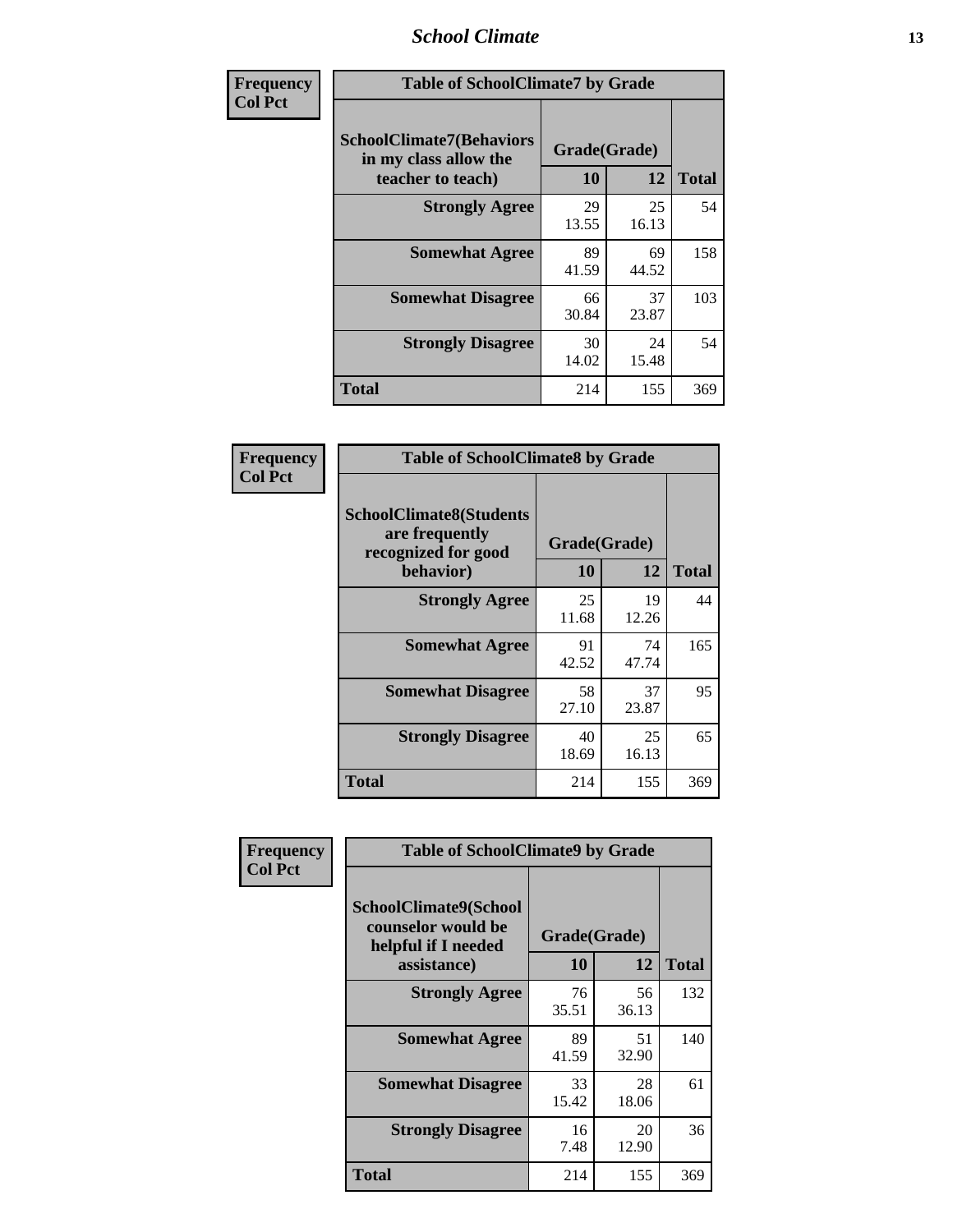| Frequency<br>Col Pct | | | |
|---|---|---|---|

**Table of SchoolClimate7 by Grade**

| SchoolClimate7(Behaviors in my class allow the teacher to teach) | Grade(Grade) | | Total |
|---|---|---|---|
| | 10 | 12 | |
| Strongly Agree | 29<br>13.55 | 25<br>16.13 | 54 |
| Somewhat Agree | 89<br>41.59 | 69<br>44.52 | 158 |
| Somewhat Disagree | 66<br>30.84 | 37<br>23.87 | 103 |
| Strongly Disagree | 30<br>14.02 | 24<br>15.48 | 54 |
| Total | 214 | 155 | 369 |

| Frequency<br>Col Pct | | | |
|---|---|---|---|

**Table of SchoolClimate8 by Grade**

| SchoolClimate8(Students are frequently recognized for good behavior) | Grade(Grade) | | Total |
|---|---|---|---|
| | 10 | 12 | |
| Strongly Agree | 25<br>11.68 | 19<br>12.26 | 44 |
| Somewhat Agree | 91<br>42.52 | 74<br>47.74 | 165 |
| Somewhat Disagree | 58<br>27.10 | 37<br>23.87 | 95 |
| Strongly Disagree | 40<br>18.69 | 25<br>16.13 | 65 |
| Total | 214 | 155 | 369 |

| Frequency<br>Col Pct | | | |
|---|---|---|---|

**Table of SchoolClimate9 by Grade**

| SchoolClimate9(School counselor would be helpful if I needed assistance) | Grade(Grade) | | Total |
|---|---|---|---|
| | 10 | 12 | |
| Strongly Agree | 76<br>35.51 | 56<br>36.13 | 132 |
| Somewhat Agree | 89<br>41.59 | 51<br>32.90 | 140 |
| Somewhat Disagree | 33<br>15.42 | 28<br>18.06 | 61 |
| Strongly Disagree | 16<br>7.48 | 20<br>12.90 | 36 |
| Total | 214 | 155 | 369 |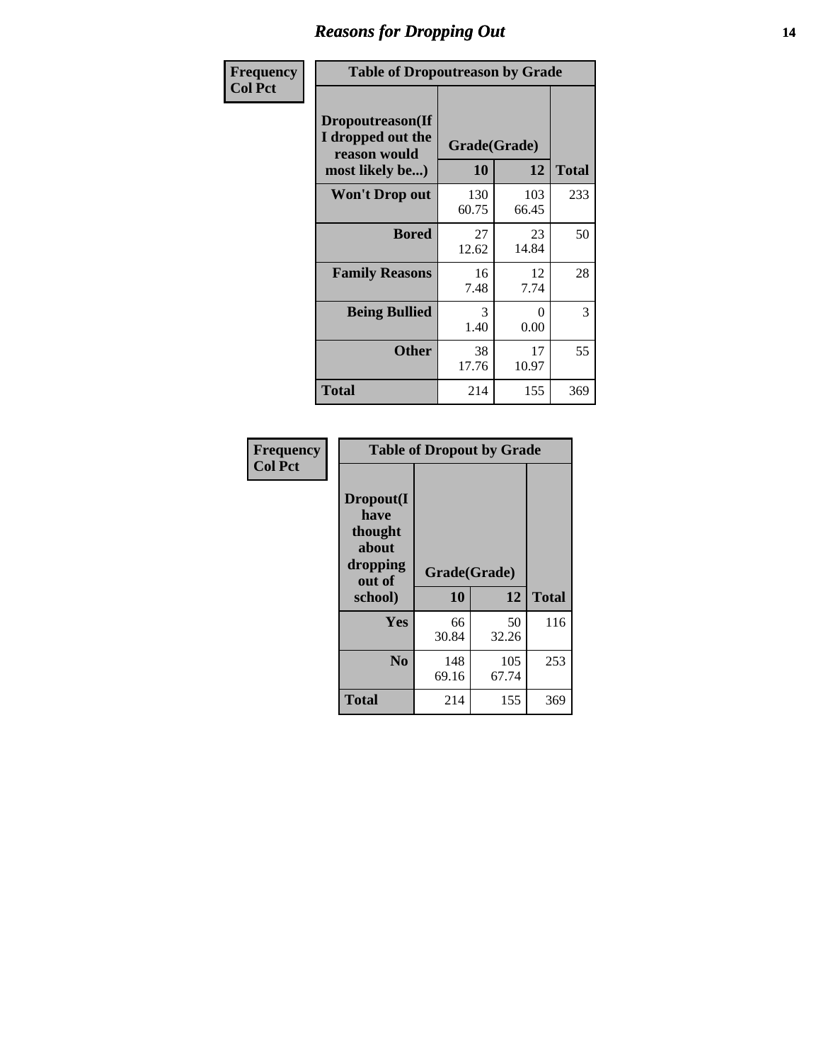## Reasons for Dropping Out

**Frequency**
**Col Pct**

**Table of Dropoutreason by Grade**

| Dropoutreason(If I dropped out the reason would most likely be...) | Grade(Grade) | | Total |
|---|---|---|---|
| | 10 | 12 | |
| Won't Drop out | 130<br>60.75 | 103<br>66.45 | 233 |
| Bored | 27<br>12.62 | 23<br>14.84 | 50 |
| Family Reasons | 16<br>7.48 | 12<br>7.74 | 28 |
| Being Bullied | 3<br>1.40 | 0<br>0.00 | 3 |
| Other | 38<br>17.76 | 17<br>10.97 | 55 |
| Total | 214 | 155 | 369 |

**Frequency**
**Col Pct**

**Table of Dropout by Grade**

| Dropout(I have thought about dropping out of school) | Grade(Grade) | | Total |
|---|---|---|---|
| | 10 | 12 | |
| Yes | 66<br>30.84 | 50<br>32.26 | 116 |
| No | 148<br>69.16 | 105<br>67.74 | 253 |
| Total | 214 | 155 | 369 |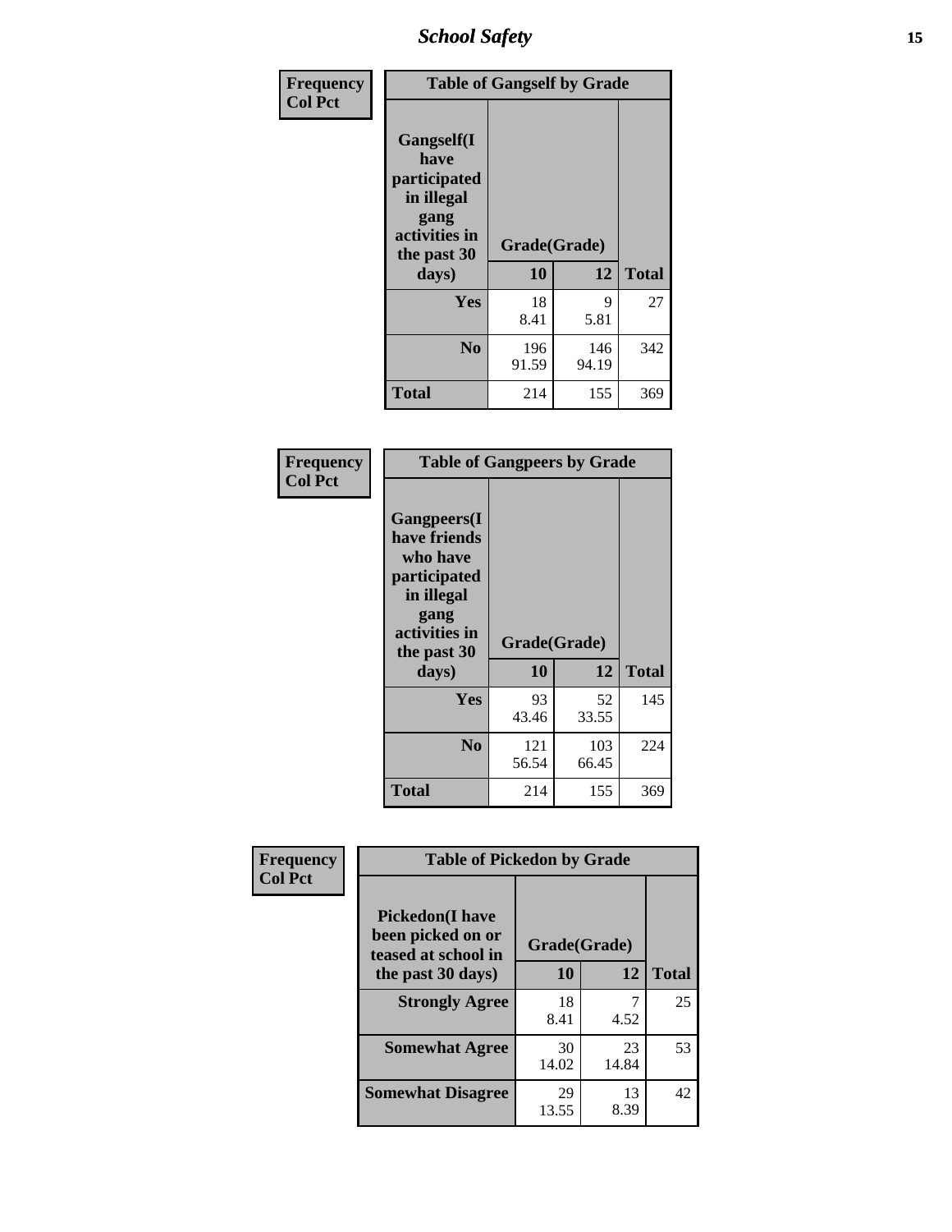| Frequency<br>Col Pct | Table of Gangself by Grade | | |
|---|---|---|---|
| Gangself(I have participated in illegal gang activities in the past 30 days) | Grade(Grade) | | |
| | 10 | 12 | Total |
| Yes | 18<br>8.41 | 9<br>5.81 | 27 |
| No | 196<br>91.59 | 146<br>94.19 | 342 |
| Total | 214 | 155 | 369 |

| Frequency<br>Col Pct | Table of Gangpeers by Grade | | |
|---|---|---|---|
| Gangpeers(I have friends who have participated in illegal gang activities in the past 30 days) | Grade(Grade) | | |
| | 10 | 12 | Total |
| Yes | 93<br>43.46 | 52<br>33.55 | 145 |
| No | 121<br>56.54 | 103<br>66.45 | 224 |
| Total | 214 | 155 | 369 |

| Frequency<br>Col Pct | Table of Pickedon by Grade | | |
|---|---|---|---|
| Pickedon(I have been picked on or teased at school in the past 30 days) | Grade(Grade) | | |
| | 10 | 12 | Total |
| Strongly Agree | 18<br>8.41 | 7<br>4.52 | 25 |
| Somewhat Agree | 30<br>14.02 | 23<br>14.84 | 53 |
| Somewhat Disagree | 29<br>13.55 | 13<br>8.39 | 42 |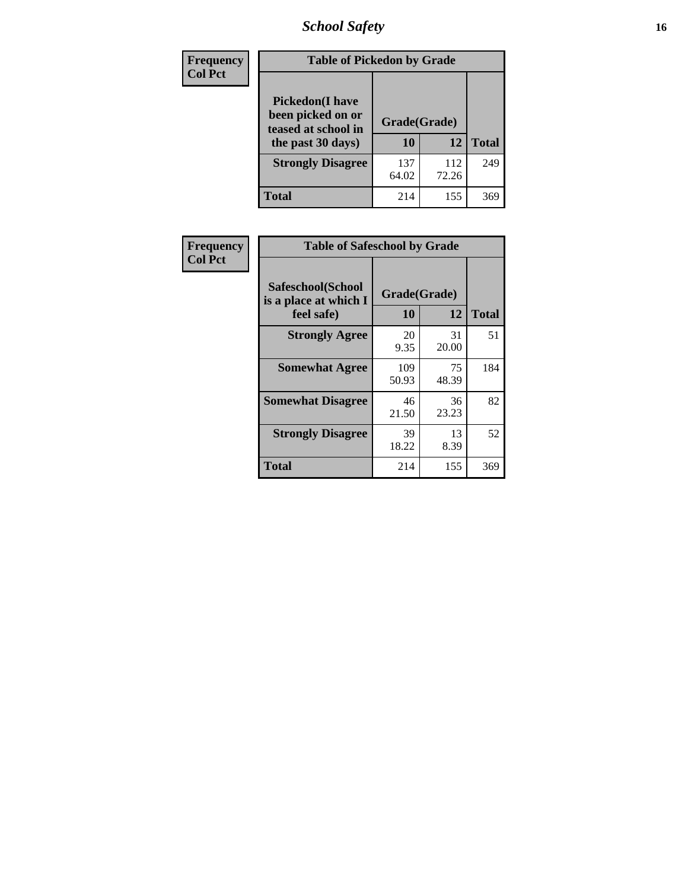| Frequency<br>Col Pct | Table of Pickedon by Grade | | |
|---|---|---|---|
| **Pickedon(I have been picked on or teased at school in the past 30 days)** | **Grade(Grade)** | | |
| | **10** | **12** | **Total** |
| **Strongly Disagree** | 137<br>64.02 | 112<br>72.26 | 249 |
| **Total** | 214 | 155 | 369 |

| Frequency<br>Col Pct | Table of Safeschool by Grade | | |
|---|---|---|---|
| **Safeschool(School is a place at which I feel safe)** | **Grade(Grade)** | | |
| | **10** | **12** | **Total** |
| **Strongly Agree** | 20<br>9.35 | 31<br>20.00 | 51 |
| **Somewhat Agree** | 109<br>50.93 | 75<br>48.39 | 184 |
| **Somewhat Disagree** | 46<br>21.50 | 36<br>23.23 | 82 |
| **Strongly Disagree** | 39<br>18.22 | 13<br>8.39 | 52 |
| **Total** | 214 | 155 | 369 |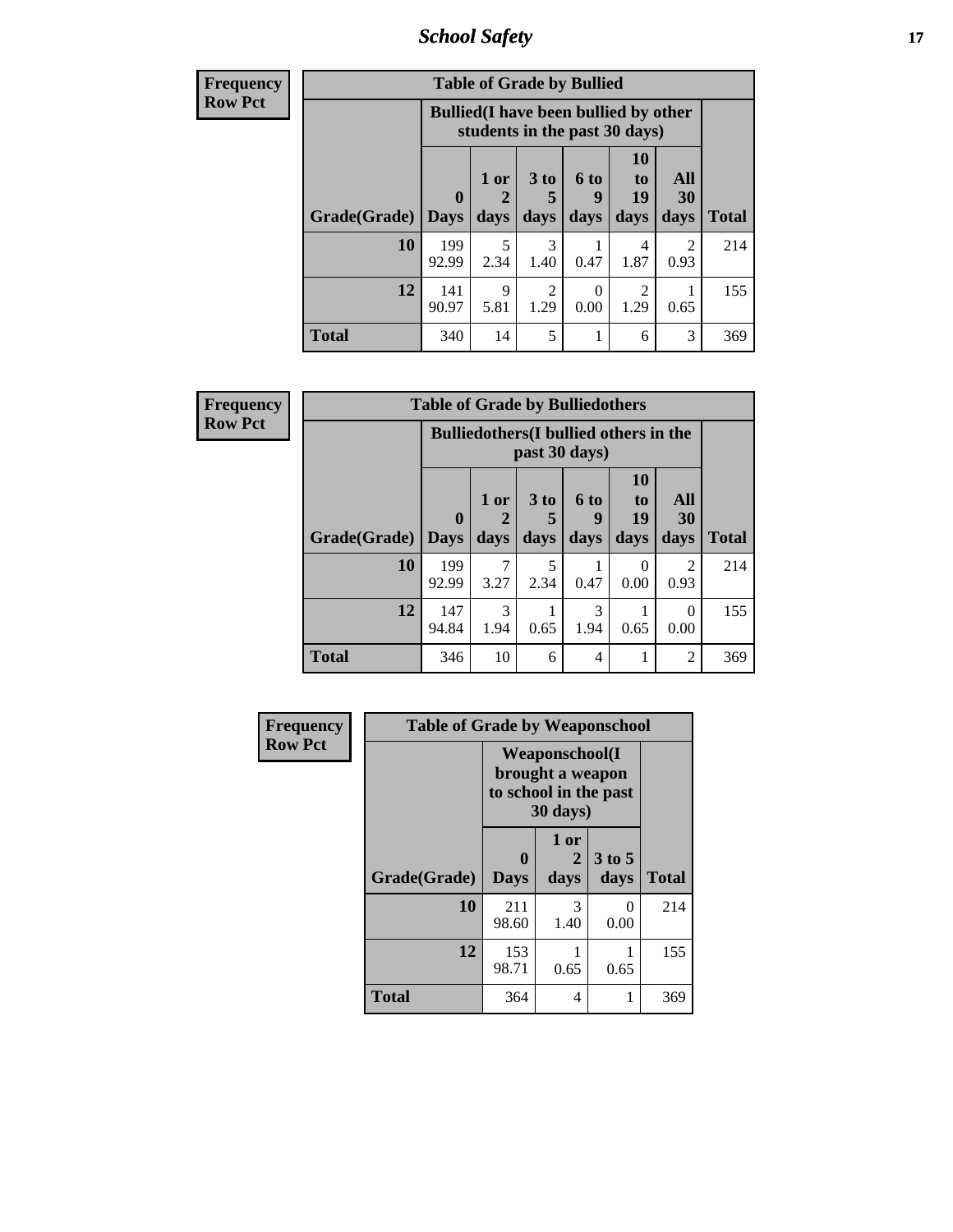| Frequency<br>Row Pct | Table of Grade by Bullied | | | | | | |
|---|---|---|---|---|---|---|---|
| | Bullied(I have been bullied by other students in the past 30 days) | | | | | | |
| Grade(Grade) | 0 Days | 1 or 2 days | 3 to 5 days | 6 to 9 days | 10 to 19 days | All 30 days | Total |
| 10 | 199<br>92.99 | 5<br>2.34 | 3<br>1.40 | 1<br>0.47 | 4<br>1.87 | 2<br>0.93 | 214 |
| 12 | 141<br>90.97 | 9<br>5.81 | 2<br>1.29 | 0<br>0.00 | 2<br>1.29 | 1<br>0.65 | 155 |
| Total | 340 | 14 | 5 | 1 | 6 | 3 | 369 |

| Frequency<br>Row Pct | Table of Grade by Bulliedothers | | | | | | |
|---|---|---|---|---|---|---|---|
| | Bulliedothers(I bullied others in the past 30 days) | | | | | | |
| Grade(Grade) | 0 Days | 1 or 2 days | 3 to 5 days | 6 to 9 days | 10 to 19 days | All 30 days | Total |
| 10 | 199<br>92.99 | 7<br>3.27 | 5<br>2.34 | 1<br>0.47 | 0<br>0.00 | 2<br>0.93 | 214 |
| 12 | 147<br>94.84 | 3<br>1.94 | 1<br>0.65 | 3<br>1.94 | 1<br>0.65 | 0<br>0.00 | 155 |
| Total | 346 | 10 | 6 | 4 | 1 | 2 | 369 |

| Frequency<br>Row Pct | Table of Grade by Weaponschool | | | |
|---|---|---|---|---|
| | Weaponschool(I brought a weapon to school in the past 30 days) | | | |
| Grade(Grade) | 0 Days | 1 or 2 days | 3 to 5 days | Total |
| 10 | 211<br>98.60 | 3<br>1.40 | 0<br>0.00 | 214 |
| 12 | 153<br>98.71 | 1<br>0.65 | 1<br>0.65 | 155 |
| Total | 364 | 4 | 1 | 369 |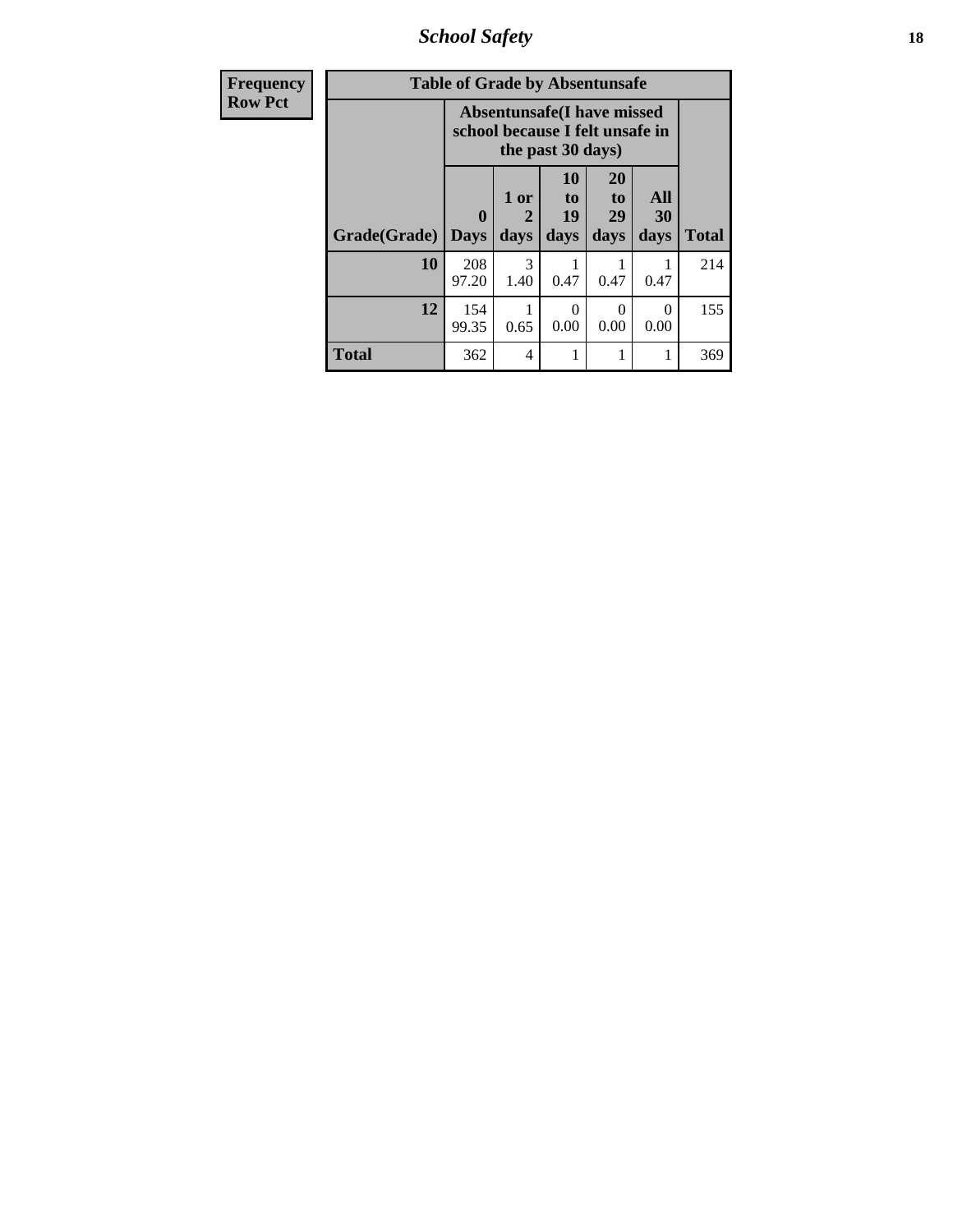| Frequency Row Pct |
|---|

**Table of Grade by Absentunsafe**

| Grade(Grade) | Absentunsafe(I have missed school because I felt unsafe in the past 30 days) | | | | | Total |
|---|---|---|---|---|---|---|
| | 0 Days | 1 or 2 days | 10 to 19 days | 20 to 29 days | All 30 days | |
| 10 | 208<br>97.20 | 3<br>1.40 | 1<br>0.47 | 1<br>0.47 | 1<br>0.47 | 214 |
| 12 | 154<br>99.35 | 1<br>0.65 | 0<br>0.00 | 0<br>0.00 | 0<br>0.00 | 155 |
| Total | 362 | 4 | 1 | 1 | 1 | 369 |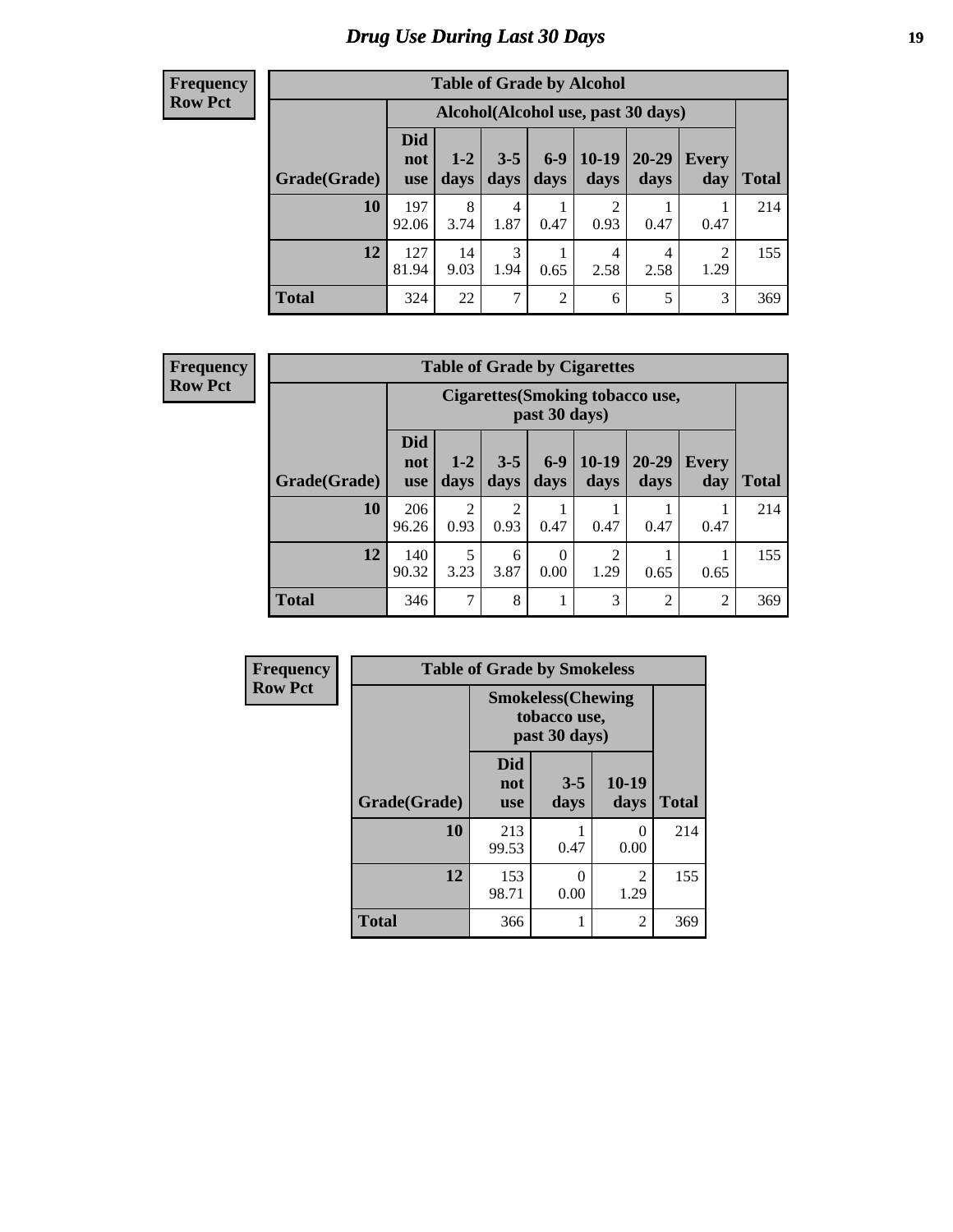# Drug Use During Last 30 Days

**Frequency**
**Row Pct**

| Table of Grade by Alcohol | | | | | | | | |
|---|---|---|---|---|---|---|---|---|
| | Alcohol(Alcohol use, past 30 days) | | | | | | | |
| Grade(Grade) | Did not use | 1-2 days | 3-5 days | 6-9 days | 10-19 days | 20-29 days | Every day | Total |
| 10 | 197<br>92.06 | 8<br>3.74 | 4<br>1.87 | 1<br>0.47 | 2<br>0.93 | 1<br>0.47 | 1<br>0.47 | 214 |
| 12 | 127<br>81.94 | 14<br>9.03 | 3<br>1.94 | 1<br>0.65 | 4<br>2.58 | 4<br>2.58 | 2<br>1.29 | 155 |
| Total | 324 | 22 | 7 | 2 | 6 | 5 | 3 | 369 |

**Frequency**
**Row Pct**

| Table of Grade by Cigarettes | | | | | | | | |
|---|---|---|---|---|---|---|---|---|
| | Cigarettes(Smoking tobacco use, past 30 days) | | | | | | | |
| Grade(Grade) | Did not use | 1-2 days | 3-5 days | 6-9 days | 10-19 days | 20-29 days | Every day | Total |
| 10 | 206<br>96.26 | 2<br>0.93 | 2<br>0.93 | 1<br>0.47 | 1<br>0.47 | 1<br>0.47 | 1<br>0.47 | 214 |
| 12 | 140<br>90.32 | 5<br>3.23 | 6<br>3.87 | 0<br>0.00 | 2<br>1.29 | 1<br>0.65 | 1<br>0.65 | 155 |
| Total | 346 | 7 | 8 | 1 | 3 | 2 | 2 | 369 |

**Frequency**
**Row Pct**

| Table of Grade by Smokeless | | | | |
|---|---|---|---|---|
| | Smokeless(Chewing tobacco use, past 30 days) | | | |
| Grade(Grade) | Did not use | 3-5 days | 10-19 days | Total |
| 10 | 213<br>99.53 | 1<br>0.47 | 0<br>0.00 | 214 |
| 12 | 153<br>98.71 | 0<br>0.00 | 2<br>1.29 | 155 |
| Total | 366 | 1 | 2 | 369 |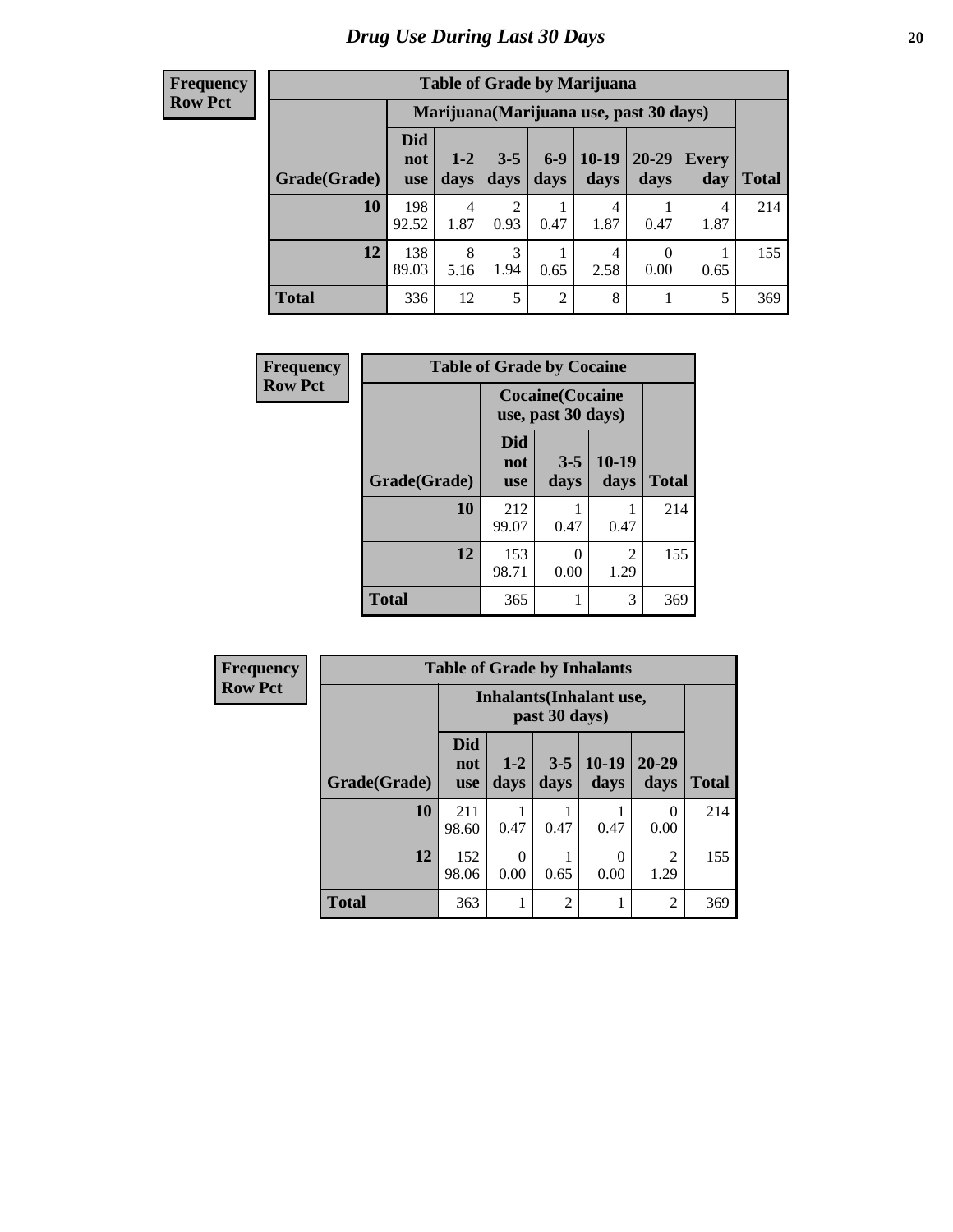# Drug Use During Last 30 Days

**Frequency**
**Row Pct**

| Table of Grade by Marijuana | | | | | | | | |
|---|---|---|---|---|---|---|---|---|
| | Marijuana(Marijuana use, past 30 days) | | | | | | | |
| Grade(Grade) | Did not use | 1-2 days | 3-5 days | 6-9 days | 10-19 days | 20-29 days | Every day | Total |
| 10 | 198<br>92.52 | 4<br>1.87 | 2<br>0.93 | 1<br>0.47 | 4<br>1.87 | 1<br>0.47 | 4<br>1.87 | 214 |
| 12 | 138<br>89.03 | 8<br>5.16 | 3<br>1.94 | 1<br>0.65 | 4<br>2.58 | 0<br>0.00 | 1<br>0.65 | 155 |
| Total | 336 | 12 | 5 | 2 | 8 | 1 | 5 | 369 |

**Frequency**
**Row Pct**

| Table of Grade by Cocaine | | | | |
|---|---|---|---|---|
| | Cocaine(Cocaine use, past 30 days) | | | |
| Grade(Grade) | Did not use | 3-5 days | 10-19 days | Total |
| 10 | 212<br>99.07 | 1<br>0.47 | 1<br>0.47 | 214 |
| 12 | 153<br>98.71 | 0<br>0.00 | 2<br>1.29 | 155 |
| Total | 365 | 1 | 3 | 369 |

**Frequency**
**Row Pct**

| Table of Grade by Inhalants | | | | | | |
|---|---|---|---|---|---|---|
| | Inhalants(Inhalant use, past 30 days) | | | | | |
| Grade(Grade) | Did not use | 1-2 days | 3-5 days | 10-19 days | 20-29 days | Total |
| 10 | 211<br>98.60 | 1<br>0.47 | 1<br>0.47 | 1<br>0.47 | 0<br>0.00 | 214 |
| 12 | 152<br>98.06 | 0<br>0.00 | 1<br>0.65 | 0<br>0.00 | 2<br>1.29 | 155 |
| Total | 363 | 1 | 2 | 1 | 2 | 369 |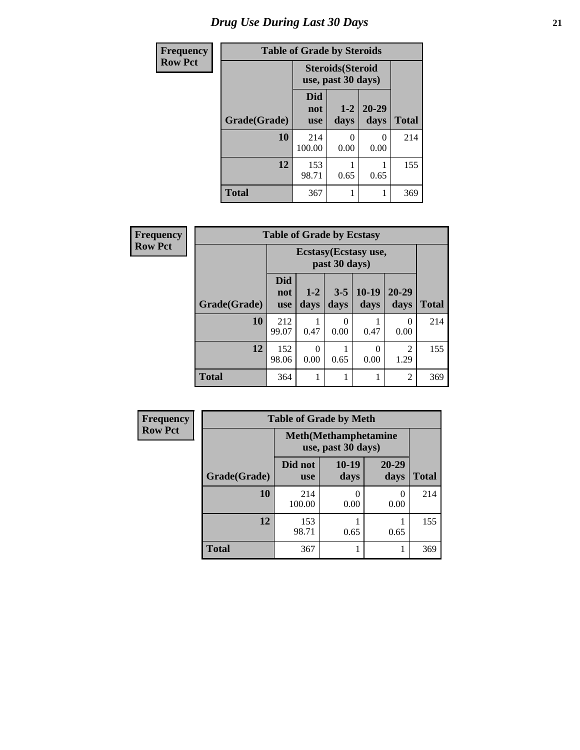# Drug Use During Last 30 Days

| Frequency<br>Row Pct |
|---|

**Table of Grade by Steroids**

| Grade(Grade) | Steroids(Steroid use, past 30 days) | | | Total |
|---|---|---|---|---|
| | Did not use | 1-2 days | 20-29 days | |
| 10 | 214<br>100.00 | 0<br>0.00 | 0<br>0.00 | 214 |
| 12 | 153<br>98.71 | 1<br>0.65 | 1<br>0.65 | 155 |
| Total | 367 | 1 | 1 | 369 |

| Frequency<br>Row Pct |
|---|

**Table of Grade by Ecstasy**

| Grade(Grade) | Ecstasy(Ecstasy use, past 30 days) | | | | | Total |
|---|---|---|---|---|---|---|
| | Did not use | 1-2 days | 3-5 days | 10-19 days | 20-29 days | |
| 10 | 212<br>99.07 | 1<br>0.47 | 0<br>0.00 | 1<br>0.47 | 0<br>0.00 | 214 |
| 12 | 152<br>98.06 | 0<br>0.00 | 1<br>0.65 | 0<br>0.00 | 2<br>1.29 | 155 |
| Total | 364 | 1 | 1 | 1 | 2 | 369 |

| Frequency<br>Row Pct |
|---|

**Table of Grade by Meth**

| Grade(Grade) | Meth(Methamphetamine use, past 30 days) | | | Total |
|---|---|---|---|---|
| | Did not use | 10-19 days | 20-29 days | |
| 10 | 214<br>100.00 | 0<br>0.00 | 0<br>0.00 | 214 |
| 12 | 153<br>98.71 | 1<br>0.65 | 1<br>0.65 | 155 |
| Total | 367 | 1 | 1 | 369 |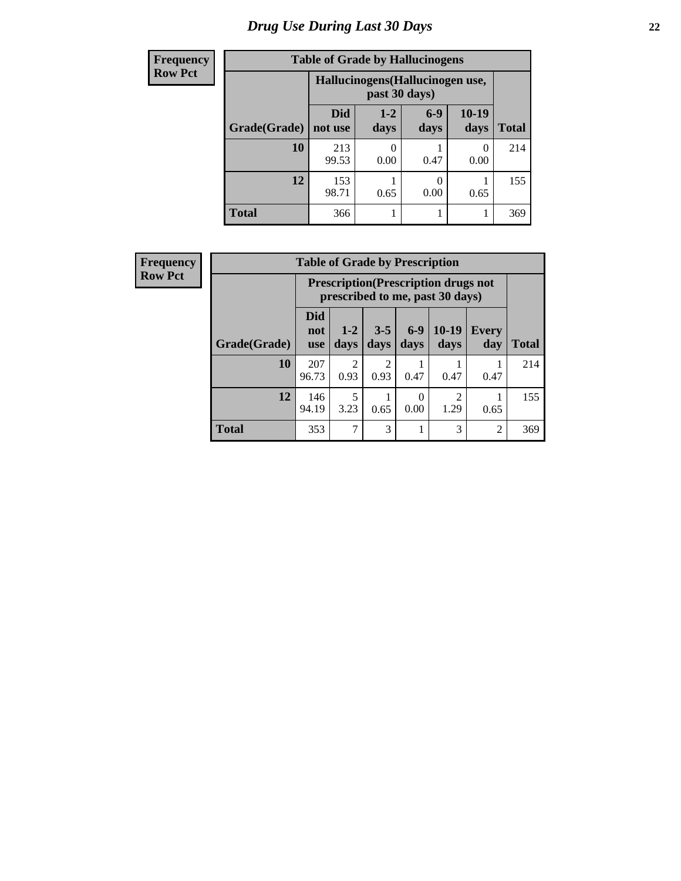# Drug Use During Last 30 Days

**Frequency**
**Row Pct**

**Table of Grade by Hallucinogens**

| Grade(Grade) | Hallucinogens(Hallucinogen use, past 30 days) | | | | Total |
|---|---|---|---|---|---|
| | Did not use | 1-2 days | 6-9 days | 10-19 days | |
| **10** | 213<br>99.53 | 0<br>0.00 | 1<br>0.47 | 0<br>0.00 | 214 |
| **12** | 153<br>98.71 | 1<br>0.65 | 0<br>0.00 | 1<br>0.65 | 155 |
| **Total** | 366 | 1 | 1 | 1 | 369 |

**Frequency**
**Row Pct**

**Table of Grade by Prescription**

| Grade(Grade) | Prescription(Prescription drugs not prescribed to me, past 30 days) | | | | | | Total |
|---|---|---|---|---|---|---|---|
| | Did not use | 1-2 days | 3-5 days | 6-9 days | 10-19 days | Every day | |
| **10** | 207<br>96.73 | 2<br>0.93 | 2<br>0.93 | 1<br>0.47 | 1<br>0.47 | 1<br>0.47 | 214 |
| **12** | 146<br>94.19 | 5<br>3.23 | 1<br>0.65 | 0<br>0.00 | 2<br>1.29 | 1<br>0.65 | 155 |
| **Total** | 353 | 7 | 3 | 1 | 3 | 2 | 369 |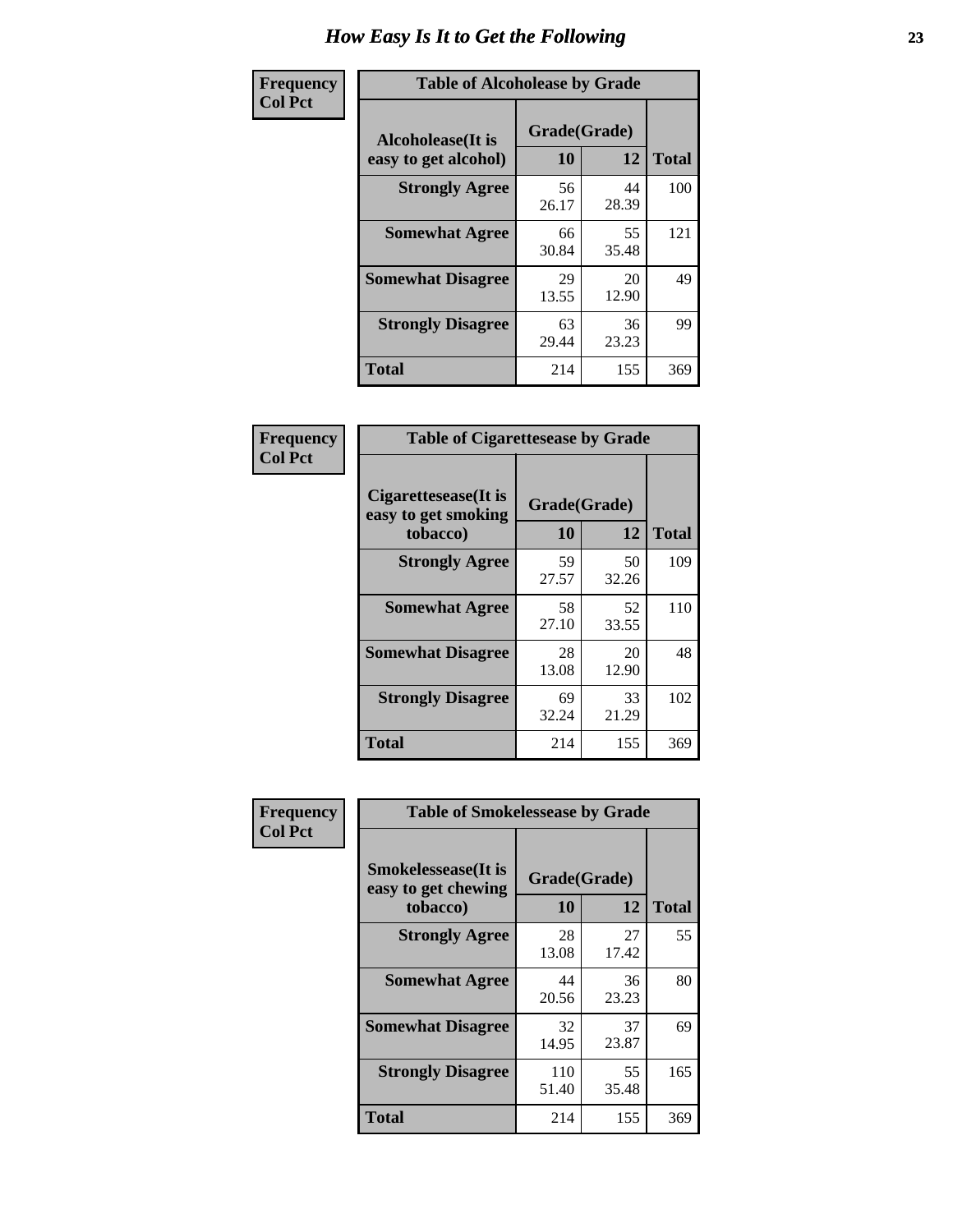# How Easy Is It to Get the Following

**Frequency**
**Col Pct**

| Table of Alcoholease by Grade | | | |
|---|---|---|---|
| Alcoholease(It is easy to get alcohol) | Grade(Grade) | | Total |
| | 10 | 12 | |
| **Strongly Agree** | 56<br>26.17 | 44<br>28.39 | 100 |
| **Somewhat Agree** | 66<br>30.84 | 55<br>35.48 | 121 |
| **Somewhat Disagree** | 29<br>13.55 | 20<br>12.90 | 49 |
| **Strongly Disagree** | 63<br>29.44 | 36<br>23.23 | 99 |
| **Total** | 214 | 155 | 369 |

**Frequency**
**Col Pct**

| Table of Cigarettesease by Grade | | | |
|---|---|---|---|
| Cigarettesease(It is easy to get smoking tobacco) | Grade(Grade) | | Total |
| | 10 | 12 | |
| **Strongly Agree** | 59<br>27.57 | 50<br>32.26 | 109 |
| **Somewhat Agree** | 58<br>27.10 | 52<br>33.55 | 110 |
| **Somewhat Disagree** | 28<br>13.08 | 20<br>12.90 | 48 |
| **Strongly Disagree** | 69<br>32.24 | 33<br>21.29 | 102 |
| **Total** | 214 | 155 | 369 |

**Frequency**
**Col Pct**

| Table of Smokelessease by Grade | | | |
|---|---|---|---|
| Smokelessease(It is easy to get chewing tobacco) | Grade(Grade) | | Total |
| | 10 | 12 | |
| **Strongly Agree** | 28<br>13.08 | 27<br>17.42 | 55 |
| **Somewhat Agree** | 44<br>20.56 | 36<br>23.23 | 80 |
| **Somewhat Disagree** | 32<br>14.95 | 37<br>23.87 | 69 |
| **Strongly Disagree** | 110<br>51.40 | 55<br>35.48 | 165 |
| **Total** | 214 | 155 | 369 |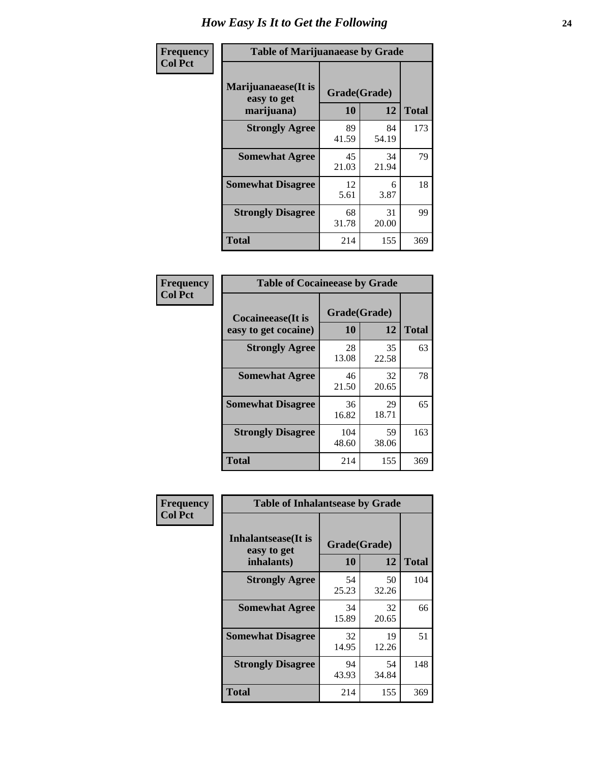# How Easy Is It to Get the Following

**Frequency Col Pct**

**Table of Marijuanaease by Grade**

| Marijuanaease(It is easy to get marijuana) | Grade(Grade) | | Total |
|---|---|---|---|
| | 10 | 12 | |
| **Strongly Agree** | 89<br>41.59 | 84<br>54.19 | 173 |
| **Somewhat Agree** | 45<br>21.03 | 34<br>21.94 | 79 |
| **Somewhat Disagree** | 12<br>5.61 | 6<br>3.87 | 18 |
| **Strongly Disagree** | 68<br>31.78 | 31<br>20.00 | 99 |
| **Total** | 214 | 155 | 369 |

**Frequency Col Pct**

**Table of Cocaineease by Grade**

| Cocaineease(It is easy to get cocaine) | Grade(Grade) | | Total |
|---|---|---|---|
| | 10 | 12 | |
| **Strongly Agree** | 28<br>13.08 | 35<br>22.58 | 63 |
| **Somewhat Agree** | 46<br>21.50 | 32<br>20.65 | 78 |
| **Somewhat Disagree** | 36<br>16.82 | 29<br>18.71 | 65 |
| **Strongly Disagree** | 104<br>48.60 | 59<br>38.06 | 163 |
| **Total** | 214 | 155 | 369 |

**Frequency Col Pct**

**Table of Inhalantsease by Grade**

| Inhalantsease(It is easy to get inhalants) | Grade(Grade) | | Total |
|---|---|---|---|
| | 10 | 12 | |
| **Strongly Agree** | 54<br>25.23 | 50<br>32.26 | 104 |
| **Somewhat Agree** | 34<br>15.89 | 32<br>20.65 | 66 |
| **Somewhat Disagree** | 32<br>14.95 | 19<br>12.26 | 51 |
| **Strongly Disagree** | 94<br>43.93 | 54<br>34.84 | 148 |
| **Total** | 214 | 155 | 369 |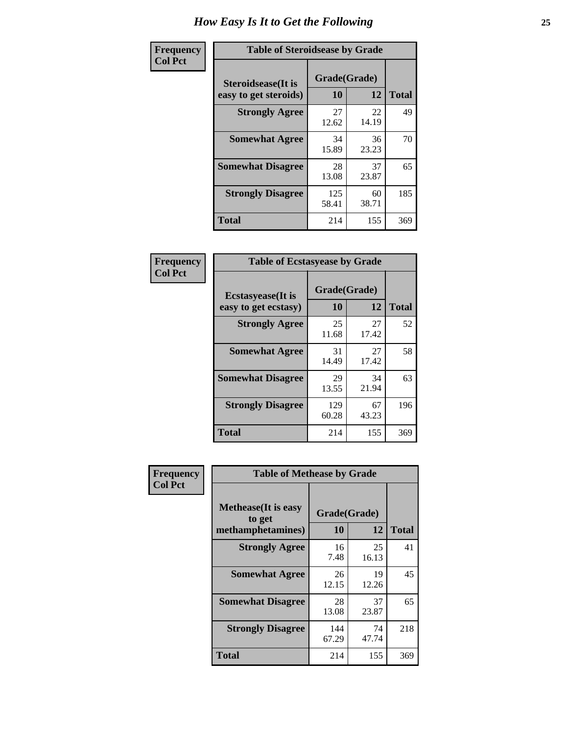# How Easy Is It to Get the Following

**Frequency**
**Col Pct**

**Table of Steroidsease by Grade**

| Steroidsease(It is easy to get steroids) | Grade(Grade) 10 | 12 | Total |
|---|---|---|---|
| **Strongly Agree** | 27<br>12.62 | 22<br>14.19 | 49 |
| **Somewhat Agree** | 34<br>15.89 | 36<br>23.23 | 70 |
| **Somewhat Disagree** | 28<br>13.08 | 37<br>23.87 | 65 |
| **Strongly Disagree** | 125<br>58.41 | 60<br>38.71 | 185 |
| **Total** | 214 | 155 | 369 |

**Frequency**
**Col Pct**

**Table of Ecstasyease by Grade**

| Ecstasyease(It is easy to get ecstasy) | Grade(Grade) 10 | 12 | Total |
|---|---|---|---|
| **Strongly Agree** | 25<br>11.68 | 27<br>17.42 | 52 |
| **Somewhat Agree** | 31<br>14.49 | 27<br>17.42 | 58 |
| **Somewhat Disagree** | 29<br>13.55 | 34<br>21.94 | 63 |
| **Strongly Disagree** | 129<br>60.28 | 67<br>43.23 | 196 |
| **Total** | 214 | 155 | 369 |

**Frequency**
**Col Pct**

**Table of Methease by Grade**

| Methease(It is easy to get methamphetamines) | Grade(Grade) 10 | 12 | Total |
|---|---|---|---|
| **Strongly Agree** | 16<br>7.48 | 25<br>16.13 | 41 |
| **Somewhat Agree** | 26<br>12.15 | 19<br>12.26 | 45 |
| **Somewhat Disagree** | 28<br>13.08 | 37<br>23.87 | 65 |
| **Strongly Disagree** | 144<br>67.29 | 74<br>47.74 | 218 |
| **Total** | 214 | 155 | 369 |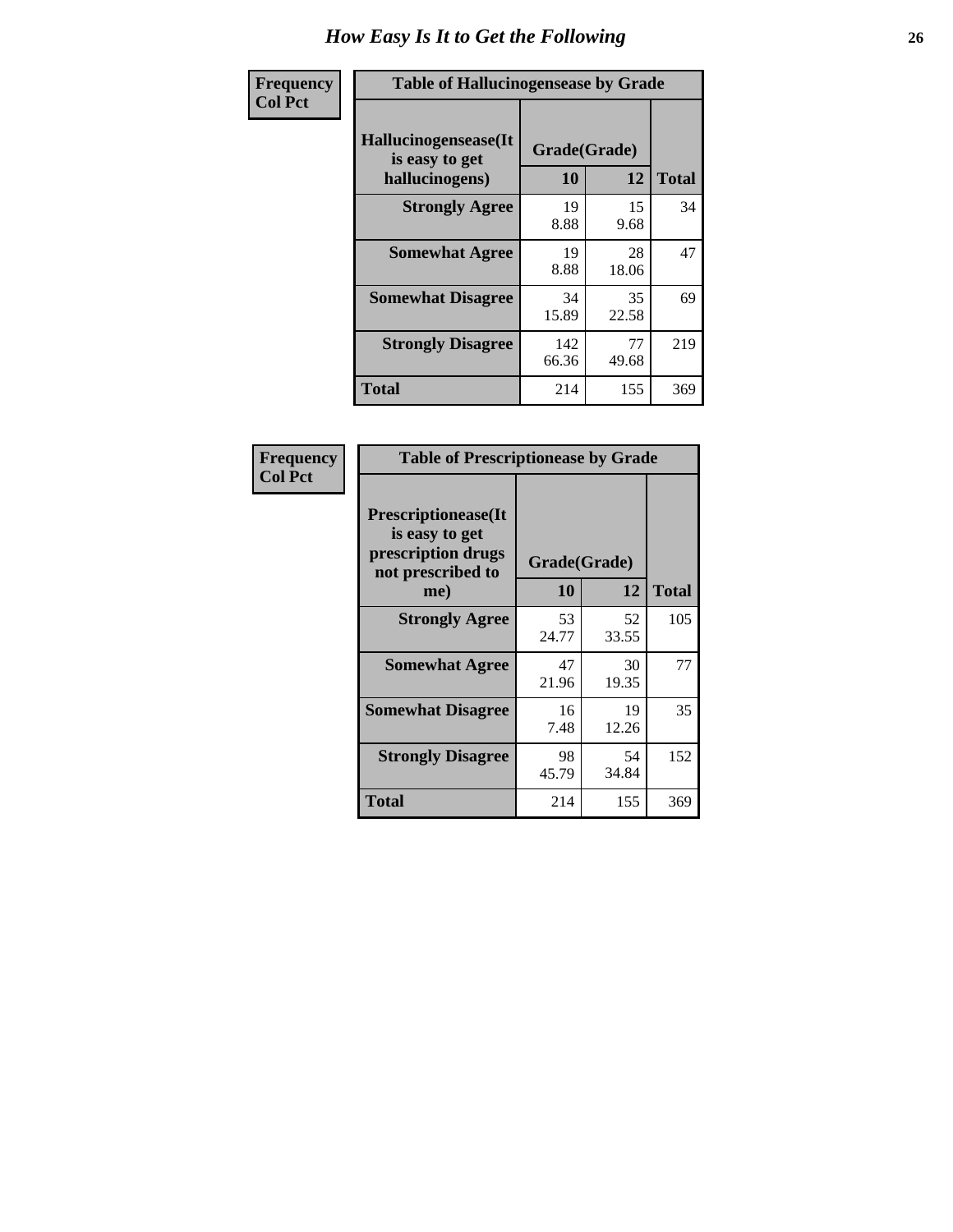# How Easy Is It to Get the Following

**Frequency**
**Col Pct**

**Table of Hallucinogensease by Grade**

| Hallucinogensease(It is easy to get hallucinogens) | Grade(Grade) 10 | 12 | Total |
|---|---|---|---|
| **Strongly Agree** | 19<br>8.88 | 15<br>9.68 | 34 |
| **Somewhat Agree** | 19<br>8.88 | 28<br>18.06 | 47 |
| **Somewhat Disagree** | 34<br>15.89 | 35<br>22.58 | 69 |
| **Strongly Disagree** | 142<br>66.36 | 77<br>49.68 | 219 |
| **Total** | 214 | 155 | 369 |

**Frequency**
**Col Pct**

**Table of Prescriptionease by Grade**

| Prescriptionease(It is easy to get prescription drugs not prescribed to me) | Grade(Grade) 10 | 12 | Total |
|---|---|---|---|
| **Strongly Agree** | 53<br>24.77 | 52<br>33.55 | 105 |
| **Somewhat Agree** | 47<br>21.96 | 30<br>19.35 | 77 |
| **Somewhat Disagree** | 16<br>7.48 | 19<br>12.26 | 35 |
| **Strongly Disagree** | 98<br>45.79 | 54<br>34.84 | 152 |
| **Total** | 214 | 155 | 369 |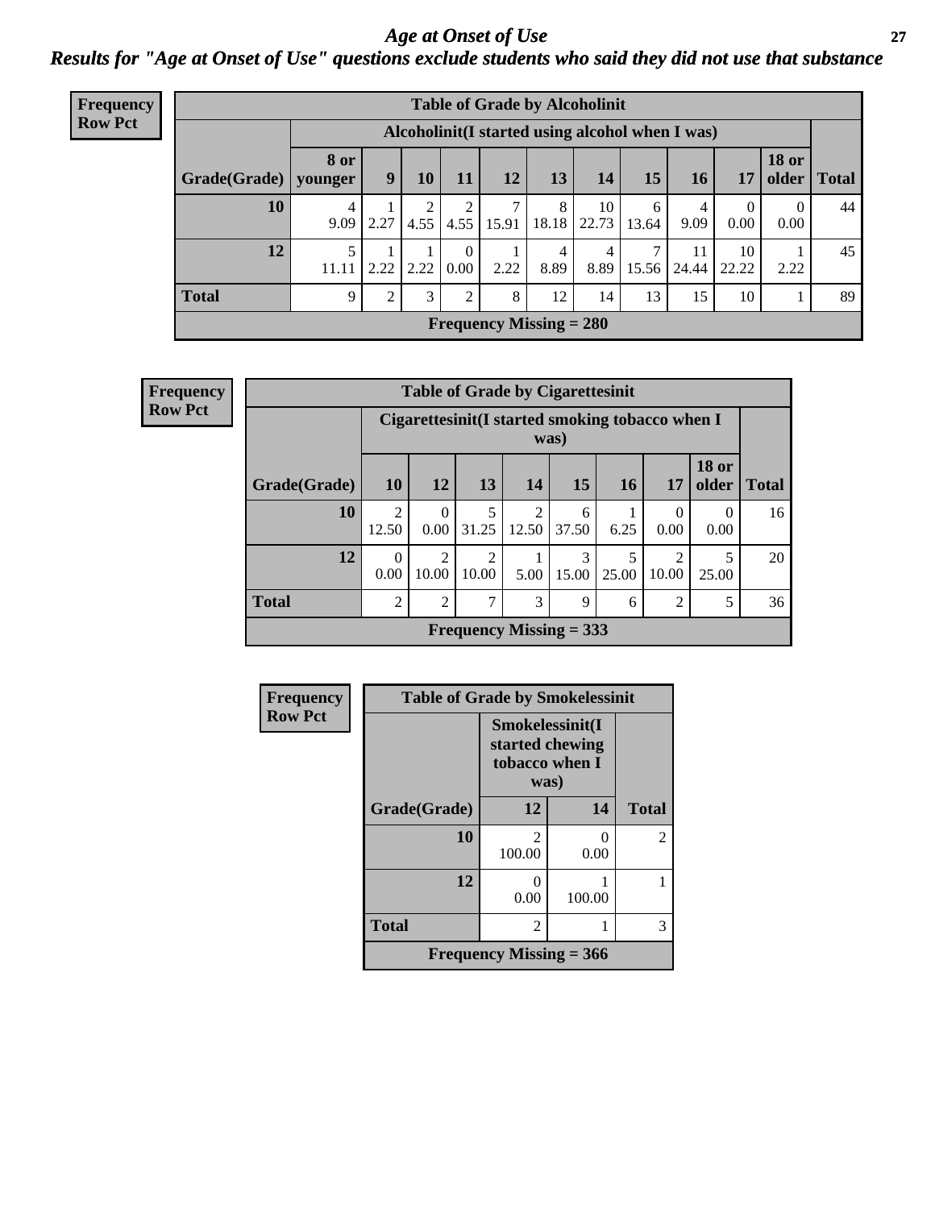# Age at Onset of Use

## *Results for "Age at Onset of Use" questions exclude students who said they did not use that substance*

**Frequency**
**Row Pct**

| Table of Grade by Alcoholinit | | | | | | | | | | | | |
|---|---|---|---|---|---|---|---|---|---|---|---|---|
| | Alcoholinit(I started using alcohol when I was) | | | | | | | | | | | |
| Grade(Grade) | 8 or younger | 9 | 10 | 11 | 12 | 13 | 14 | 15 | 16 | 17 | 18 or older | Total |
| 10 | 4<br>9.09 | 1<br>2.27 | 2<br>4.55 | 2<br>4.55 | 7<br>15.91 | 8<br>18.18 | 10<br>22.73 | 6<br>13.64 | 4<br>9.09 | 0<br>0.00 | 0<br>0.00 | 44 |
| 12 | 5<br>11.11 | 1<br>2.22 | 1<br>2.22 | 0<br>0.00 | 1<br>2.22 | 4<br>8.89 | 4<br>8.89 | 7<br>15.56 | 11<br>24.44 | 10<br>22.22 | 1<br>2.22 | 45 |
| Total | 9 | 2 | 3 | 2 | 8 | 12 | 14 | 13 | 15 | 10 | 1 | 89 |
| Frequency Missing = 280 | | | | | | | | | | | | |

**Frequency**
**Row Pct**

| Table of Grade by Cigarettesinit | | | | | | | | | |
|---|---|---|---|---|---|---|---|---|---|
| | Cigarettesinit(I started smoking tobacco when I was) | | | | | | | | |
| Grade(Grade) | 10 | 12 | 13 | 14 | 15 | 16 | 17 | 18 or older | Total |
| 10 | 2<br>12.50 | 0<br>0.00 | 5<br>31.25 | 2<br>12.50 | 6<br>37.50 | 1<br>6.25 | 0<br>0.00 | 0<br>0.00 | 16 |
| 12 | 0<br>0.00 | 2<br>10.00 | 2<br>10.00 | 1<br>5.00 | 3<br>15.00 | 5<br>25.00 | 2<br>10.00 | 5<br>25.00 | 20 |
| Total | 2 | 2 | 7 | 3 | 9 | 6 | 2 | 5 | 36 |
| Frequency Missing = 333 | | | | | | | | | |

**Frequency**
**Row Pct**

| Table of Grade by Smokelessinit | | | |
|---|---|---|---|
| | Smokelessinit(I started chewing tobacco when I was) | | |
| Grade(Grade) | 12 | 14 | Total |
| 10 | 2<br>100.00 | 0<br>0.00 | 2 |
| 12 | 0<br>0.00 | 1<br>100.00 | 1 |
| Total | 2 | 1 | 3 |
| Frequency Missing = 366 | | | |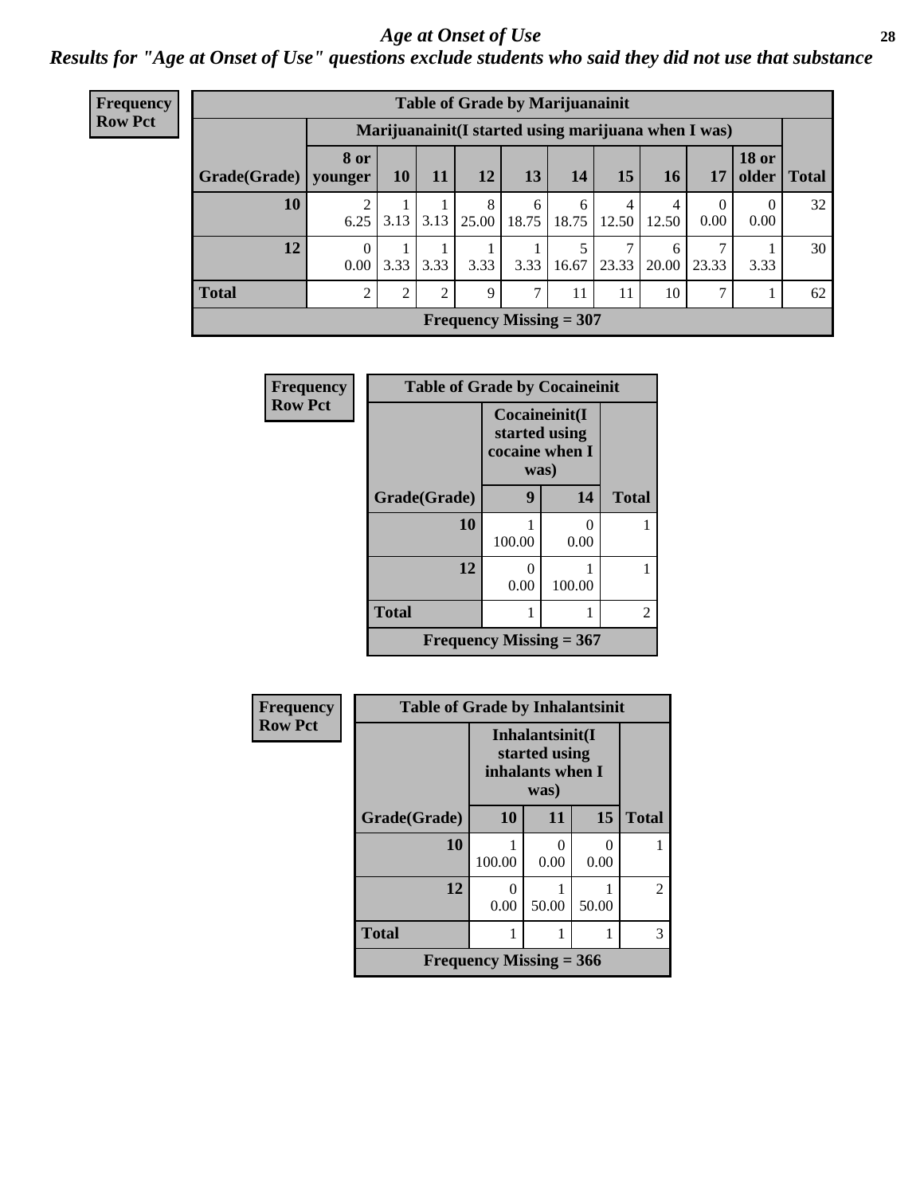# Age at Onset of Use

*Results for "Age at Onset of Use" questions exclude students who said they did not use that substance*

**Frequency**
**Row Pct**

| Table of Grade by Marijuanainit | | | | | | | | | | | |
|---|---|---|---|---|---|---|---|---|---|---|---|
| | Marijuanainit(I started using marijuana when I was) | | | | | | | | | | |
| Grade(Grade) | 8 or younger | 10 | 11 | 12 | 13 | 14 | 15 | 16 | 17 | 18 or older | Total |
| 10 | 2<br>6.25 | 1<br>3.13 | 1<br>3.13 | 8<br>25.00 | 6<br>18.75 | 6<br>18.75 | 4<br>12.50 | 4<br>12.50 | 0<br>0.00 | 0<br>0.00 | 32 |
| 12 | 0<br>0.00 | 1<br>3.33 | 1<br>3.33 | 1<br>3.33 | 1<br>3.33 | 5<br>16.67 | 7<br>23.33 | 6<br>20.00 | 7<br>23.33 | 1<br>3.33 | 30 |
| Total | 2 | 2 | 2 | 9 | 7 | 11 | 11 | 10 | 7 | 1 | 62 |
| Frequency Missing = 307 | | | | | | | | | | | |

**Frequency**
**Row Pct**

| Table of Grade by Cocaineinit | | | |
|---|---|---|---|
| | Cocaineinit(I started using cocaine when I was) | | |
| Grade(Grade) | 9 | 14 | Total |
| 10 | 1<br>100.00 | 0<br>0.00 | 1 |
| 12 | 0<br>0.00 | 1<br>100.00 | 1 |
| Total | 1 | 1 | 2 |
| Frequency Missing = 367 | | | |

**Frequency**
**Row Pct**

| Table of Grade by Inhalantsinit | | | | |
|---|---|---|---|---|
| | Inhalantsinit(I started using inhalants when I was) | | | |
| Grade(Grade) | 10 | 11 | 15 | Total |
| 10 | 1<br>100.00 | 0<br>0.00 | 0<br>0.00 | 1 |
| 12 | 0<br>0.00 | 1<br>50.00 | 1<br>50.00 | 2 |
| Total | 1 | 1 | 1 | 3 |
| Frequency Missing = 366 | | | | |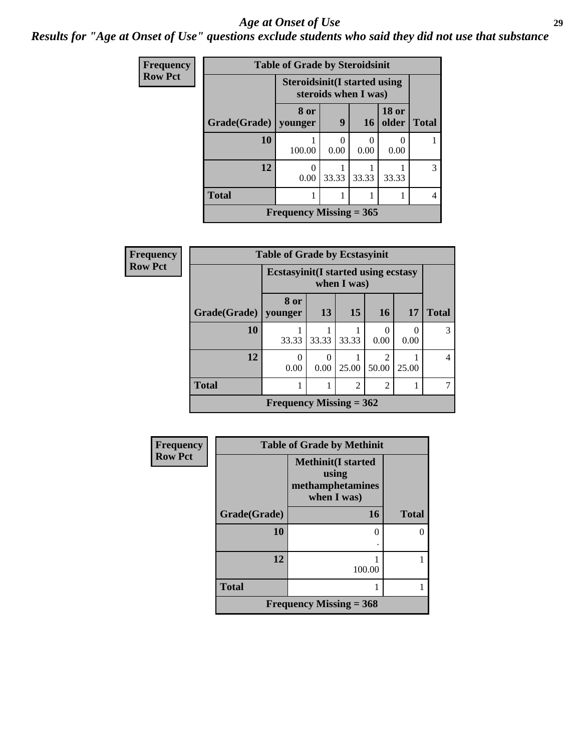# Age at Onset of Use

***Results for "Age at Onset of Use" questions exclude students who said they did not use that substance***

**Frequency**
**Row Pct**

| Table of Grade by Steroidsinit | | | | | |
|---|---|---|---|---|---|
| | Steroidsinit(I started using steroids when I was) | | | | |
| Grade(Grade) | 8 or younger | 9 | 16 | 18 or older | Total |
| 10 | 1<br>100.00 | 0<br>0.00 | 0<br>0.00 | 0<br>0.00 | 1 |
| 12 | 0<br>0.00 | 1<br>33.33 | 1<br>33.33 | 1<br>33.33 | 3 |
| Total | 1 | 1 | 1 | 1 | 4 |
| Frequency Missing = 365 | | | | | |

**Frequency**
**Row Pct**

| Table of Grade by Ecstasyinit | | | | | | |
|---|---|---|---|---|---|---|
| | Ecstasyinit(I started using ecstasy when I was) | | | | | |
| Grade(Grade) | 8 or younger | 13 | 15 | 16 | 17 | Total |
| 10 | 1<br>33.33 | 1<br>33.33 | 1<br>33.33 | 0<br>0.00 | 0<br>0.00 | 3 |
| 12 | 0<br>0.00 | 0<br>0.00 | 1<br>25.00 | 2<br>50.00 | 1<br>25.00 | 4 |
| Total | 1 | 1 | 2 | 2 | 1 | 7 |
| Frequency Missing = 362 | | | | | | |

**Frequency**
**Row Pct**

| Table of Grade by Methinit | | |
|---|---|---|
| | Methinit(I started using methamphetamines when I was) | |
| Grade(Grade) | 16 | Total |
| 10 | 0<br>. | 0 |
| 12 | 1<br>100.00 | 1 |
| Total | 1 | 1 |
| Frequency Missing = 368 | | |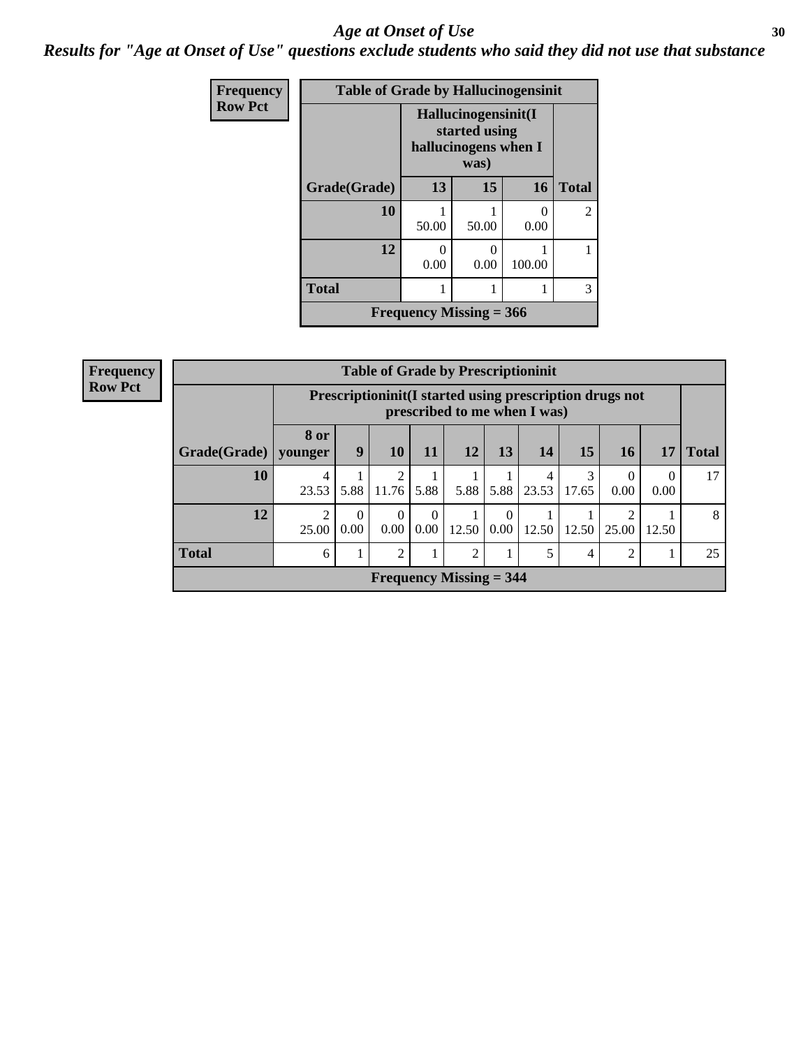# *Age at Onset of Use*

## *Results for "Age at Onset of Use" questions exclude students who said they did not use that substance*

**Frequency**
**Row Pct**

| Table of Grade by Hallucinogensinit | | | | |
|---|---|---|---|---|
| | Hallucinogensinit(I started using hallucinogens when I was) | | | |
| Grade(Grade) | 13 | 15 | 16 | Total |
| 10 | 1<br>50.00 | 1<br>50.00 | 0<br>0.00 | 2 |
| 12 | 0<br>0.00 | 0<br>0.00 | 1<br>100.00 | 1 |
| Total | 1 | 1 | 1 | 3 |
| Frequency Missing = 366 | | | | |

**Frequency**
**Row Pct**

| Table of Grade by Prescriptioninit | | | | | | | | | | | |
|---|---|---|---|---|---|---|---|---|---|---|---|
| | Prescriptioninit(I started using prescription drugs not prescribed to me when I was) | | | | | | | | | | |
| Grade(Grade) | 8 or younger | 9 | 10 | 11 | 12 | 13 | 14 | 15 | 16 | 17 | Total |
| 10 | 4<br>23.53 | 1<br>5.88 | 2<br>11.76 | 1<br>5.88 | 1<br>5.88 | 1<br>5.88 | 4<br>23.53 | 3<br>17.65 | 0<br>0.00 | 0<br>0.00 | 17 |
| 12 | 2<br>25.00 | 0<br>0.00 | 0<br>0.00 | 0<br>0.00 | 1<br>12.50 | 0<br>0.00 | 1<br>12.50 | 1<br>12.50 | 2<br>25.00 | 1<br>12.50 | 8 |
| Total | 6 | 1 | 2 | 1 | 2 | 1 | 5 | 4 | 2 | 1 | 25 |
| Frequency Missing = 344 | | | | | | | | | | | |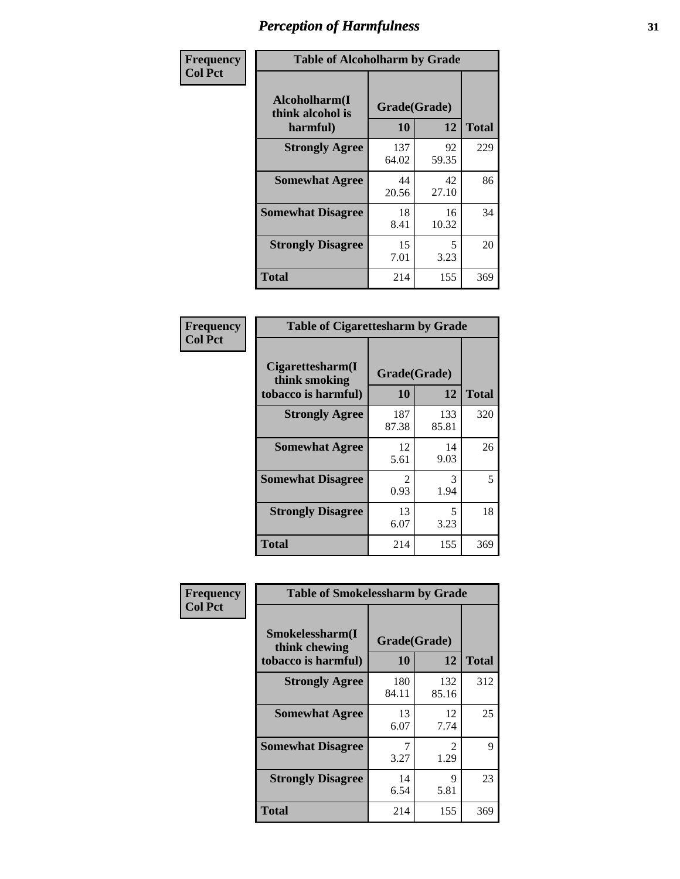# Perception of Harmfulness

**Frequency**
**Col Pct**

**Table of Alcoholharm by Grade**

| Alcoholharm(I think alcohol is harmful) | Grade(Grade) | | Total |
|---|---|---|---|
| | 10 | 12 | |
| **Strongly Agree** | 137<br>64.02 | 92<br>59.35 | 229 |
| **Somewhat Agree** | 44<br>20.56 | 42<br>27.10 | 86 |
| **Somewhat Disagree** | 18<br>8.41 | 16<br>10.32 | 34 |
| **Strongly Disagree** | 15<br>7.01 | 5<br>3.23 | 20 |
| **Total** | 214 | 155 | 369 |

**Frequency**
**Col Pct**

**Table of Cigarettesharm by Grade**

| Cigarettesharm(I think smoking tobacco is harmful) | Grade(Grade) | | Total |
|---|---|---|---|
| | 10 | 12 | |
| **Strongly Agree** | 187<br>87.38 | 133<br>85.81 | 320 |
| **Somewhat Agree** | 12<br>5.61 | 14<br>9.03 | 26 |
| **Somewhat Disagree** | 2<br>0.93 | 3<br>1.94 | 5 |
| **Strongly Disagree** | 13<br>6.07 | 5<br>3.23 | 18 |
| **Total** | 214 | 155 | 369 |

**Frequency**
**Col Pct**

**Table of Smokelessharm by Grade**

| Smokelessharm(I think chewing tobacco is harmful) | Grade(Grade) | | Total |
|---|---|---|---|
| | 10 | 12 | |
| **Strongly Agree** | 180<br>84.11 | 132<br>85.16 | 312 |
| **Somewhat Agree** | 13<br>6.07 | 12<br>7.74 | 25 |
| **Somewhat Disagree** | 7<br>3.27 | 2<br>1.29 | 9 |
| **Strongly Disagree** | 14<br>6.54 | 9<br>5.81 | 23 |
| **Total** | 214 | 155 | 369 |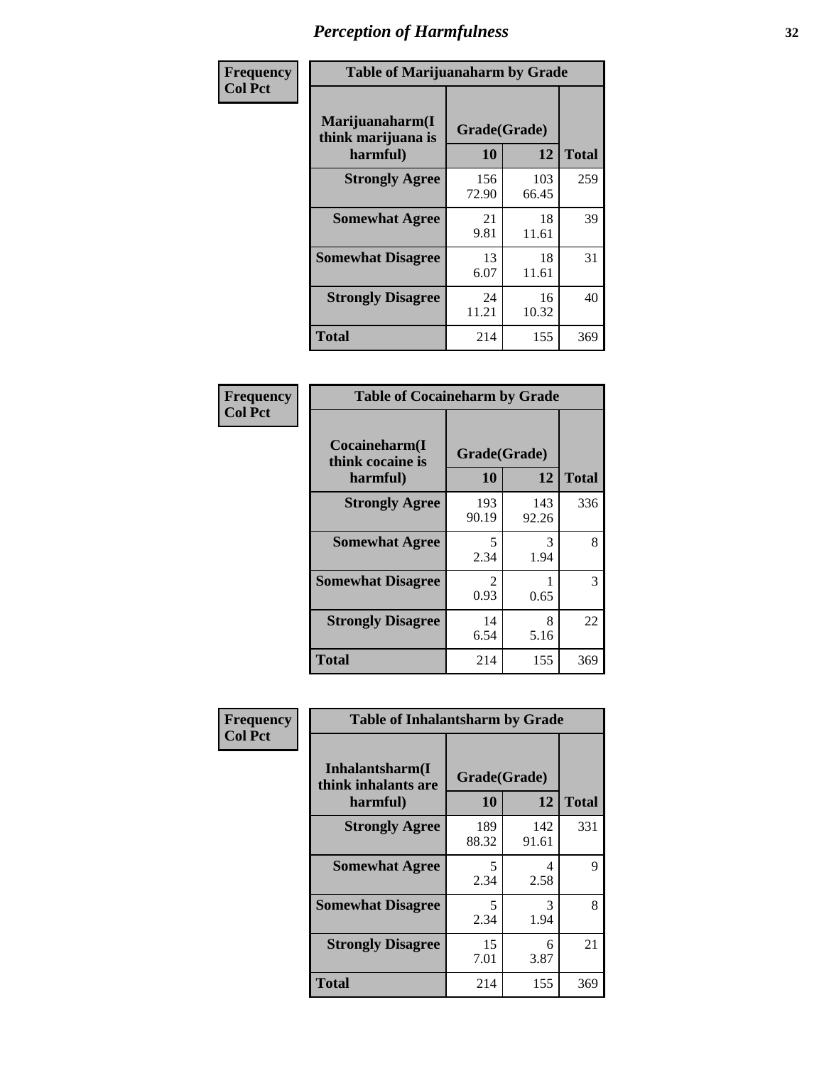# Perception of Harmfulness

| Frequency<br>Col Pct | Table of Marijuanaharm by Grade | | |
|---|---|---|---|
| Marijuanaharm(I think marijuana is harmful) | Grade(Grade) | | |
| | 10 | 12 | Total |
| Strongly Agree | 156<br>72.90 | 103<br>66.45 | 259 |
| Somewhat Agree | 21<br>9.81 | 18<br>11.61 | 39 |
| Somewhat Disagree | 13<br>6.07 | 18<br>11.61 | 31 |
| Strongly Disagree | 24<br>11.21 | 16<br>10.32 | 40 |
| Total | 214 | 155 | 369 |

| Frequency<br>Col Pct | Table of Cocaineharm by Grade | | |
|---|---|---|---|
| Cocaineharm(I think cocaine is harmful) | Grade(Grade) | | |
| | 10 | 12 | Total |
| Strongly Agree | 193<br>90.19 | 143<br>92.26 | 336 |
| Somewhat Agree | 5<br>2.34 | 3<br>1.94 | 8 |
| Somewhat Disagree | 2<br>0.93 | 1<br>0.65 | 3 |
| Strongly Disagree | 14<br>6.54 | 8<br>5.16 | 22 |
| Total | 214 | 155 | 369 |

| Frequency<br>Col Pct | Table of Inhalantsharm by Grade | | |
|---|---|---|---|
| Inhalantsharm(I think inhalants are harmful) | Grade(Grade) | | |
| | 10 | 12 | Total |
| Strongly Agree | 189<br>88.32 | 142<br>91.61 | 331 |
| Somewhat Agree | 5<br>2.34 | 4<br>2.58 | 9 |
| Somewhat Disagree | 5<br>2.34 | 3<br>1.94 | 8 |
| Strongly Disagree | 15<br>7.01 | 6<br>3.87 | 21 |
| Total | 214 | 155 | 369 |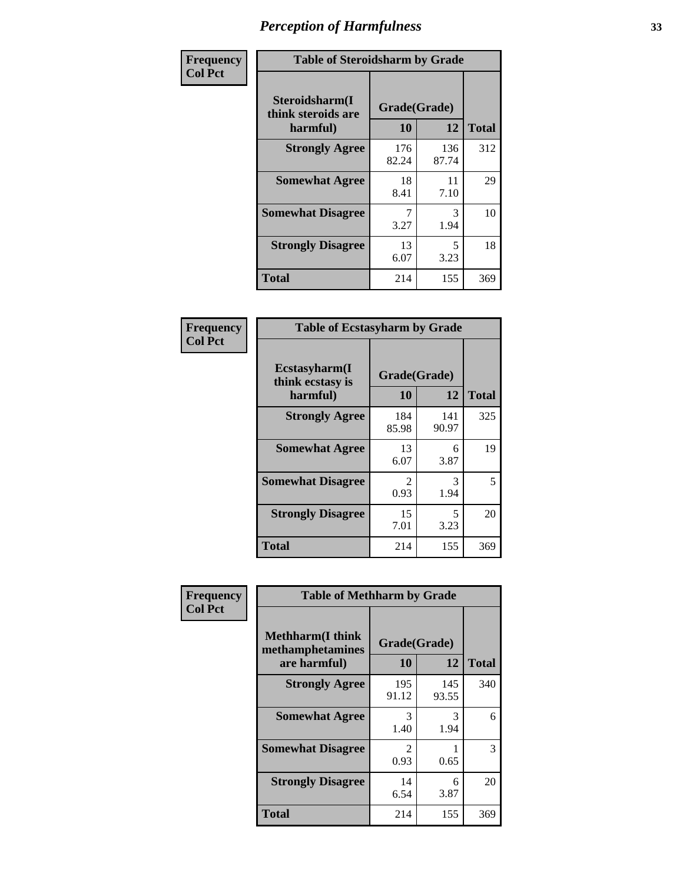# Perception of Harmfulness

| Frequency<br>Col Pct | | | |
|---|---|---|---|
| **Table of Steroidsharm by Grade** | | | |
| **Steroidsharm(I think steroids are harmful)** | **Grade(Grade)** | | **Total** |
| | **10** | **12** | |
| **Strongly Agree** | 176<br>82.24 | 136<br>87.74 | 312 |
| **Somewhat Agree** | 18<br>8.41 | 11<br>7.10 | 29 |
| **Somewhat Disagree** | 7<br>3.27 | 3<br>1.94 | 10 |
| **Strongly Disagree** | 13<br>6.07 | 5<br>3.23 | 18 |
| **Total** | 214 | 155 | 369 |

| Frequency<br>Col Pct | | | |
|---|---|---|---|
| **Table of Ecstasyharm by Grade** | | | |
| **Ecstasyharm(I think ecstasy is harmful)** | **Grade(Grade)** | | **Total** |
| | **10** | **12** | |
| **Strongly Agree** | 184<br>85.98 | 141<br>90.97 | 325 |
| **Somewhat Agree** | 13<br>6.07 | 6<br>3.87 | 19 |
| **Somewhat Disagree** | 2<br>0.93 | 3<br>1.94 | 5 |
| **Strongly Disagree** | 15<br>7.01 | 5<br>3.23 | 20 |
| **Total** | 214 | 155 | 369 |

| Frequency<br>Col Pct | | | |
|---|---|---|---|
| **Table of Methharm by Grade** | | | |
| **Methharm(I think methamphetamines are harmful)** | **Grade(Grade)** | | **Total** |
| | **10** | **12** | |
| **Strongly Agree** | 195<br>91.12 | 145<br>93.55 | 340 |
| **Somewhat Agree** | 3<br>1.40 | 3<br>1.94 | 6 |
| **Somewhat Disagree** | 2<br>0.93 | 1<br>0.65 | 3 |
| **Strongly Disagree** | 14<br>6.54 | 6<br>3.87 | 20 |
| **Total** | 214 | 155 | 369 |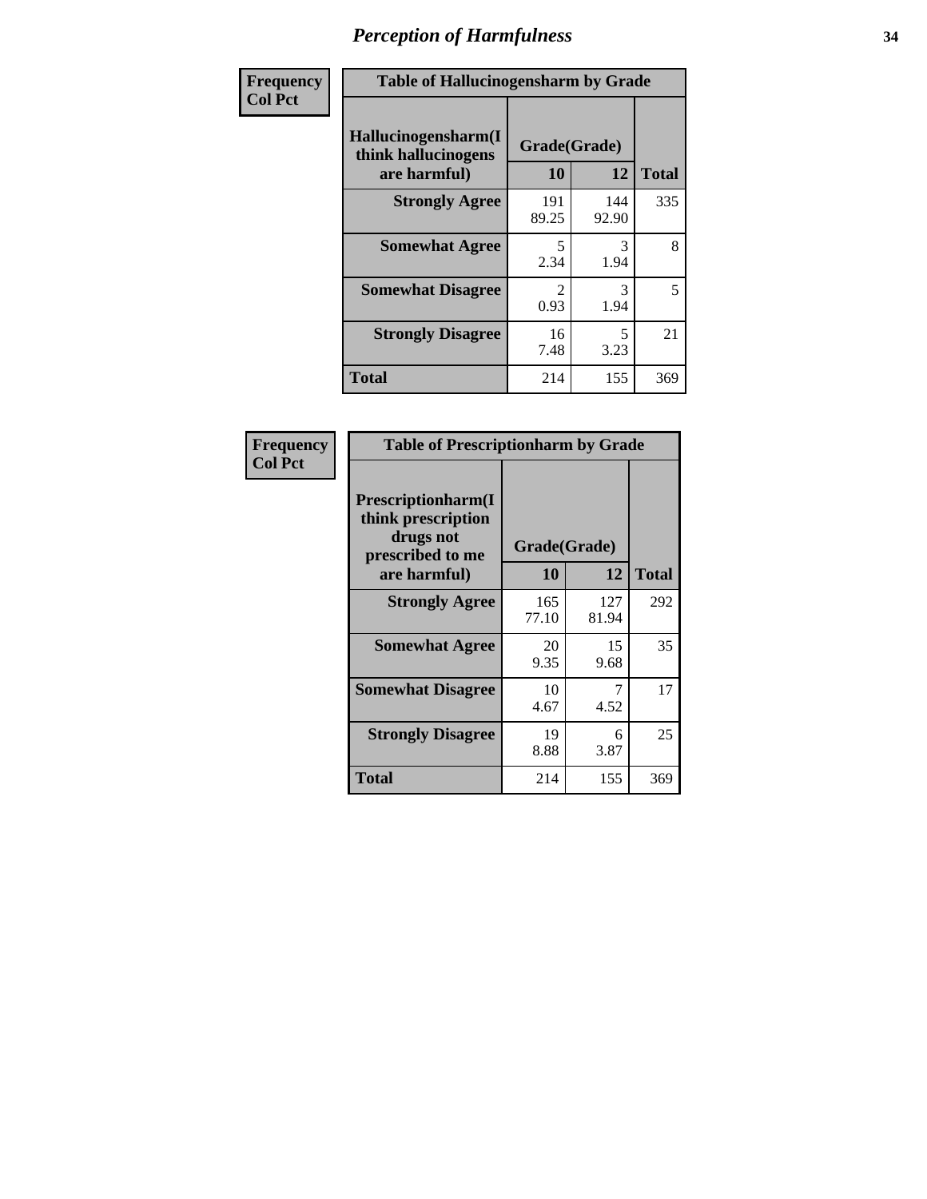# Perception of Harmfulness

| Frequency Col Pct | Table of Hallucinogensharm by Grade | | |
|---|---|---|---|
| Hallucinogensharm(I think hallucinogens are harmful) | Grade(Grade) | | |
| | 10 | 12 | Total |
| Strongly Agree | 191<br>89.25 | 144<br>92.90 | 335 |
| Somewhat Agree | 5<br>2.34 | 3<br>1.94 | 8 |
| Somewhat Disagree | 2<br>0.93 | 3<br>1.94 | 5 |
| Strongly Disagree | 16<br>7.48 | 5<br>3.23 | 21 |
| Total | 214 | 155 | 369 |

| Frequency Col Pct | Table of Prescriptionharm by Grade | | |
|---|---|---|---|
| Prescriptionharm(I think prescription drugs not prescribed to me are harmful) | Grade(Grade) | | |
| | 10 | 12 | Total |
| Strongly Agree | 165<br>77.10 | 127<br>81.94 | 292 |
| Somewhat Agree | 20<br>9.35 | 15<br>9.68 | 35 |
| Somewhat Disagree | 10<br>4.67 | 7<br>4.52 | 17 |
| Strongly Disagree | 19<br>8.88 | 6<br>3.87 | 25 |
| Total | 214 | 155 | 369 |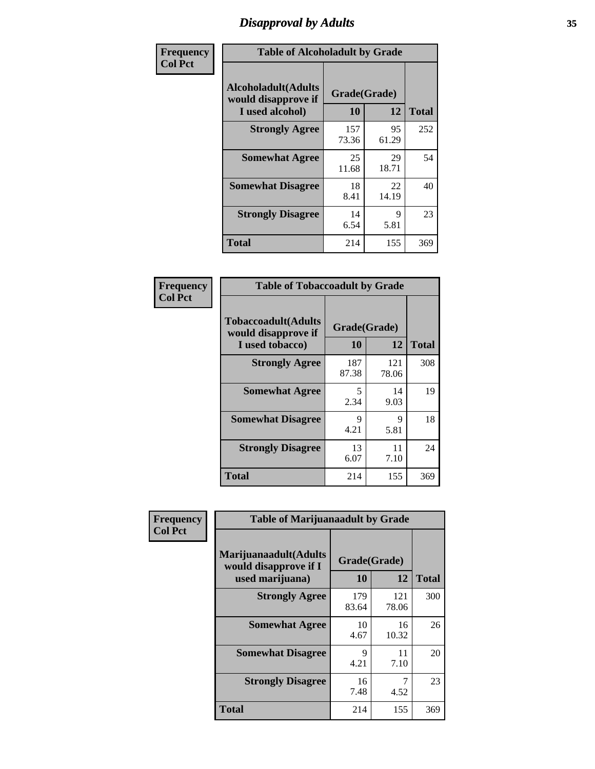# Disapproval by Adults

**Frequency**
**Col Pct**

| Table of Alcoholadult by Grade | | | |
|---|---|---|---|
| **Alcoholadult(Adults would disapprove if I used alcohol)** | **Grade(Grade)** | | **Total** |
| | **10** | **12** | |
| **Strongly Agree** | 157<br>73.36 | 95<br>61.29 | 252 |
| **Somewhat Agree** | 25<br>11.68 | 29<br>18.71 | 54 |
| **Somewhat Disagree** | 18<br>8.41 | 22<br>14.19 | 40 |
| **Strongly Disagree** | 14<br>6.54 | 9<br>5.81 | 23 |
| **Total** | 214 | 155 | 369 |

**Frequency**
**Col Pct**

| Table of Tobaccoadult by Grade | | | |
|---|---|---|---|
| **Tobaccoadult(Adults would disapprove if I used tobacco)** | **Grade(Grade)** | | **Total** |
| | **10** | **12** | |
| **Strongly Agree** | 187<br>87.38 | 121<br>78.06 | 308 |
| **Somewhat Agree** | 5<br>2.34 | 14<br>9.03 | 19 |
| **Somewhat Disagree** | 9<br>4.21 | 9<br>5.81 | 18 |
| **Strongly Disagree** | 13<br>6.07 | 11<br>7.10 | 24 |
| **Total** | 214 | 155 | 369 |

**Frequency**
**Col Pct**

| Table of Marijuanaadult by Grade | | | |
|---|---|---|---|
| **Marijuanaadult(Adults would disapprove if I used marijuana)** | **Grade(Grade)** | | **Total** |
| | **10** | **12** | |
| **Strongly Agree** | 179<br>83.64 | 121<br>78.06 | 300 |
| **Somewhat Agree** | 10<br>4.67 | 16<br>10.32 | 26 |
| **Somewhat Disagree** | 9<br>4.21 | 11<br>7.10 | 20 |
| **Strongly Disagree** | 16<br>7.48 | 7<br>4.52 | 23 |
| **Total** | 214 | 155 | 369 |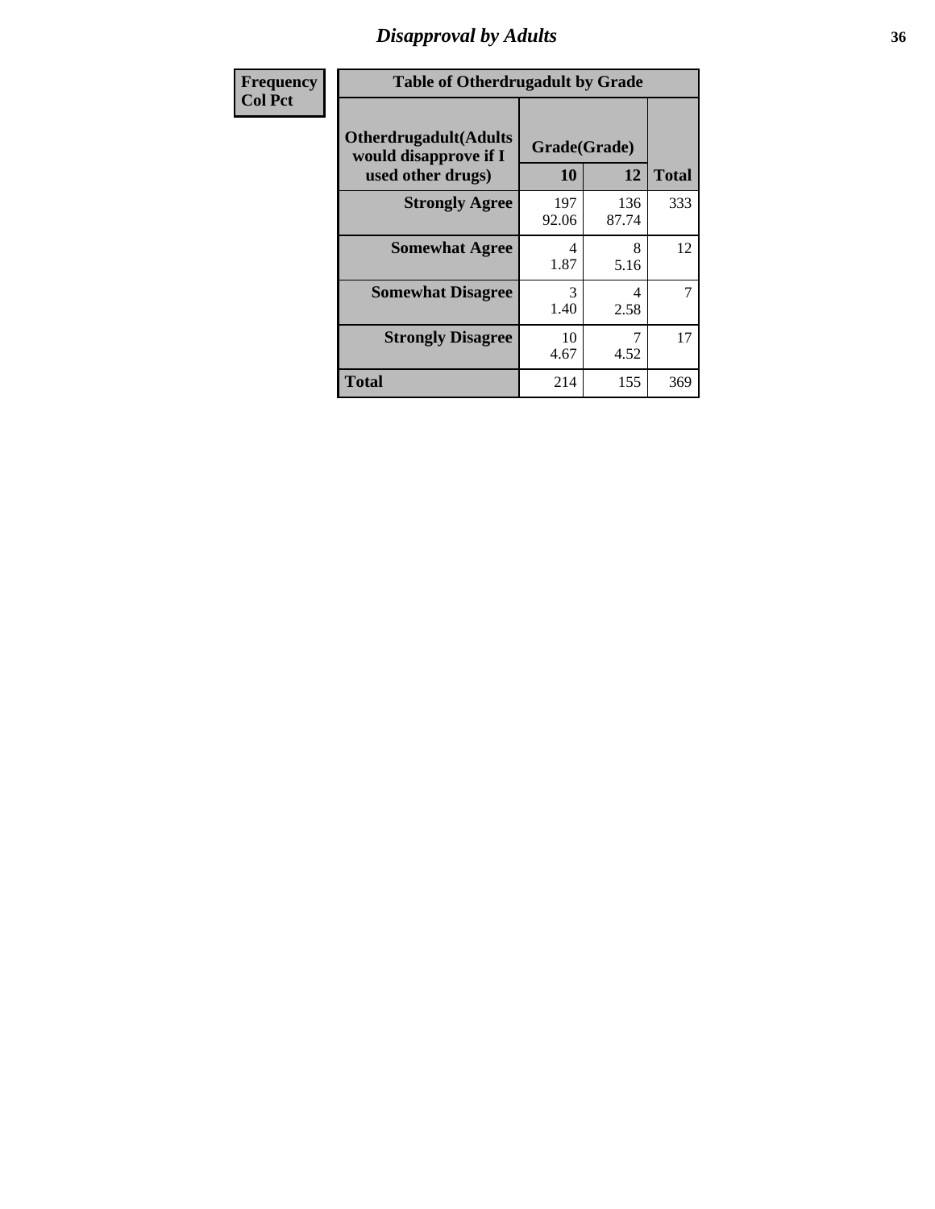| Frequency<br>Col Pct |
|---|

**Table of Otherdrugadult by Grade**

| Otherdrugadult(Adults would disapprove if I used other drugs) | Grade(Grade) | | |
|---|---|---|---|
| | 10 | 12 | Total |
| Strongly Agree | 197<br>92.06 | 136<br>87.74 | 333 |
| Somewhat Agree | 4<br>1.87 | 8<br>5.16 | 12 |
| Somewhat Disagree | 3<br>1.40 | 4<br>2.58 | 7 |
| Strongly Disagree | 10<br>4.67 | 7<br>4.52 | 17 |
| Total | 214 | 155 | 369 |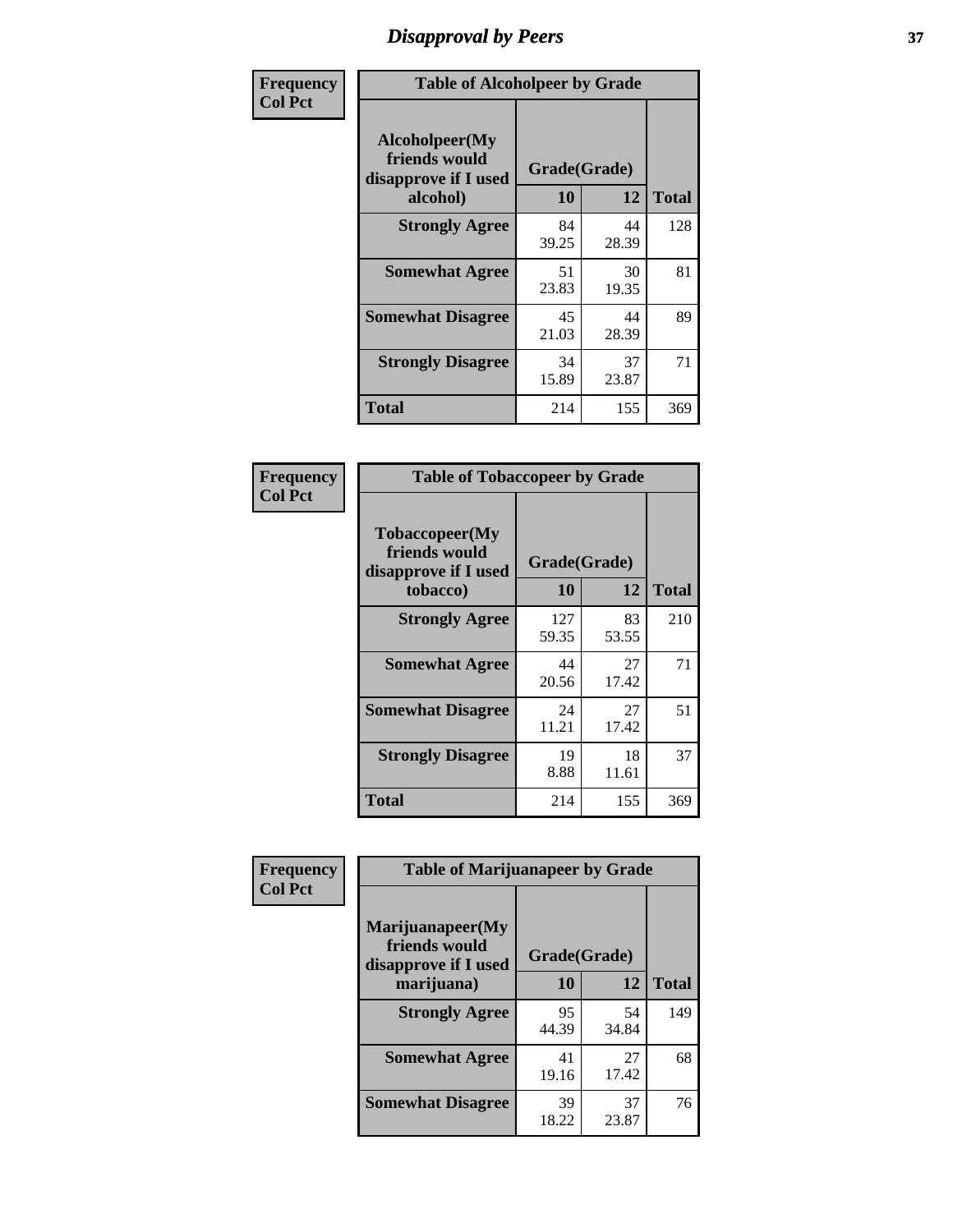# Disapproval by Peers

| Frequency Col Pct | Table of Alcoholpeer by Grade | | |
|---|---|---|---|
| Alcoholpeer(My friends would disapprove if I used alcohol) | Grade(Grade) | | |
| | 10 | 12 | Total |
| Strongly Agree | 84<br>39.25 | 44<br>28.39 | 128 |
| Somewhat Agree | 51<br>23.83 | 30<br>19.35 | 81 |
| Somewhat Disagree | 45<br>21.03 | 44<br>28.39 | 89 |
| Strongly Disagree | 34<br>15.89 | 37<br>23.87 | 71 |
| Total | 214 | 155 | 369 |

| Frequency Col Pct | Table of Tobaccopeer by Grade | | |
|---|---|---|---|
| Tobaccopeer(My friends would disapprove if I used tobacco) | Grade(Grade) | | |
| | 10 | 12 | Total |
| Strongly Agree | 127<br>59.35 | 83<br>53.55 | 210 |
| Somewhat Agree | 44<br>20.56 | 27<br>17.42 | 71 |
| Somewhat Disagree | 24<br>11.21 | 27<br>17.42 | 51 |
| Strongly Disagree | 19<br>8.88 | 18<br>11.61 | 37 |
| Total | 214 | 155 | 369 |

| Frequency Col Pct | Table of Marijuanapeer by Grade | | |
|---|---|---|---|
| Marijuanapeer(My friends would disapprove if I used marijuana) | Grade(Grade) | | |
| | 10 | 12 | Total |
| Strongly Agree | 95<br>44.39 | 54<br>34.84 | 149 |
| Somewhat Agree | 41<br>19.16 | 27<br>17.42 | 68 |
| Somewhat Disagree | 39<br>18.22 | 37<br>23.87 | 76 |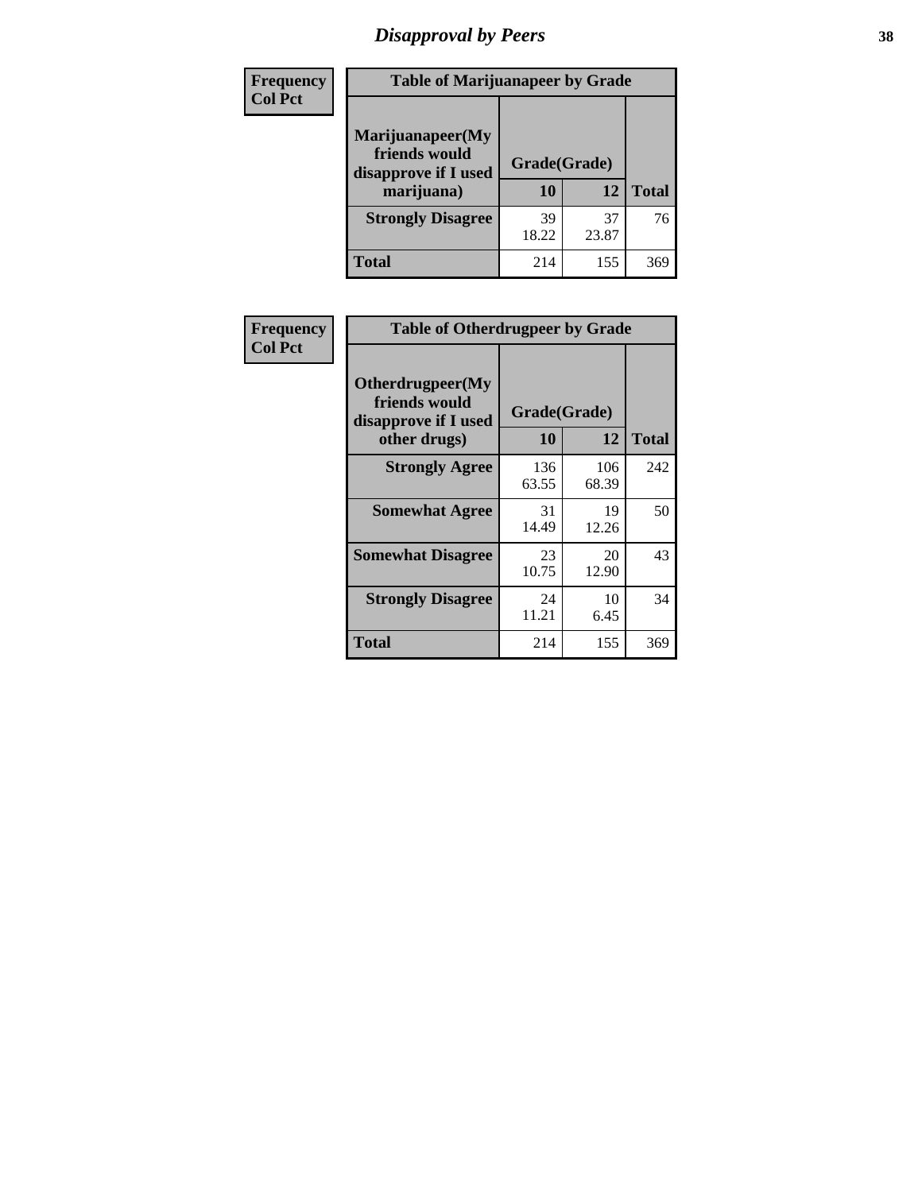# Disapproval by Peers

| Frequency Col Pct | Table of Marijuanapeer by Grade | | |
|---|---|---|---|
| Marijuanapeer(My friends would disapprove if I used marijuana) | Grade(Grade) | | |
| | 10 | 12 | Total |
| Strongly Disagree | 39<br>18.22 | 37<br>23.87 | 76 |
| Total | 214 | 155 | 369 |

| Frequency Col Pct | Table of Otherdrugpeer by Grade | | |
|---|---|---|---|
| Otherdrugpeer(My friends would disapprove if I used other drugs) | Grade(Grade) | | |
| | 10 | 12 | Total |
| Strongly Agree | 136<br>63.55 | 106<br>68.39 | 242 |
| Somewhat Agree | 31<br>14.49 | 19<br>12.26 | 50 |
| Somewhat Disagree | 23<br>10.75 | 20<br>12.90 | 43 |
| Strongly Disagree | 24<br>11.21 | 10<br>6.45 | 34 |
| Total | 214 | 155 | 369 |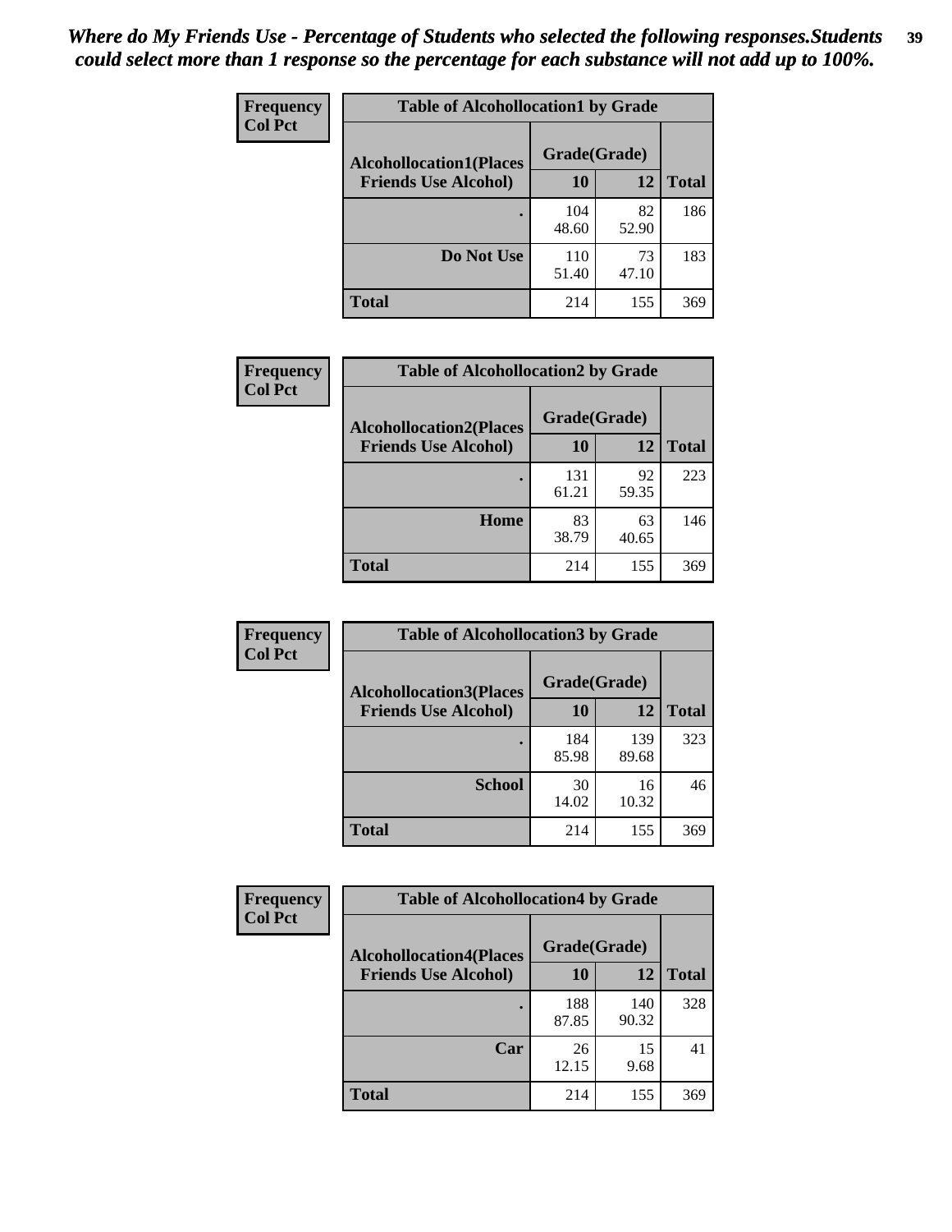*Where do My Friends Use - Percentage of Students who selected the following responses.Students could select more than 1 response so the percentage for each substance will not add up to 100%.*

**Frequency**
**Col Pct**

| Table of Alcohollocation1 by Grade | | | |
|---|---|---|---|
| **Alcohollocation1(Places Friends Use Alcohol)** | **Grade(Grade)** | | **Total** |
| | **10** | **12** | |
| **.** | 104<br>48.60 | 82<br>52.90 | 186 |
| **Do Not Use** | 110<br>51.40 | 73<br>47.10 | 183 |
| **Total** | 214 | 155 | 369 |

**Frequency**
**Col Pct**

| Table of Alcohollocation2 by Grade | | | |
|---|---|---|---|
| **Alcohollocation2(Places Friends Use Alcohol)** | **Grade(Grade)** | | **Total** |
| | **10** | **12** | |
| **.** | 131<br>61.21 | 92<br>59.35 | 223 |
| **Home** | 83<br>38.79 | 63<br>40.65 | 146 |
| **Total** | 214 | 155 | 369 |

**Frequency**
**Col Pct**

| Table of Alcohollocation3 by Grade | | | |
|---|---|---|---|
| **Alcohollocation3(Places Friends Use Alcohol)** | **Grade(Grade)** | | **Total** |
| | **10** | **12** | |
| **.** | 184<br>85.98 | 139<br>89.68 | 323 |
| **School** | 30<br>14.02 | 16<br>10.32 | 46 |
| **Total** | 214 | 155 | 369 |

**Frequency**
**Col Pct**

| Table of Alcohollocation4 by Grade | | | |
|---|---|---|---|
| **Alcohollocation4(Places Friends Use Alcohol)** | **Grade(Grade)** | | **Total** |
| | **10** | **12** | |
| **.** | 188<br>87.85 | 140<br>90.32 | 328 |
| **Car** | 26<br>12.15 | 15<br>9.68 | 41 |
| **Total** | 214 | 155 | 369 |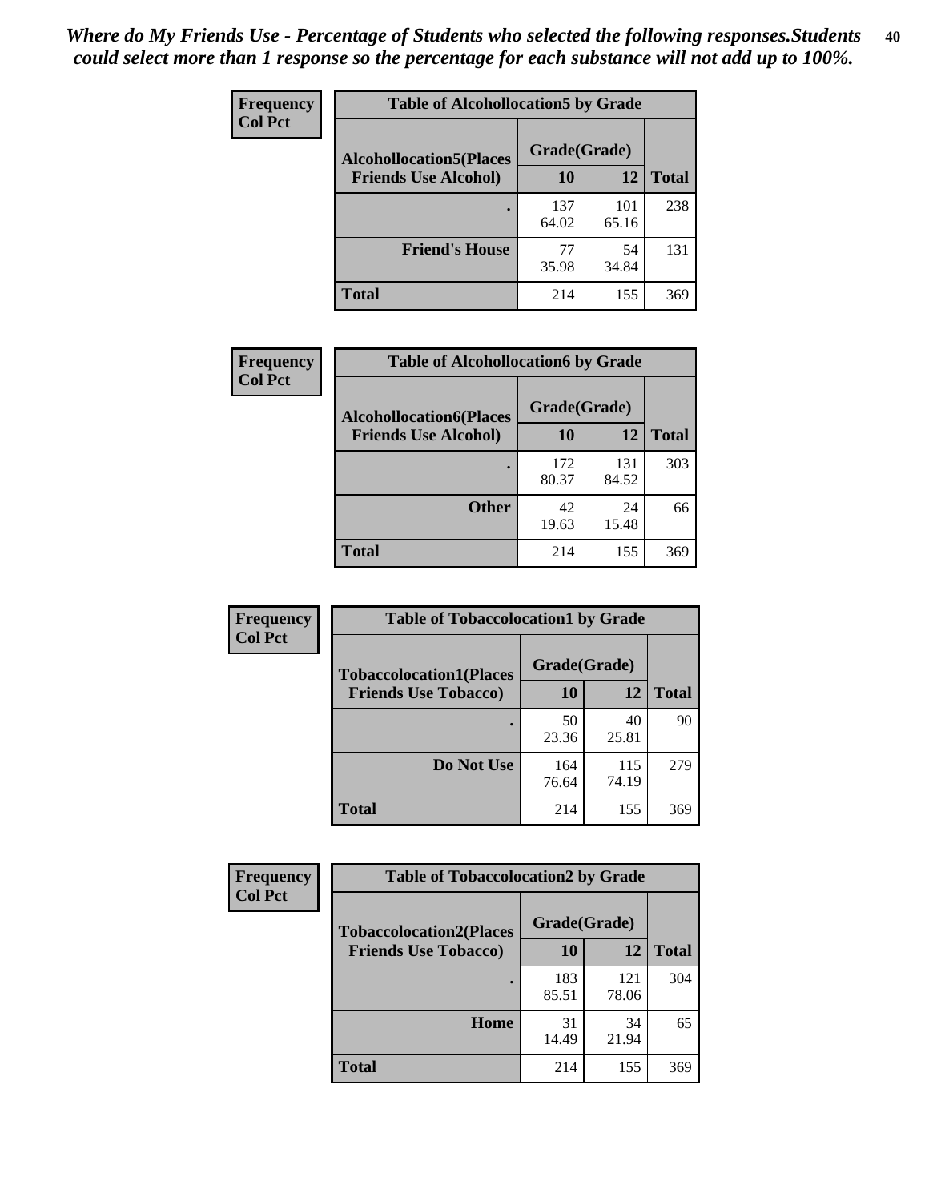*Where do My Friends Use - Percentage of Students who selected the following responses.Students could select more than 1 response so the percentage for each substance will not add up to 100%.*

**Frequency**
**Col Pct**

| Table of Alcohollocation5 by Grade | | | |
|---|---|---|---|
| **Alcohollocation5(Places Friends Use Alcohol)** | **Grade(Grade)** | | **Total** |
| | **10** | **12** | |
| **.** | 137<br>64.02 | 101<br>65.16 | 238 |
| **Friend's House** | 77<br>35.98 | 54<br>34.84 | 131 |
| **Total** | 214 | 155 | 369 |

**Frequency**
**Col Pct**

| Table of Alcohollocation6 by Grade | | | |
|---|---|---|---|
| **Alcohollocation6(Places Friends Use Alcohol)** | **Grade(Grade)** | | **Total** |
| | **10** | **12** | |
| **.** | 172<br>80.37 | 131<br>84.52 | 303 |
| **Other** | 42<br>19.63 | 24<br>15.48 | 66 |
| **Total** | 214 | 155 | 369 |

**Frequency**
**Col Pct**

| Table of Tobaccolocation1 by Grade | | | |
|---|---|---|---|
| **Tobaccolocation1(Places Friends Use Tobacco)** | **Grade(Grade)** | | **Total** |
| | **10** | **12** | |
| **.** | 50<br>23.36 | 40<br>25.81 | 90 |
| **Do Not Use** | 164<br>76.64 | 115<br>74.19 | 279 |
| **Total** | 214 | 155 | 369 |

**Frequency**
**Col Pct**

| Table of Tobaccolocation2 by Grade | | | |
|---|---|---|---|
| **Tobaccolocation2(Places Friends Use Tobacco)** | **Grade(Grade)** | | **Total** |
| | **10** | **12** | |
| **.** | 183<br>85.51 | 121<br>78.06 | 304 |
| **Home** | 31<br>14.49 | 34<br>21.94 | 65 |
| **Total** | 214 | 155 | 369 |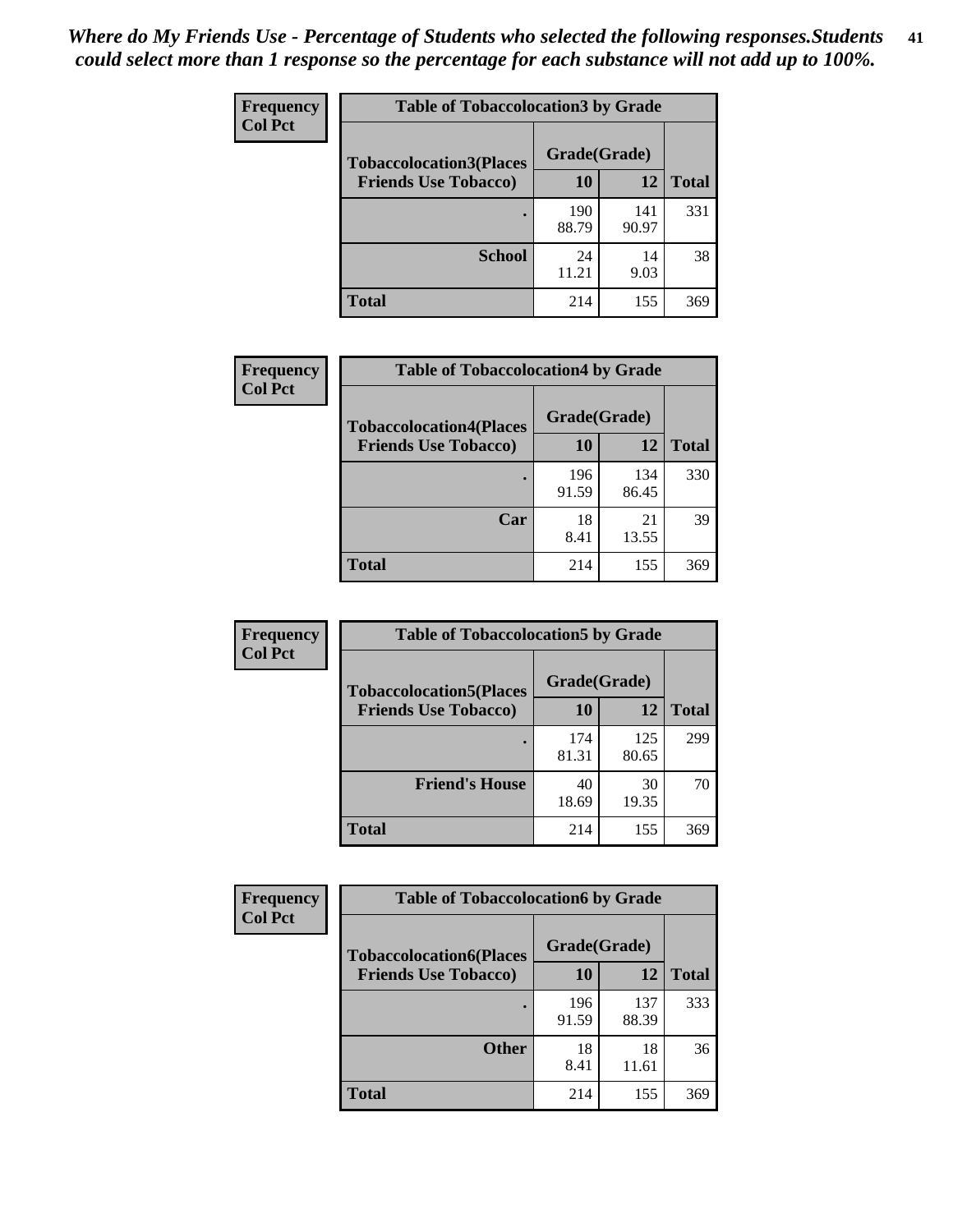*Where do My Friends Use - Percentage of Students who selected the following responses.Students could select more than 1 response so the percentage for each substance will not add up to 100%.*

**Frequency**
**Col Pct**

| Table of Tobaccolocation3 by Grade | | | |
|---|---|---|---|
| **Tobaccolocation3(Places Friends Use Tobacco)** | **Grade(Grade)** | | **Total** |
| | **10** | **12** | |
| **.** | 190<br>88.79 | 141<br>90.97 | 331 |
| **School** | 24<br>11.21 | 14<br>9.03 | 38 |
| **Total** | 214 | 155 | 369 |

**Frequency**
**Col Pct**

| Table of Tobaccolocation4 by Grade | | | |
|---|---|---|---|
| **Tobaccolocation4(Places Friends Use Tobacco)** | **Grade(Grade)** | | **Total** |
| | **10** | **12** | |
| **.** | 196<br>91.59 | 134<br>86.45 | 330 |
| **Car** | 18<br>8.41 | 21<br>13.55 | 39 |
| **Total** | 214 | 155 | 369 |

**Frequency**
**Col Pct**

| Table of Tobaccolocation5 by Grade | | | |
|---|---|---|---|
| **Tobaccolocation5(Places Friends Use Tobacco)** | **Grade(Grade)** | | **Total** |
| | **10** | **12** | |
| **.** | 174<br>81.31 | 125<br>80.65 | 299 |
| **Friend's House** | 40<br>18.69 | 30<br>19.35 | 70 |
| **Total** | 214 | 155 | 369 |

**Frequency**
**Col Pct**

| Table of Tobaccolocation6 by Grade | | | |
|---|---|---|---|
| **Tobaccolocation6(Places Friends Use Tobacco)** | **Grade(Grade)** | | **Total** |
| | **10** | **12** | |
| **.** | 196<br>91.59 | 137<br>88.39 | 333 |
| **Other** | 18<br>8.41 | 18<br>11.61 | 36 |
| **Total** | 214 | 155 | 369 |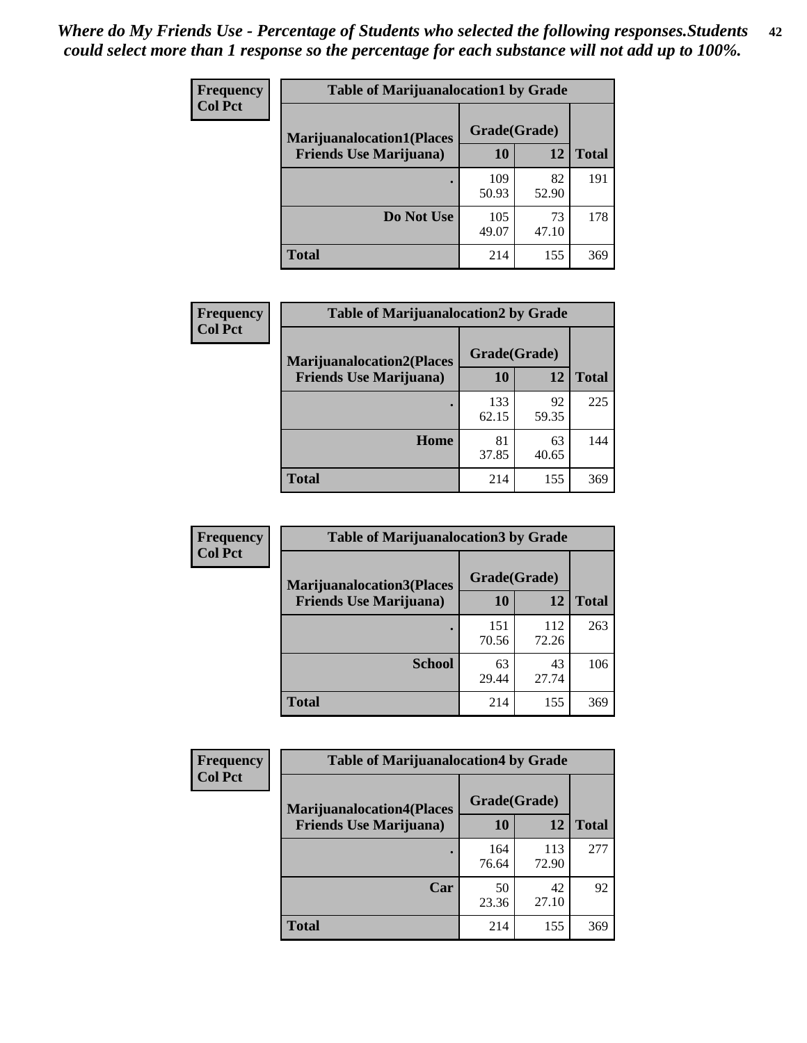*Where do My Friends Use - Percentage of Students who selected the following responses.Students could select more than 1 response so the percentage for each substance will not add up to 100%.*

**Frequency**
**Col Pct**

| Table of Marijuanalocation1 by Grade | | | |
|---|---|---|---|
| **Marijuanalocation1(Places Friends Use Marijuana)** | **Grade(Grade)** | | |
| | **10** | **12** | **Total** |
| **.** | 109<br>50.93 | 82<br>52.90 | 191 |
| **Do Not Use** | 105<br>49.07 | 73<br>47.10 | 178 |
| **Total** | 214 | 155 | 369 |

**Frequency**
**Col Pct**

| Table of Marijuanalocation2 by Grade | | | |
|---|---|---|---|
| **Marijuanalocation2(Places Friends Use Marijuana)** | **Grade(Grade)** | | |
| | **10** | **12** | **Total** |
| **.** | 133<br>62.15 | 92<br>59.35 | 225 |
| **Home** | 81<br>37.85 | 63<br>40.65 | 144 |
| **Total** | 214 | 155 | 369 |

**Frequency**
**Col Pct**

| Table of Marijuanalocation3 by Grade | | | |
|---|---|---|---|
| **Marijuanalocation3(Places Friends Use Marijuana)** | **Grade(Grade)** | | |
| | **10** | **12** | **Total** |
| **.** | 151<br>70.56 | 112<br>72.26 | 263 |
| **School** | 63<br>29.44 | 43<br>27.74 | 106 |
| **Total** | 214 | 155 | 369 |

**Frequency**
**Col Pct**

| Table of Marijuanalocation4 by Grade | | | |
|---|---|---|---|
| **Marijuanalocation4(Places Friends Use Marijuana)** | **Grade(Grade)** | | |
| | **10** | **12** | **Total** |
| **.** | 164<br>76.64 | 113<br>72.90 | 277 |
| **Car** | 50<br>23.36 | 42<br>27.10 | 92 |
| **Total** | 214 | 155 | 369 |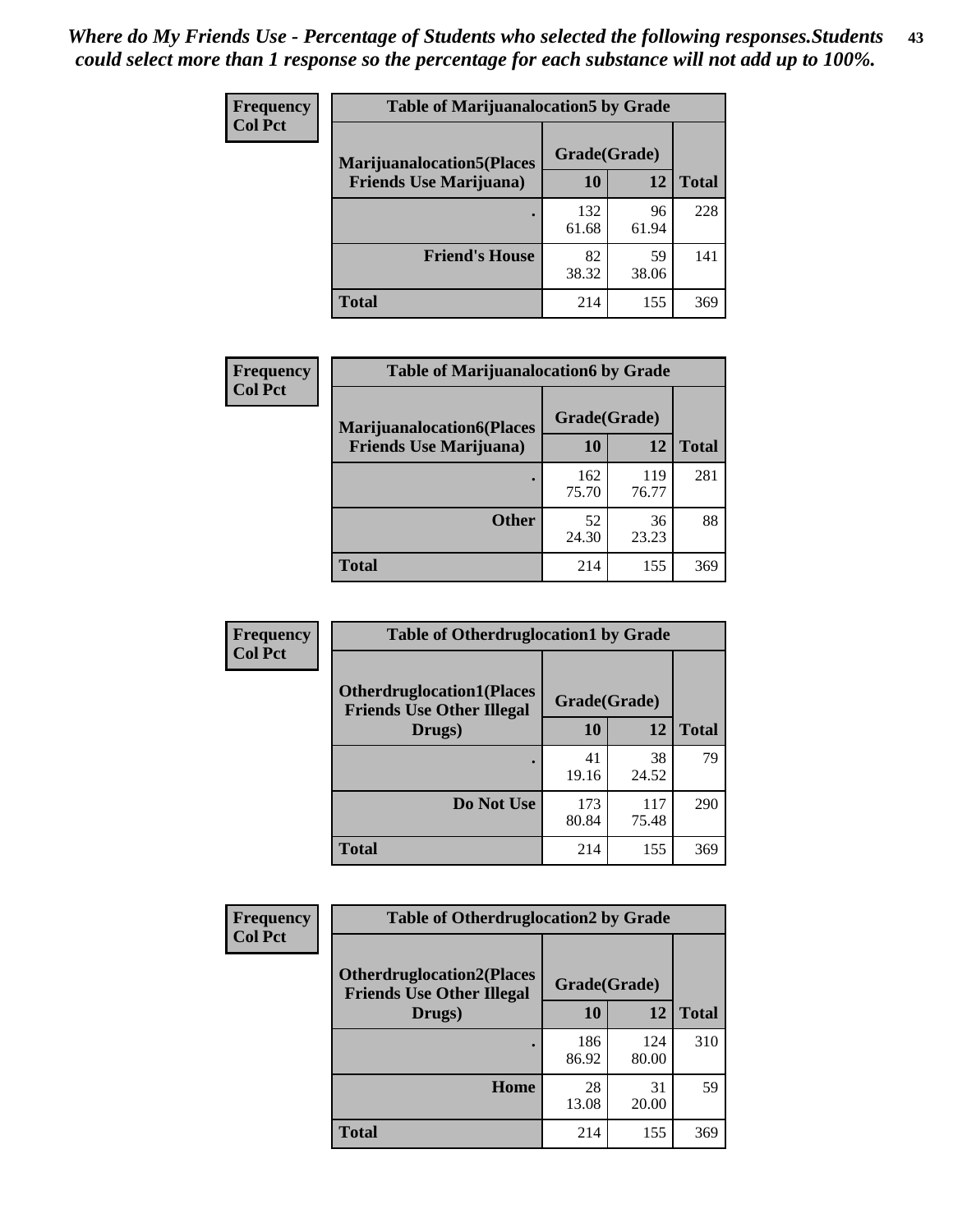*Where do My Friends Use - Percentage of Students who selected the following responses.Students could select more than 1 response so the percentage for each substance will not add up to 100%.*

| Frequency Col Pct | Table of Marijuanalocation5 by Grade | | |
|---|---|---|---|
| Marijuanalocation5(Places Friends Use Marijuana) | Grade(Grade) | | |
| | 10 | 12 | Total |
| . | 132<br>61.68 | 96<br>61.94 | 228 |
| Friend's House | 82<br>38.32 | 59<br>38.06 | 141 |
| Total | 214 | 155 | 369 |

| Frequency Col Pct | Table of Marijuanalocation6 by Grade | | |
|---|---|---|---|
| Marijuanalocation6(Places Friends Use Marijuana) | Grade(Grade) | | |
| | 10 | 12 | Total |
| . | 162<br>75.70 | 119<br>76.77 | 281 |
| Other | 52<br>24.30 | 36<br>23.23 | 88 |
| Total | 214 | 155 | 369 |

| Frequency Col Pct | Table of Otherdruglocation1 by Grade | | |
|---|---|---|---|
| Otherdruglocation1(Places Friends Use Other Illegal Drugs) | Grade(Grade) | | |
| | 10 | 12 | Total |
| . | 41<br>19.16 | 38<br>24.52 | 79 |
| Do Not Use | 173<br>80.84 | 117<br>75.48 | 290 |
| Total | 214 | 155 | 369 |

| Frequency Col Pct | Table of Otherdruglocation2 by Grade | | |
|---|---|---|---|
| Otherdruglocation2(Places Friends Use Other Illegal Drugs) | Grade(Grade) | | |
| | 10 | 12 | Total |
| . | 186<br>86.92 | 124<br>80.00 | 310 |
| Home | 28<br>13.08 | 31<br>20.00 | 59 |
| Total | 214 | 155 | 369 |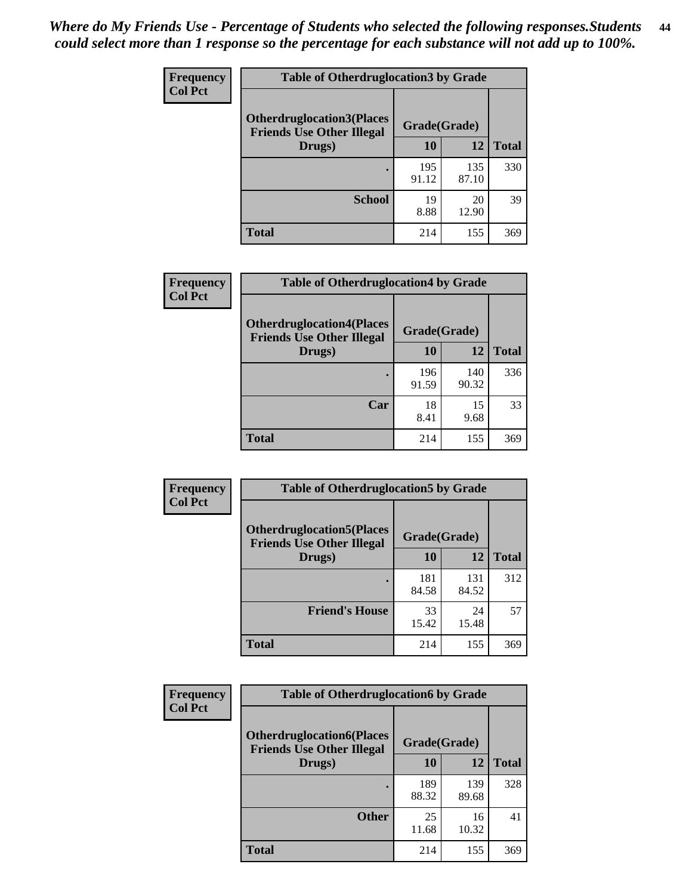*Where do My Friends Use - Percentage of Students who selected the following responses.Students could select more than 1 response so the percentage for each substance will not add up to 100%.*

**Frequency**
**Col Pct**

| Table of Otherdruglocation3 by Grade | | | |
|---|---|---|---|
| **Otherdruglocation3(Places Friends Use Other Illegal Drugs)** | **Grade(Grade)** | | |
| | **10** | **12** | **Total** |
| **.** | 195<br>91.12 | 135<br>87.10 | 330 |
| **School** | 19<br>8.88 | 20<br>12.90 | 39 |
| **Total** | 214 | 155 | 369 |

**Frequency**
**Col Pct**

| Table of Otherdruglocation4 by Grade | | | |
|---|---|---|---|
| **Otherdruglocation4(Places Friends Use Other Illegal Drugs)** | **Grade(Grade)** | | |
| | **10** | **12** | **Total** |
| **.** | 196<br>91.59 | 140<br>90.32 | 336 |
| **Car** | 18<br>8.41 | 15<br>9.68 | 33 |
| **Total** | 214 | 155 | 369 |

**Frequency**
**Col Pct**

| Table of Otherdruglocation5 by Grade | | | |
|---|---|---|---|
| **Otherdruglocation5(Places Friends Use Other Illegal Drugs)** | **Grade(Grade)** | | |
| | **10** | **12** | **Total** |
| **.** | 181<br>84.58 | 131<br>84.52 | 312 |
| **Friend's House** | 33<br>15.42 | 24<br>15.48 | 57 |
| **Total** | 214 | 155 | 369 |

**Frequency**
**Col Pct**

| Table of Otherdruglocation6 by Grade | | | |
|---|---|---|---|
| **Otherdruglocation6(Places Friends Use Other Illegal Drugs)** | **Grade(Grade)** | | |
| | **10** | **12** | **Total** |
| **.** | 189<br>88.32 | 139<br>89.68 | 328 |
| **Other** | 25<br>11.68 | 16<br>10.32 | 41 |
| **Total** | 214 | 155 | 369 |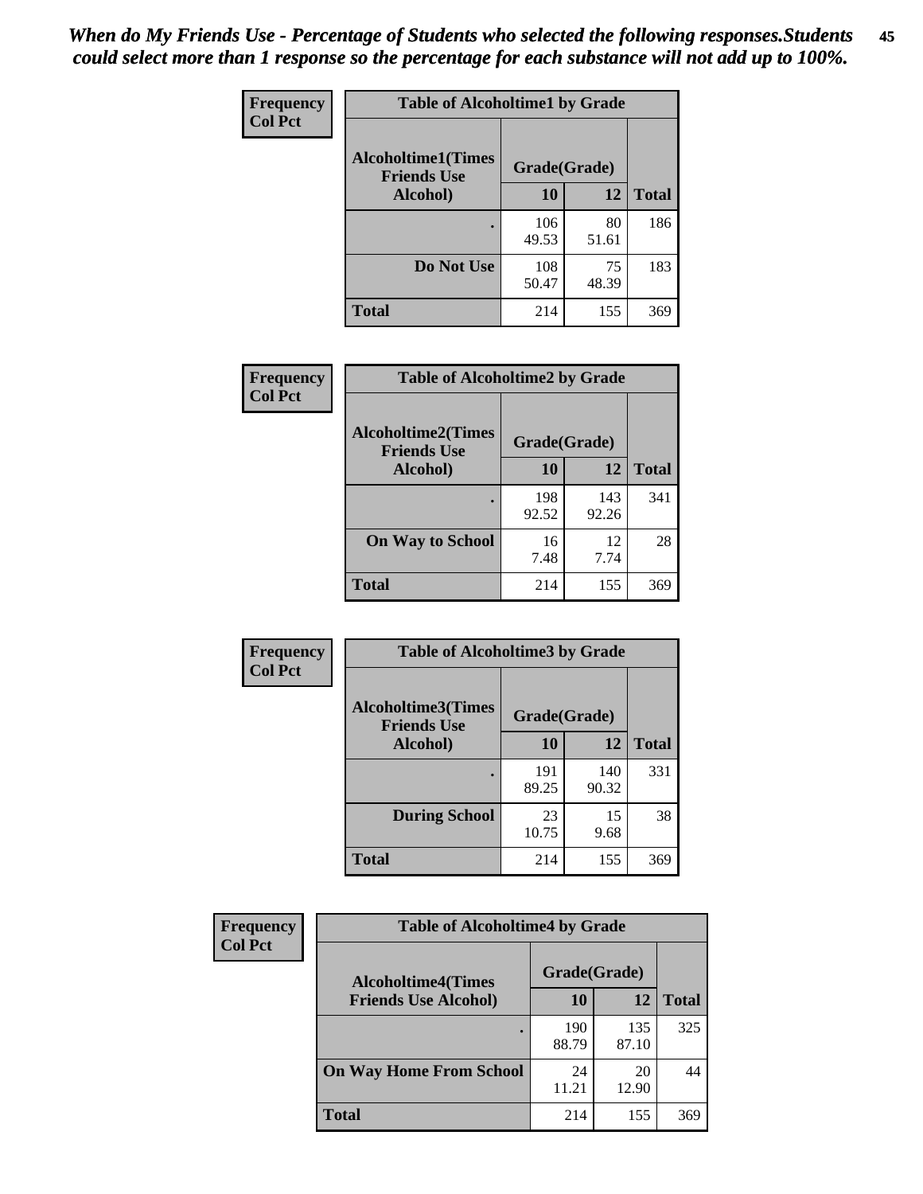*When do My Friends Use - Percentage of Students who selected the following responses.Students could select more than 1 response so the percentage for each substance will not add up to 100%.*

**Frequency**
**Col Pct**

| Table of Alcoholtime1 by Grade | | | |
|---|---|---|---|
| Alcoholtime1(Times Friends Use Alcohol) | Grade(Grade) | | |
| | 10 | 12 | Total |
| . | 106<br>49.53 | 80<br>51.61 | 186 |
| Do Not Use | 108<br>50.47 | 75<br>48.39 | 183 |
| Total | 214 | 155 | 369 |

**Frequency**
**Col Pct**

| Table of Alcoholtime2 by Grade | | | |
|---|---|---|---|
| Alcoholtime2(Times Friends Use Alcohol) | Grade(Grade) | | |
| | 10 | 12 | Total |
| . | 198<br>92.52 | 143<br>92.26 | 341 |
| On Way to School | 16<br>7.48 | 12<br>7.74 | 28 |
| Total | 214 | 155 | 369 |

**Frequency**
**Col Pct**

| Table of Alcoholtime3 by Grade | | | |
|---|---|---|---|
| Alcoholtime3(Times Friends Use Alcohol) | Grade(Grade) | | |
| | 10 | 12 | Total |
| . | 191<br>89.25 | 140<br>90.32 | 331 |
| During School | 23<br>10.75 | 15<br>9.68 | 38 |
| Total | 214 | 155 | 369 |

**Frequency**
**Col Pct**

| Table of Alcoholtime4 by Grade | | | |
|---|---|---|---|
| Alcoholtime4(Times Friends Use Alcohol) | Grade(Grade) | | |
| | 10 | 12 | Total |
| . | 190<br>88.79 | 135<br>87.10 | 325 |
| On Way Home From School | 24<br>11.21 | 20<br>12.90 | 44 |
| Total | 214 | 155 | 369 |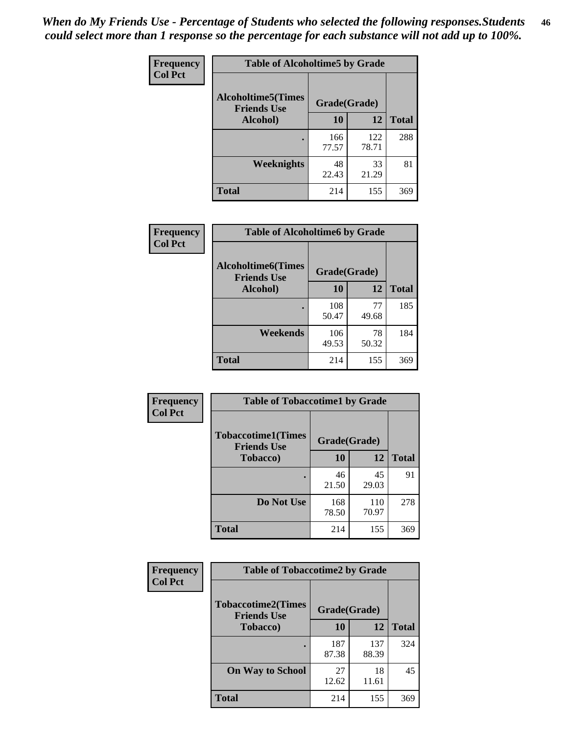*When do My Friends Use - Percentage of Students who selected the following responses.Students could select more than 1 response so the percentage for each substance will not add up to 100%.*

**Frequency / Col Pct**

| Table of Alcoholtime5 by Grade | | | |
|---|---|---|---|
| **Alcoholtime5(Times Friends Use Alcohol)** | **Grade(Grade)** | | **Total** |
| | **10** | **12** | |
| **.** | 166<br>77.57 | 122<br>78.71 | 288 |
| **Weeknights** | 48<br>22.43 | 33<br>21.29 | 81 |
| **Total** | 214 | 155 | 369 |

**Frequency / Col Pct**

| Table of Alcoholtime6 by Grade | | | |
|---|---|---|---|
| **Alcoholtime6(Times Friends Use Alcohol)** | **Grade(Grade)** | | **Total** |
| | **10** | **12** | |
| **.** | 108<br>50.47 | 77<br>49.68 | 185 |
| **Weekends** | 106<br>49.53 | 78<br>50.32 | 184 |
| **Total** | 214 | 155 | 369 |

**Frequency / Col Pct**

| Table of Tobaccotime1 by Grade | | | |
|---|---|---|---|
| **Tobaccotime1(Times Friends Use Tobacco)** | **Grade(Grade)** | | **Total** |
| | **10** | **12** | |
| **.** | 46<br>21.50 | 45<br>29.03 | 91 |
| **Do Not Use** | 168<br>78.50 | 110<br>70.97 | 278 |
| **Total** | 214 | 155 | 369 |

**Frequency / Col Pct**

| Table of Tobaccotime2 by Grade | | | |
|---|---|---|---|
| **Tobaccotime2(Times Friends Use Tobacco)** | **Grade(Grade)** | | **Total** |
| | **10** | **12** | |
| **.** | 187<br>87.38 | 137<br>88.39 | 324 |
| **On Way to School** | 27<br>12.62 | 18<br>11.61 | 45 |
| **Total** | 214 | 155 | 369 |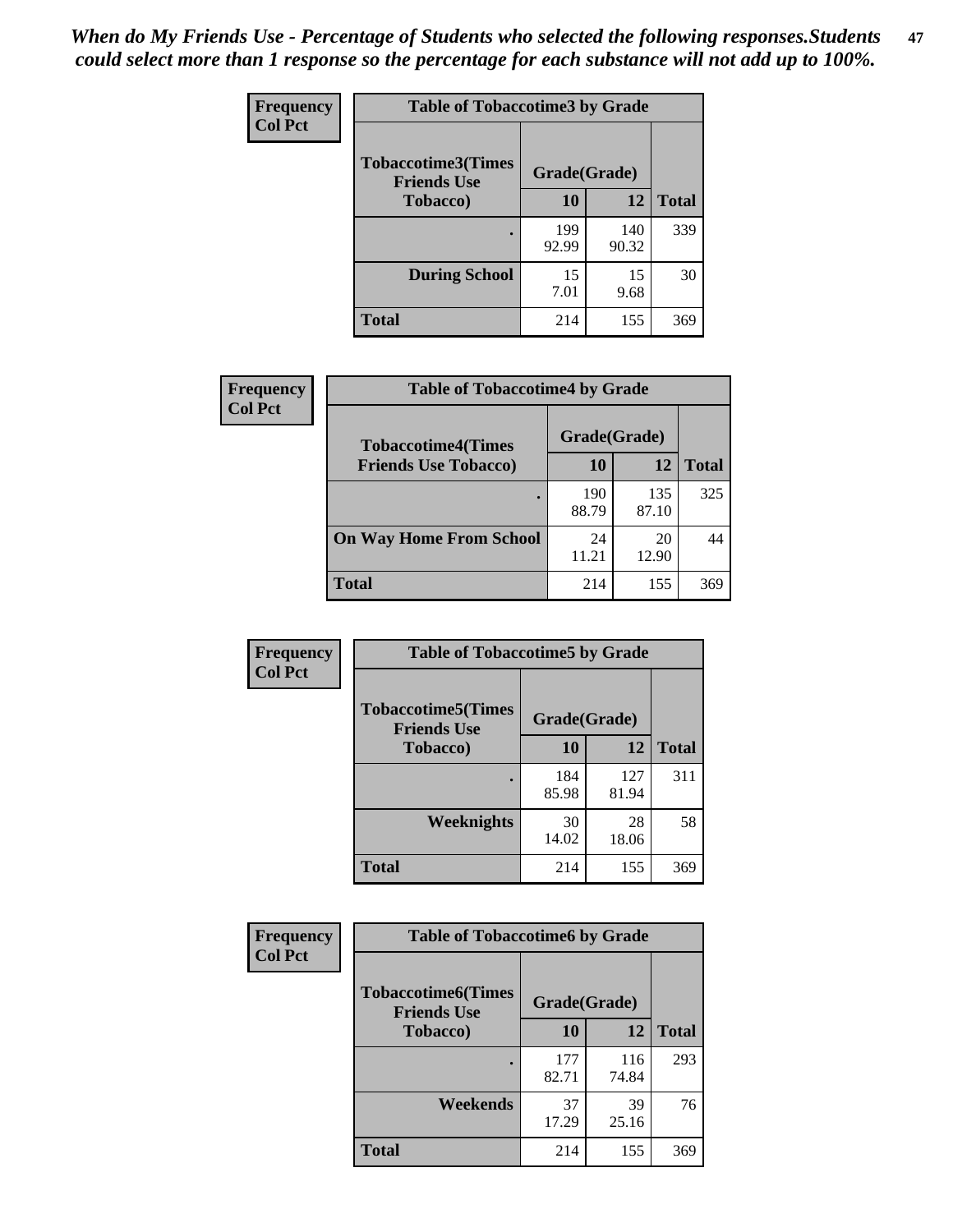*When do My Friends Use - Percentage of Students who selected the following responses.Students could select more than 1 response so the percentage for each substance will not add up to 100%.*

**Frequency**
**Col Pct**

**Table of Tobaccotime3 by Grade**

| Tobaccotime3(Times Friends Use Tobacco) | Grade(Grade) | | Total |
|---|---|---|---|
| | 10 | 12 | |
| . | 199<br>92.99 | 140<br>90.32 | 339 |
| During School | 15<br>7.01 | 15<br>9.68 | 30 |
| Total | 214 | 155 | 369 |

**Frequency**
**Col Pct**

**Table of Tobaccotime4 by Grade**

| Tobaccotime4(Times Friends Use Tobacco) | Grade(Grade) | | Total |
|---|---|---|---|
| | 10 | 12 | |
| . | 190<br>88.79 | 135<br>87.10 | 325 |
| On Way Home From School | 24<br>11.21 | 20<br>12.90 | 44 |
| Total | 214 | 155 | 369 |

**Frequency**
**Col Pct**

**Table of Tobaccotime5 by Grade**

| Tobaccotime5(Times Friends Use Tobacco) | Grade(Grade) | | Total |
|---|---|---|---|
| | 10 | 12 | |
| . | 184<br>85.98 | 127<br>81.94 | 311 |
| Weeknights | 30<br>14.02 | 28<br>18.06 | 58 |
| Total | 214 | 155 | 369 |

**Frequency**
**Col Pct**

**Table of Tobaccotime6 by Grade**

| Tobaccotime6(Times Friends Use Tobacco) | Grade(Grade) | | Total |
|---|---|---|---|
| | 10 | 12 | |
| . | 177<br>82.71 | 116<br>74.84 | 293 |
| Weekends | 37<br>17.29 | 39<br>25.16 | 76 |
| Total | 214 | 155 | 369 |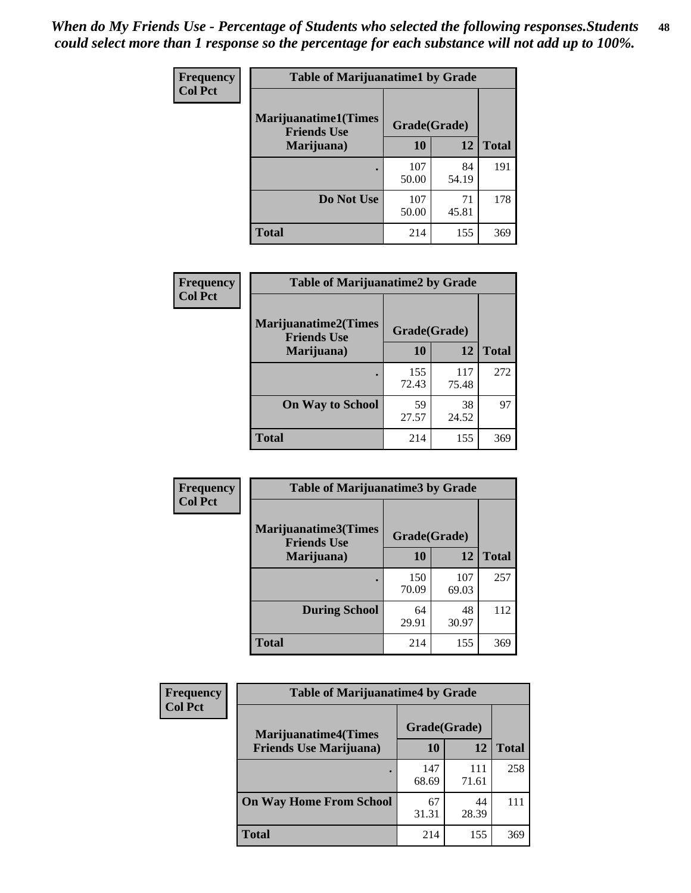*When do My Friends Use - Percentage of Students who selected the following responses.Students could select more than 1 response so the percentage for each substance will not add up to 100%.*

**Frequency**
**Col Pct**

| Table of Marijuanatime1 by Grade | | | |
|---|---|---|---|
| Marijuanatime1(Times Friends Use Marijuana) | Grade(Grade) | | Total |
| | 10 | 12 | |
| . | 107<br>50.00 | 84<br>54.19 | 191 |
| Do Not Use | 107<br>50.00 | 71<br>45.81 | 178 |
| Total | 214 | 155 | 369 |

**Frequency**
**Col Pct**

| Table of Marijuanatime2 by Grade | | | |
|---|---|---|---|
| Marijuanatime2(Times Friends Use Marijuana) | Grade(Grade) | | Total |
| | 10 | 12 | |
| . | 155<br>72.43 | 117<br>75.48 | 272 |
| On Way to School | 59<br>27.57 | 38<br>24.52 | 97 |
| Total | 214 | 155 | 369 |

**Frequency**
**Col Pct**

| Table of Marijuanatime3 by Grade | | | |
|---|---|---|---|
| Marijuanatime3(Times Friends Use Marijuana) | Grade(Grade) | | Total |
| | 10 | 12 | |
| . | 150<br>70.09 | 107<br>69.03 | 257 |
| During School | 64<br>29.91 | 48<br>30.97 | 112 |
| Total | 214 | 155 | 369 |

**Frequency**
**Col Pct**

| Table of Marijuanatime4 by Grade | | | |
|---|---|---|---|
| Marijuanatime4(Times Friends Use Marijuana) | Grade(Grade) | | Total |
| | 10 | 12 | |
| . | 147<br>68.69 | 111<br>71.61 | 258 |
| On Way Home From School | 67<br>31.31 | 44<br>28.39 | 111 |
| Total | 214 | 155 | 369 |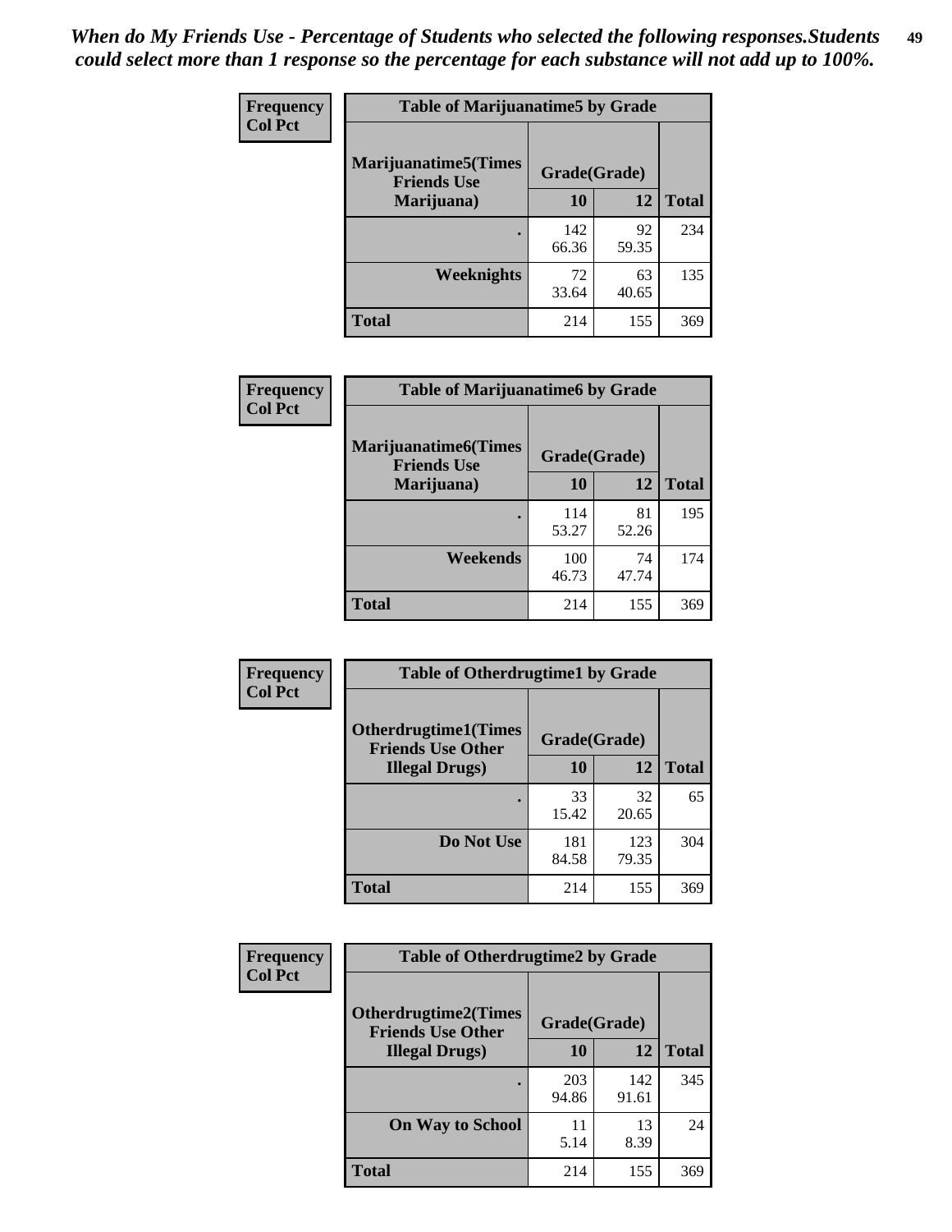*When do My Friends Use - Percentage of Students who selected the following responses.Students could select more than 1 response so the percentage for each substance will not add up to 100%.*

**Frequency**
**Col Pct**

| Table of Marijuanatime5 by Grade | | | |
|---|---|---|---|
| **Marijuanatime5(Times Friends Use Marijuana)** | **Grade(Grade)** | | **Total** |
| | **10** | **12** | |
| **.** | 142<br>66.36 | 92<br>59.35 | 234 |
| **Weeknights** | 72<br>33.64 | 63<br>40.65 | 135 |
| **Total** | 214 | 155 | 369 |

**Frequency**
**Col Pct**

| Table of Marijuanatime6 by Grade | | | |
|---|---|---|---|
| **Marijuanatime6(Times Friends Use Marijuana)** | **Grade(Grade)** | | **Total** |
| | **10** | **12** | |
| **.** | 114<br>53.27 | 81<br>52.26 | 195 |
| **Weekends** | 100<br>46.73 | 74<br>47.74 | 174 |
| **Total** | 214 | 155 | 369 |

**Frequency**
**Col Pct**

| Table of Otherdrugtime1 by Grade | | | |
|---|---|---|---|
| **Otherdrugtime1(Times Friends Use Other Illegal Drugs)** | **Grade(Grade)** | | **Total** |
| | **10** | **12** | |
| **.** | 33<br>15.42 | 32<br>20.65 | 65 |
| **Do Not Use** | 181<br>84.58 | 123<br>79.35 | 304 |
| **Total** | 214 | 155 | 369 |

**Frequency**
**Col Pct**

| Table of Otherdrugtime2 by Grade | | | |
|---|---|---|---|
| **Otherdrugtime2(Times Friends Use Other Illegal Drugs)** | **Grade(Grade)** | | **Total** |
| | **10** | **12** | |
| **.** | 203<br>94.86 | 142<br>91.61 | 345 |
| **On Way to School** | 11<br>5.14 | 13<br>8.39 | 24 |
| **Total** | 214 | 155 | 369 |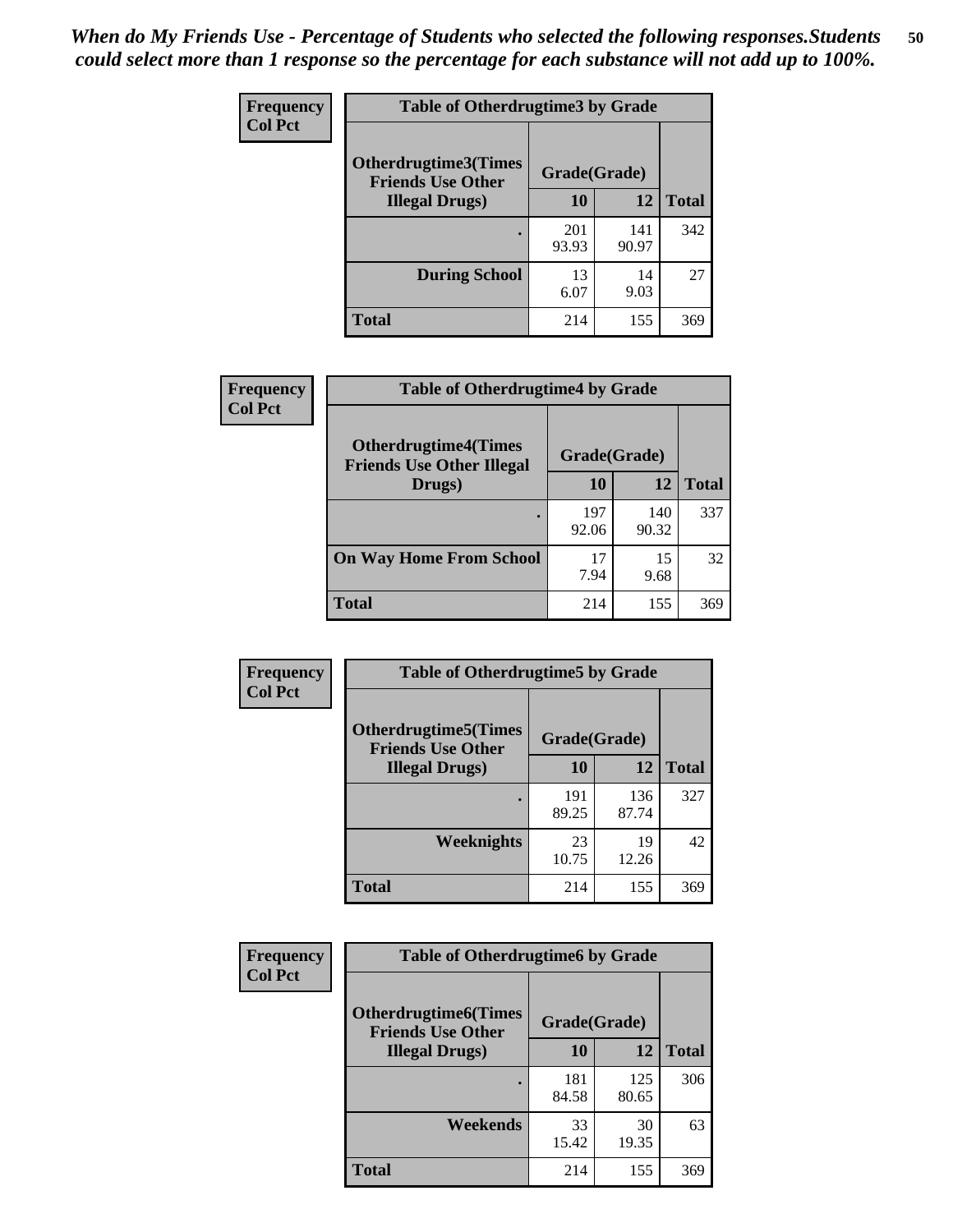*When do My Friends Use - Percentage of Students who selected the following responses.Students could select more than 1 response so the percentage for each substance will not add up to 100%.*

**Frequency**
**Col Pct**

| Table of Otherdrugtime3 by Grade | | | |
|---|---|---|---|
| **Otherdrugtime3(Times Friends Use Other Illegal Drugs)** | **Grade(Grade)** | | |
| | **10** | **12** | **Total** |
| . | 201<br>93.93 | 141<br>90.97 | 342 |
| **During School** | 13<br>6.07 | 14<br>9.03 | 27 |
| **Total** | 214 | 155 | 369 |

**Frequency**
**Col Pct**

| Table of Otherdrugtime4 by Grade | | | |
|---|---|---|---|
| **Otherdrugtime4(Times Friends Use Other Illegal Drugs)** | **Grade(Grade)** | | |
| | **10** | **12** | **Total** |
| . | 197<br>92.06 | 140<br>90.32 | 337 |
| **On Way Home From School** | 17<br>7.94 | 15<br>9.68 | 32 |
| **Total** | 214 | 155 | 369 |

**Frequency**
**Col Pct**

| Table of Otherdrugtime5 by Grade | | | |
|---|---|---|---|
| **Otherdrugtime5(Times Friends Use Other Illegal Drugs)** | **Grade(Grade)** | | |
| | **10** | **12** | **Total** |
| . | 191<br>89.25 | 136<br>87.74 | 327 |
| **Weeknights** | 23<br>10.75 | 19<br>12.26 | 42 |
| **Total** | 214 | 155 | 369 |

**Frequency**
**Col Pct**

| Table of Otherdrugtime6 by Grade | | | |
|---|---|---|---|
| **Otherdrugtime6(Times Friends Use Other Illegal Drugs)** | **Grade(Grade)** | | |
| | **10** | **12** | **Total** |
| . | 181<br>84.58 | 125<br>80.65 | 306 |
| **Weekends** | 33<br>15.42 | 30<br>19.35 | 63 |
| **Total** | 214 | 155 | 369 |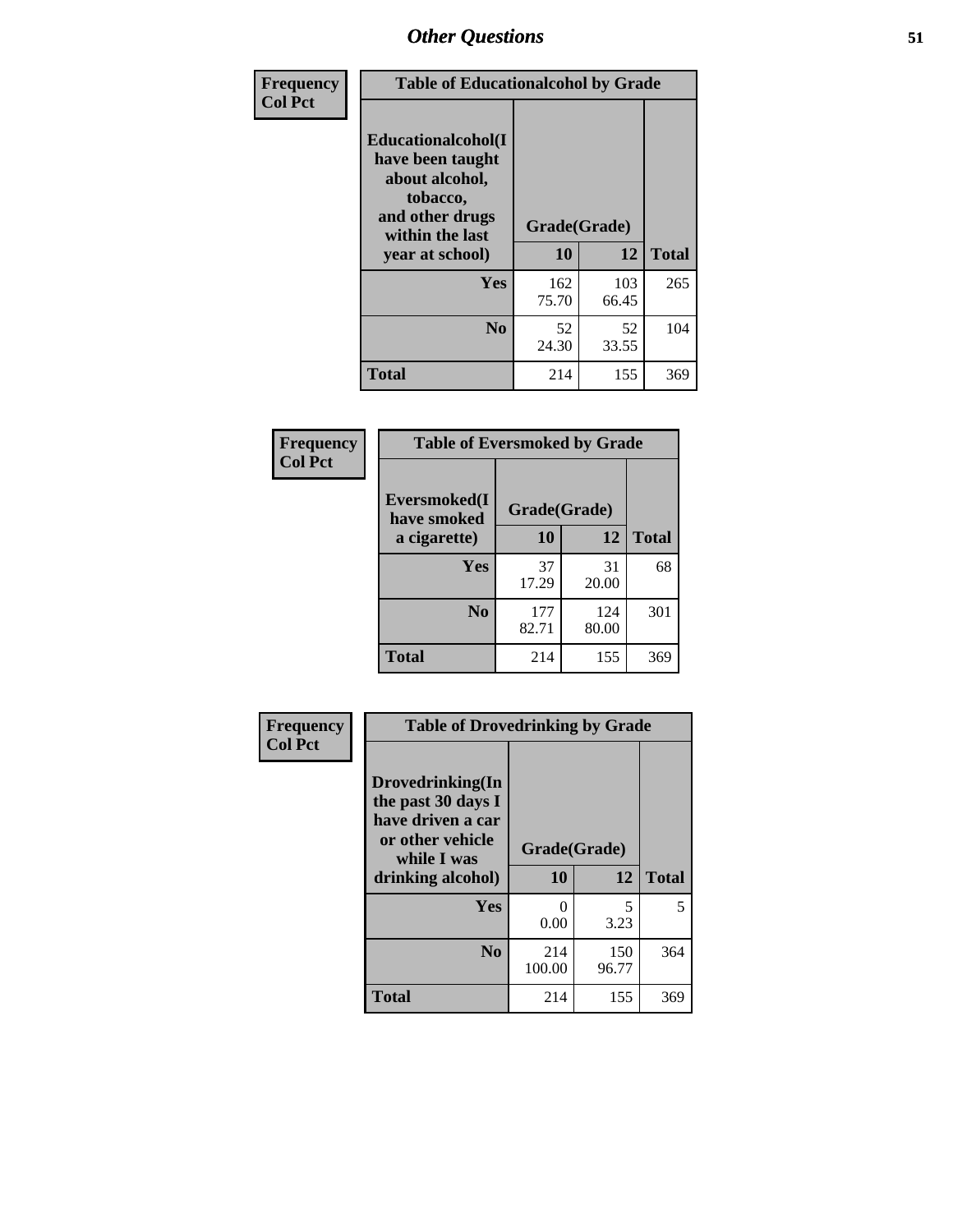| Frequency<br>Col Pct | Table of Educationalcohol by Grade | | |
|---|---|---|---|
| Educationalcohol(I have been taught about alcohol, tobacco, and other drugs within the last year at school) | Grade(Grade) | | |
| | 10 | 12 | Total |
| Yes | 162<br>75.70 | 103<br>66.45 | 265 |
| No | 52<br>24.30 | 52<br>33.55 | 104 |
| Total | 214 | 155 | 369 |

| Frequency<br>Col Pct | Table of Eversmoked by Grade | | |
|---|---|---|---|
| Eversmoked(I have smoked a cigarette) | Grade(Grade) | | |
| | 10 | 12 | Total |
| Yes | 37<br>17.29 | 31<br>20.00 | 68 |
| No | 177<br>82.71 | 124<br>80.00 | 301 |
| Total | 214 | 155 | 369 |

| Frequency<br>Col Pct | Table of Drovedrinking by Grade | | |
|---|---|---|---|
| Drovedrinking(In the past 30 days I have driven a car or other vehicle while I was drinking alcohol) | Grade(Grade) | | |
| | 10 | 12 | Total |
| Yes | 0<br>0.00 | 5<br>3.23 | 5 |
| No | 214<br>100.00 | 150<br>96.77 | 364 |
| Total | 214 | 155 | 369 |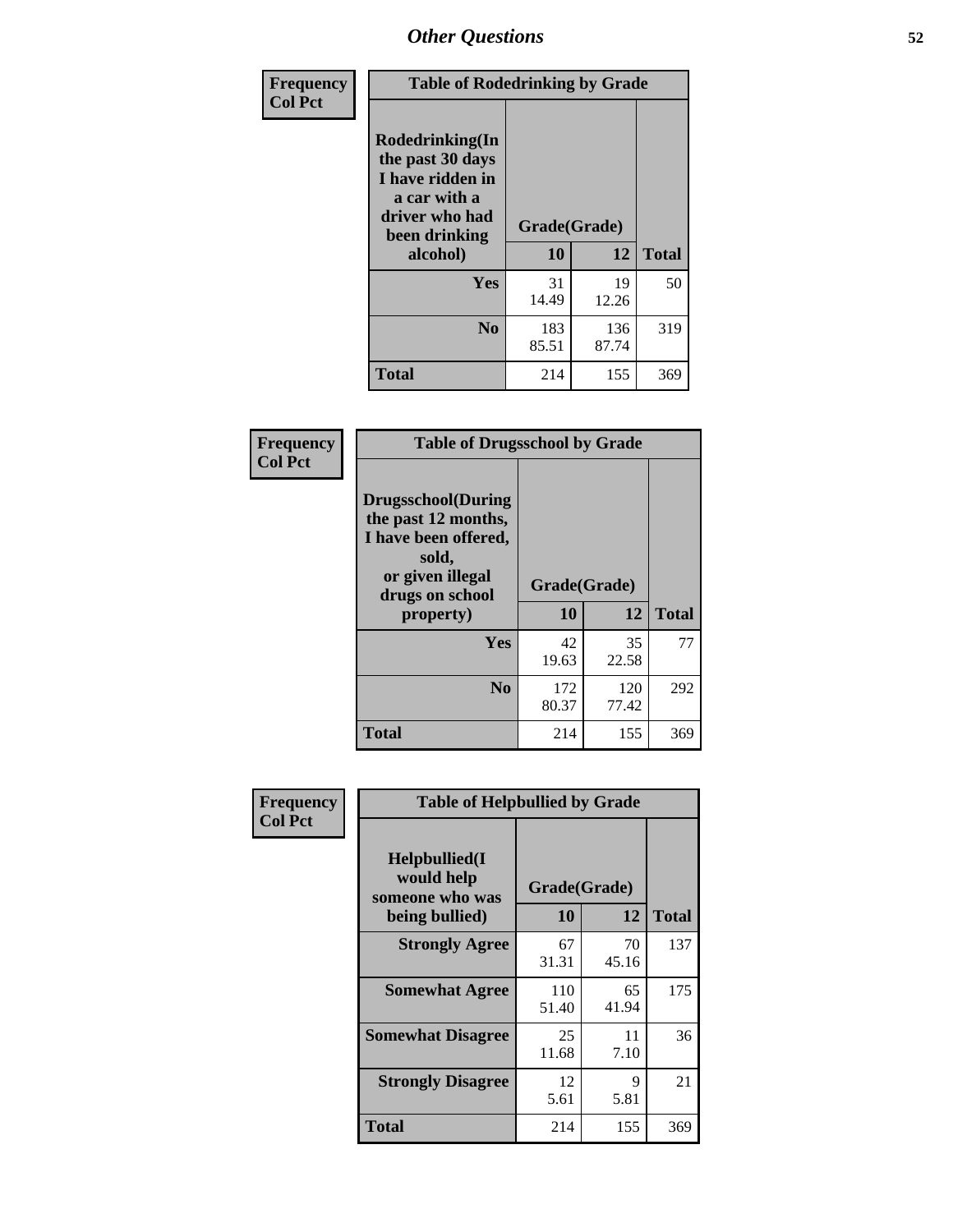# Other Questions

**Frequency**
**Col Pct**

| Table of Rodedrinking by Grade | | | |
|---|---|---|---|
| **Rodedrinking(In the past 30 days I have ridden in a car with a driver who had been drinking alcohol)** | **Grade(Grade)** | | |
| | **10** | **12** | **Total** |
| **Yes** | 31<br>14.49 | 19<br>12.26 | 50 |
| **No** | 183<br>85.51 | 136<br>87.74 | 319 |
| **Total** | 214 | 155 | 369 |

**Frequency**
**Col Pct**

| Table of Drugsschool by Grade | | | |
|---|---|---|---|
| **Drugsschool(During the past 12 months, I have been offered, sold, or given illegal drugs on school property)** | **Grade(Grade)** | | |
| | **10** | **12** | **Total** |
| **Yes** | 42<br>19.63 | 35<br>22.58 | 77 |
| **No** | 172<br>80.37 | 120<br>77.42 | 292 |
| **Total** | 214 | 155 | 369 |

**Frequency**
**Col Pct**

| Table of Helpbullied by Grade | | | |
|---|---|---|---|
| **Helpbullied(I would help someone who was being bullied)** | **Grade(Grade)** | | |
| | **10** | **12** | **Total** |
| **Strongly Agree** | 67<br>31.31 | 70<br>45.16 | 137 |
| **Somewhat Agree** | 110<br>51.40 | 65<br>41.94 | 175 |
| **Somewhat Disagree** | 25<br>11.68 | 11<br>7.10 | 36 |
| **Strongly Disagree** | 12<br>5.61 | 9<br>5.81 | 21 |
| **Total** | 214 | 155 | 369 |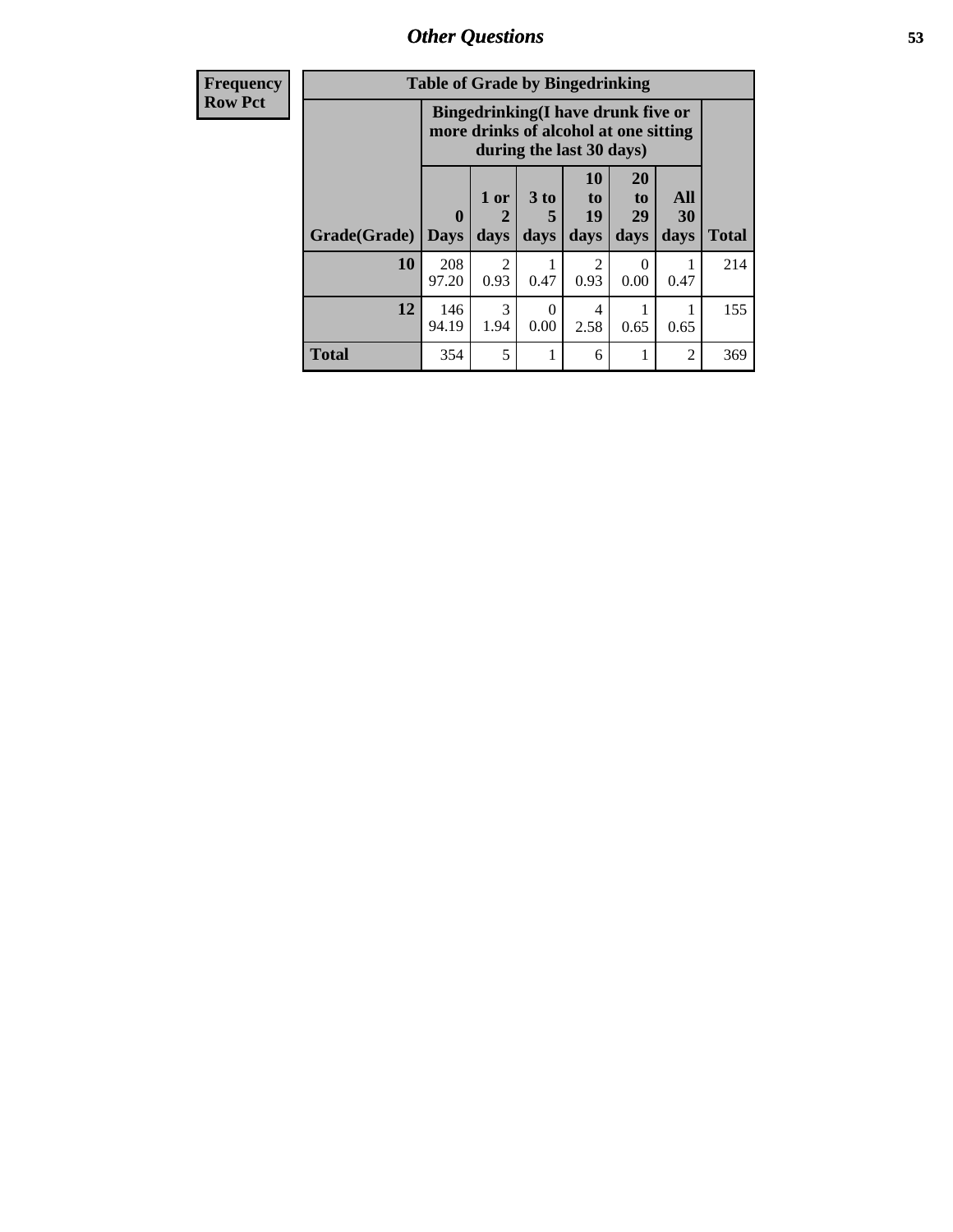| Frequency Row Pct |
|---|

| Table of Grade by Bingedrinking | | | | | | | |
|---|---|---|---|---|---|---|---|
| | Bingedrinking(I have drunk five or more drinks of alcohol at one sitting during the last 30 days) | | | | | | |
| Grade(Grade) | 0 Days | 1 or 2 days | 3 to 5 days | 10 to 19 days | 20 to 29 days | All 30 days | Total |
| 10 | 208 97.20 | 2 0.93 | 1 0.47 | 2 0.93 | 0 0.00 | 1 0.47 | 214 |
| 12 | 146 94.19 | 3 1.94 | 0 0.00 | 4 2.58 | 1 0.65 | 1 0.65 | 155 |
| Total | 354 | 5 | 1 | 6 | 1 | 2 | 369 |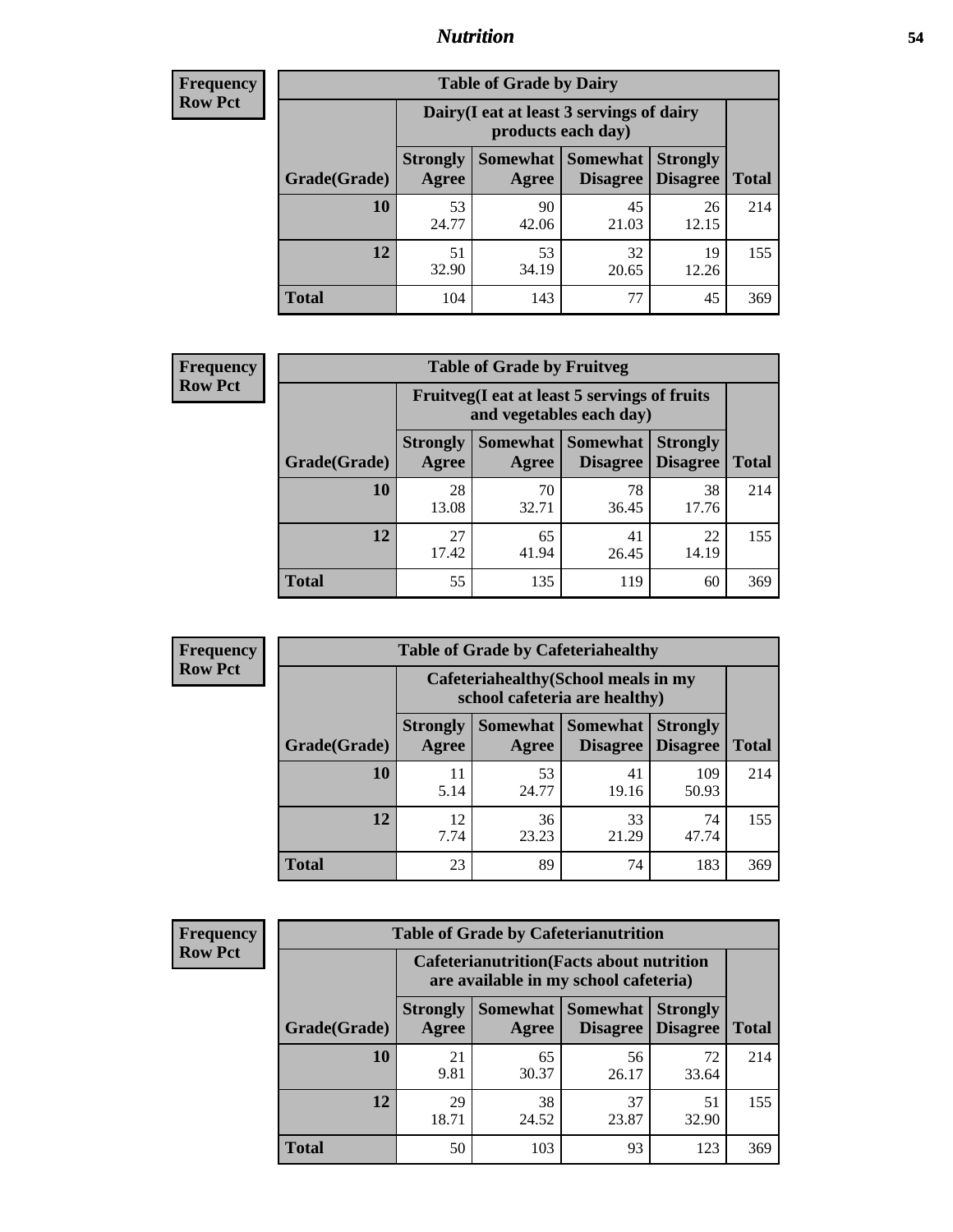## Nutrition

**Frequency**
**Row Pct**

| Table of Grade by Dairy | | | | | |
|---|---|---|---|---|---|
| | Dairy(I eat at least 3 servings of dairy products each day) | | | | |
| Grade(Grade) | Strongly Agree | Somewhat Agree | Somewhat Disagree | Strongly Disagree | Total |
| 10 | 53<br>24.77 | 90<br>42.06 | 45<br>21.03 | 26<br>12.15 | 214 |
| 12 | 51<br>32.90 | 53<br>34.19 | 32<br>20.65 | 19<br>12.26 | 155 |
| Total | 104 | 143 | 77 | 45 | 369 |

**Frequency**
**Row Pct**

| Table of Grade by Fruitveg | | | | | |
|---|---|---|---|---|---|
| | Fruitveg(I eat at least 5 servings of fruits and vegetables each day) | | | | |
| Grade(Grade) | Strongly Agree | Somewhat Agree | Somewhat Disagree | Strongly Disagree | Total |
| 10 | 28<br>13.08 | 70<br>32.71 | 78<br>36.45 | 38<br>17.76 | 214 |
| 12 | 27<br>17.42 | 65<br>41.94 | 41<br>26.45 | 22<br>14.19 | 155 |
| Total | 55 | 135 | 119 | 60 | 369 |

**Frequency**
**Row Pct**

| Table of Grade by Cafeteriahealthy | | | | | |
|---|---|---|---|---|---|
| | Cafeteriahealthy(School meals in my school cafeteria are healthy) | | | | |
| Grade(Grade) | Strongly Agree | Somewhat Agree | Somewhat Disagree | Strongly Disagree | Total |
| 10 | 11<br>5.14 | 53<br>24.77 | 41<br>19.16 | 109<br>50.93 | 214 |
| 12 | 12<br>7.74 | 36<br>23.23 | 33<br>21.29 | 74<br>47.74 | 155 |
| Total | 23 | 89 | 74 | 183 | 369 |

**Frequency**
**Row Pct**

| Table of Grade by Cafeterianutrition | | | | | |
|---|---|---|---|---|---|
| | Cafeterianutrition(Facts about nutrition are available in my school cafeteria) | | | | |
| Grade(Grade) | Strongly Agree | Somewhat Agree | Somewhat Disagree | Strongly Disagree | Total |
| 10 | 21<br>9.81 | 65<br>30.37 | 56<br>26.17 | 72<br>33.64 | 214 |
| 12 | 29<br>18.71 | 38<br>24.52 | 37<br>23.87 | 51<br>32.90 | 155 |
| Total | 50 | 103 | 93 | 123 | 369 |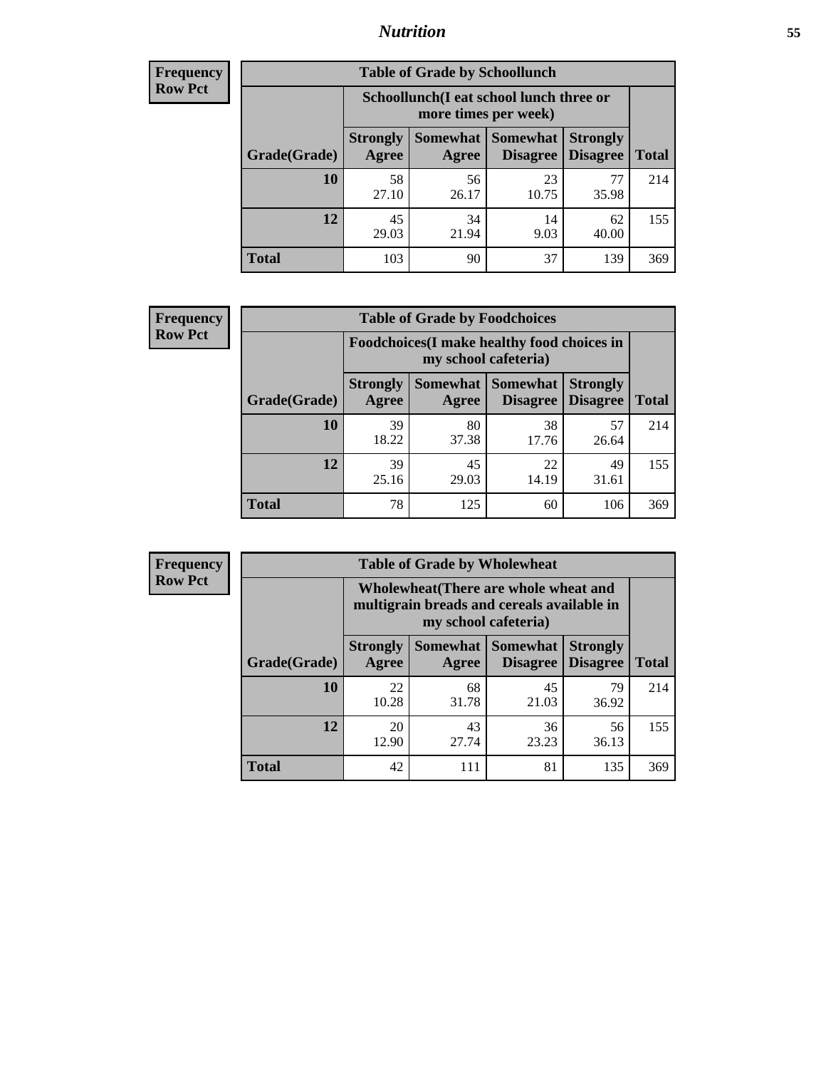| Frequency Row Pct |
|---|

| Table of Grade by Schoollunch | | | | | |
|---|---|---|---|---|---|
| | Schoollunch(I eat school lunch three or more times per week) | | | | |
| Grade(Grade) | Strongly Agree | Somewhat Agree | Somewhat Disagree | Strongly Disagree | Total |
| 10 | 58<br>27.10 | 56<br>26.17 | 23<br>10.75 | 77<br>35.98 | 214 |
| 12 | 45<br>29.03 | 34<br>21.94 | 14<br>9.03 | 62<br>40.00 | 155 |
| Total | 103 | 90 | 37 | 139 | 369 |

| Frequency Row Pct |
|---|

| Table of Grade by Foodchoices | | | | | |
|---|---|---|---|---|---|
| | Foodchoices(I make healthy food choices in my school cafeteria) | | | | |
| Grade(Grade) | Strongly Agree | Somewhat Agree | Somewhat Disagree | Strongly Disagree | Total |
| 10 | 39<br>18.22 | 80<br>37.38 | 38<br>17.76 | 57<br>26.64 | 214 |
| 12 | 39<br>25.16 | 45<br>29.03 | 22<br>14.19 | 49<br>31.61 | 155 |
| Total | 78 | 125 | 60 | 106 | 369 |

| Frequency Row Pct |
|---|

| Table of Grade by Wholewheat | | | | | |
|---|---|---|---|---|---|
| | Wholewheat(There are whole wheat and multigrain breads and cereals available in my school cafeteria) | | | | |
| Grade(Grade) | Strongly Agree | Somewhat Agree | Somewhat Disagree | Strongly Disagree | Total |
| 10 | 22<br>10.28 | 68<br>31.78 | 45<br>21.03 | 79<br>36.92 | 214 |
| 12 | 20<br>12.90 | 43<br>27.74 | 36<br>23.23 | 56<br>36.13 | 155 |
| Total | 42 | 111 | 81 | 135 | 369 |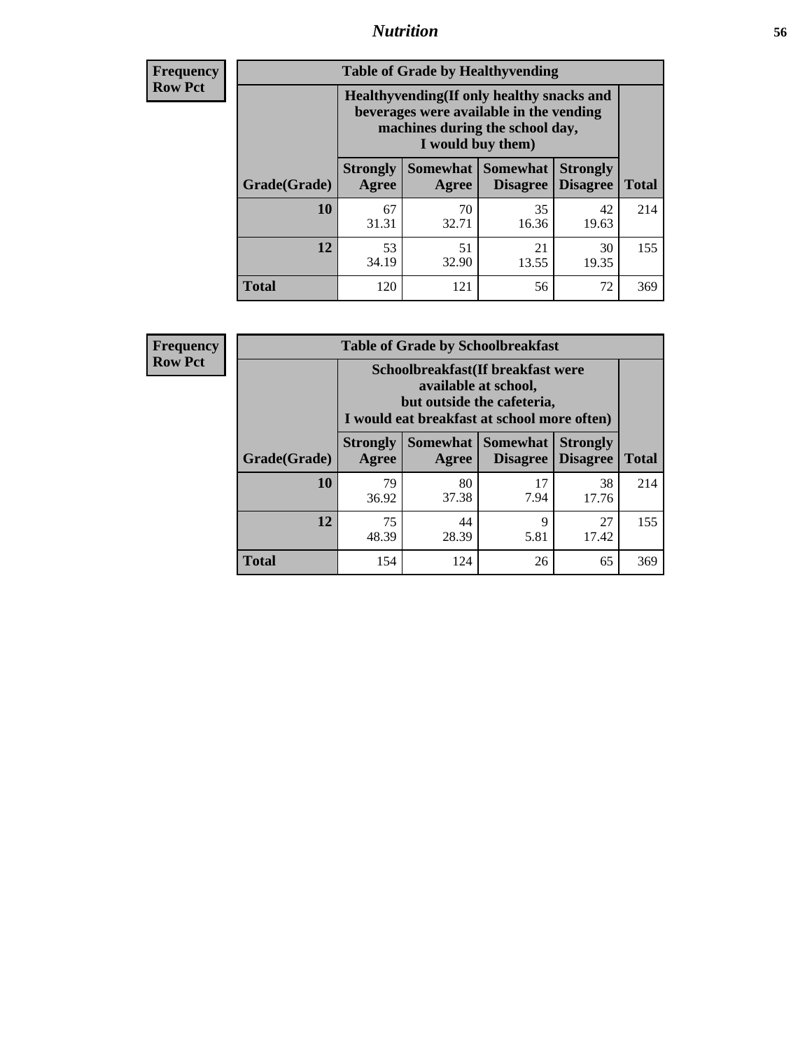## Nutrition

**Frequency Row Pct**

**Table of Grade by Healthyvending**

| Grade(Grade) | Healthyvending(If only healthy snacks and beverages were available in the vending machines during the school day, I would buy them) | | | | Total |
|---|---|---|---|---|---|
| | Strongly Agree | Somewhat Agree | Somewhat Disagree | Strongly Disagree | |
| **10** | 67<br>31.31 | 70<br>32.71 | 35<br>16.36 | 42<br>19.63 | 214 |
| **12** | 53<br>34.19 | 51<br>32.90 | 21<br>13.55 | 30<br>19.35 | 155 |
| **Total** | 120 | 121 | 56 | 72 | 369 |

**Frequency Row Pct**

**Table of Grade by Schoolbreakfast**

| Grade(Grade) | Schoolbreakfast(If breakfast were available at school, but outside the cafeteria, I would eat breakfast at school more often) | | | | Total |
|---|---|---|---|---|---|
| | Strongly Agree | Somewhat Agree | Somewhat Disagree | Strongly Disagree | |
| **10** | 79<br>36.92 | 80<br>37.38 | 17<br>7.94 | 38<br>17.76 | 214 |
| **12** | 75<br>48.39 | 44<br>28.39 | 9<br>5.81 | 27<br>17.42 | 155 |
| **Total** | 154 | 124 | 26 | 65 | 369 |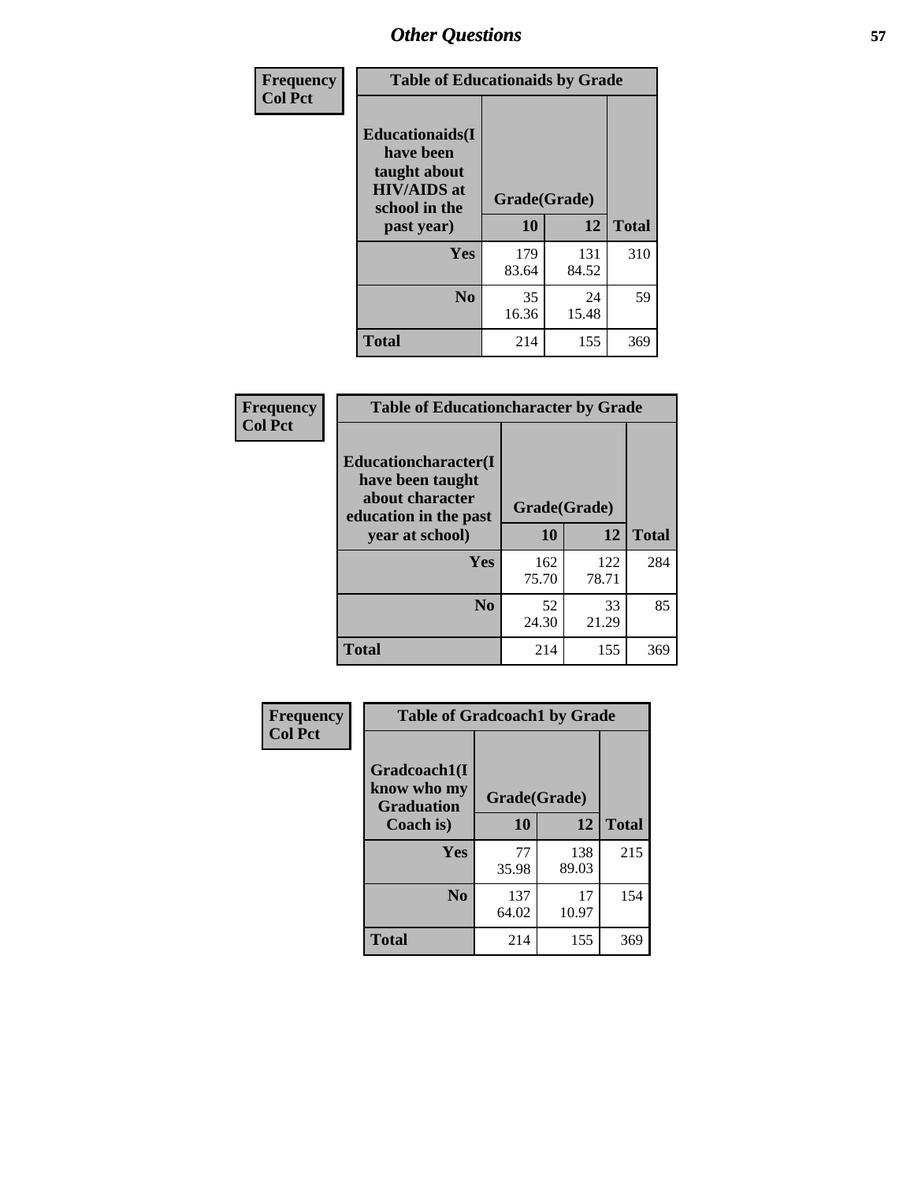| Frequency<br>Col Pct |
|---|

**Table of Educationaids by Grade**

| Educationaids(I have been taught about HIV/AIDS at school in the past year) | Grade(Grade) | | Total |
|---|---|---|---|
| | 10 | 12 | |
| Yes | 179<br>83.64 | 131<br>84.52 | 310 |
| No | 35<br>16.36 | 24<br>15.48 | 59 |
| Total | 214 | 155 | 369 |

| Frequency<br>Col Pct |
|---|

**Table of Educationcharacter by Grade**

| Educationcharacter(I have been taught about character education in the past year at school) | Grade(Grade) | | Total |
|---|---|---|---|
| | 10 | 12 | |
| Yes | 162<br>75.70 | 122<br>78.71 | 284 |
| No | 52<br>24.30 | 33<br>21.29 | 85 |
| Total | 214 | 155 | 369 |

| Frequency<br>Col Pct |
|---|

**Table of Gradcoach1 by Grade**

| Gradcoach1(I know who my Graduation Coach is) | Grade(Grade) | | Total |
|---|---|---|---|
| | 10 | 12 | |
| Yes | 77<br>35.98 | 138<br>89.03 | 215 |
| No | 137<br>64.02 | 17<br>10.97 | 154 |
| Total | 214 | 155 | 369 |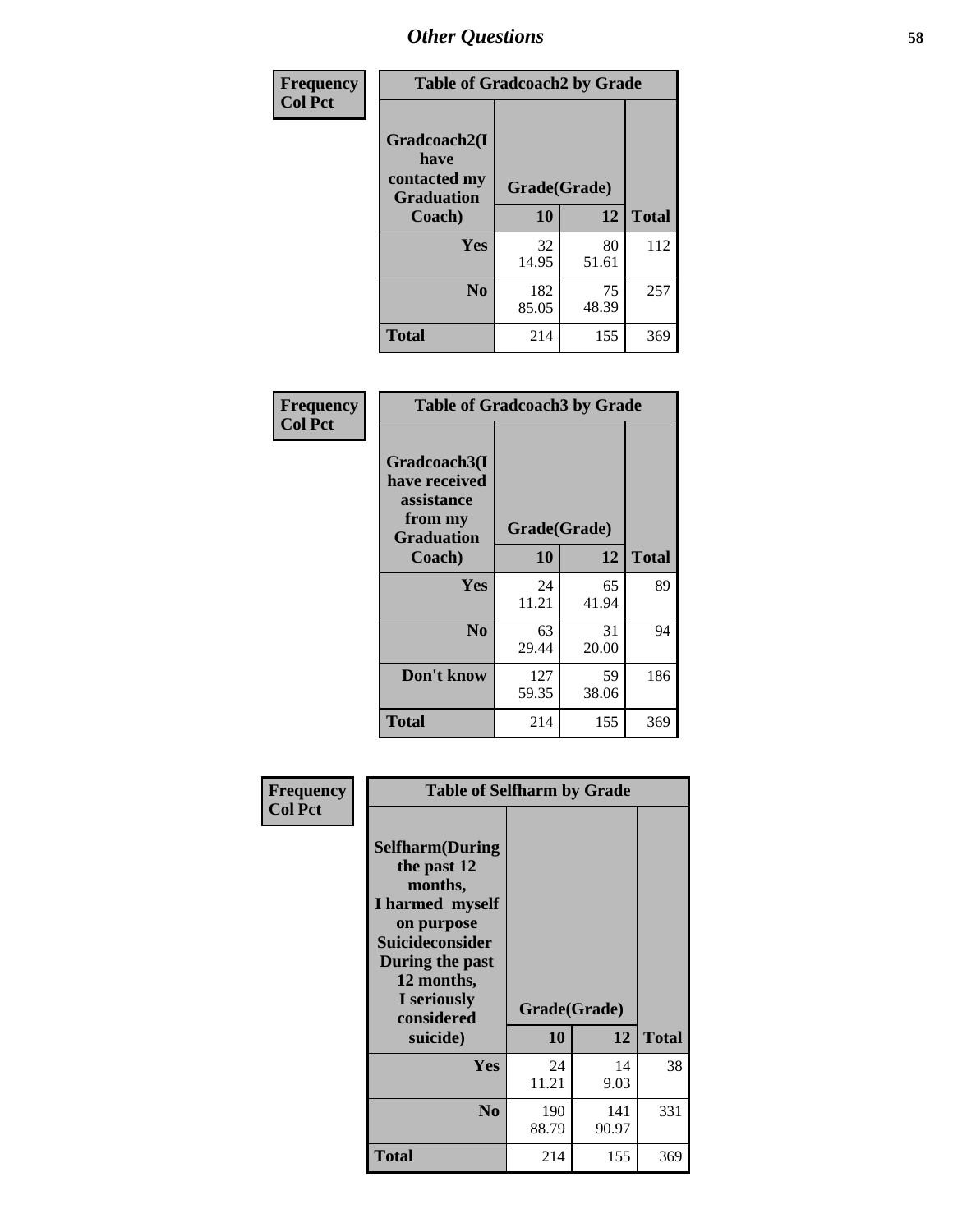# Other Questions

**Frequency**
**Col Pct**

| Table of Gradcoach2 by Grade | | | |
|---|---|---|---|
| Gradcoach2(I have contacted my Graduation Coach) | Grade(Grade) | | Total |
| | 10 | 12 | |
| Yes | 32<br>14.95 | 80<br>51.61 | 112 |
| No | 182<br>85.05 | 75<br>48.39 | 257 |
| Total | 214 | 155 | 369 |

**Frequency**
**Col Pct**

| Table of Gradcoach3 by Grade | | | |
|---|---|---|---|
| Gradcoach3(I have received assistance from my Graduation Coach) | Grade(Grade) | | Total |
| | 10 | 12 | |
| Yes | 24<br>11.21 | 65<br>41.94 | 89 |
| No | 63<br>29.44 | 31<br>20.00 | 94 |
| Don't know | 127<br>59.35 | 59<br>38.06 | 186 |
| Total | 214 | 155 | 369 |

**Frequency**
**Col Pct**

| Table of Selfharm by Grade | | | |
|---|---|---|---|
| Selfharm(During the past 12 months, I harmed myself on purpose Suicideconsider During the past 12 months, I seriously considered suicide) | Grade(Grade) | | Total |
| | 10 | 12 | |
| Yes | 24<br>11.21 | 14<br>9.03 | 38 |
| No | 190<br>88.79 | 141<br>90.97 | 331 |
| Total | 214 | 155 | 369 |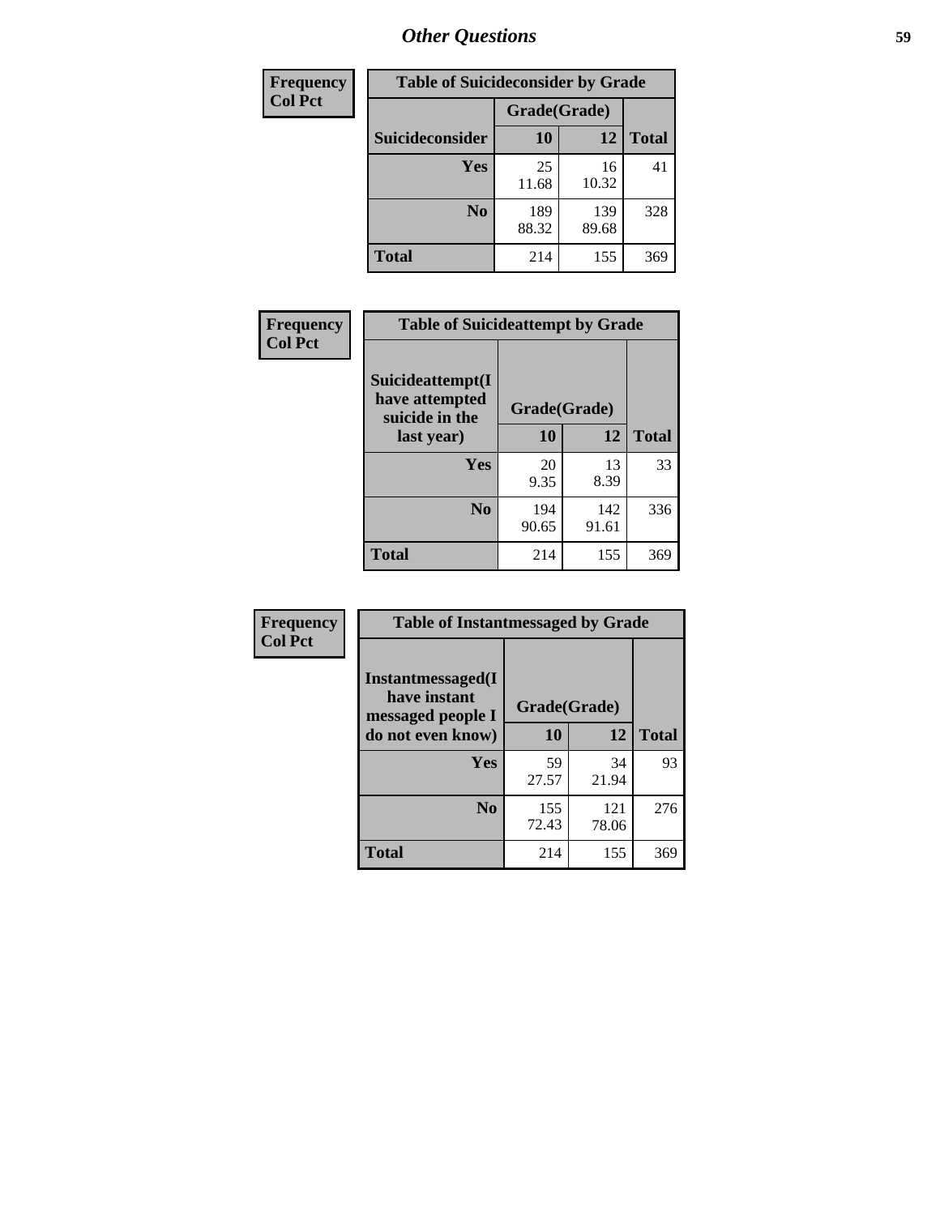## Other Questions

| Frequency<br>Col Pct |
|---|

**Table of Suicideconsider by Grade**

| Suicideconsider | Grade(Grade) 10 | 12 | Total |
|---|---|---|---|
| Yes | 25<br>11.68 | 16<br>10.32 | 41 |
| No | 189<br>88.32 | 139<br>89.68 | 328 |
| Total | 214 | 155 | 369 |

| Frequency<br>Col Pct |
|---|

**Table of Suicideattempt by Grade**

| Suicideattempt(I have attempted suicide in the last year) | Grade(Grade) 10 | 12 | Total |
|---|---|---|---|
| Yes | 20<br>9.35 | 13<br>8.39 | 33 |
| No | 194<br>90.65 | 142<br>91.61 | 336 |
| Total | 214 | 155 | 369 |

| Frequency<br>Col Pct |
|---|

**Table of Instantmessaged by Grade**

| Instantmessaged(I have instant messaged people I do not even know) | Grade(Grade) 10 | 12 | Total |
|---|---|---|---|
| Yes | 59<br>27.57 | 34<br>21.94 | 93 |
| No | 155<br>72.43 | 121<br>78.06 | 276 |
| Total | 214 | 155 | 369 |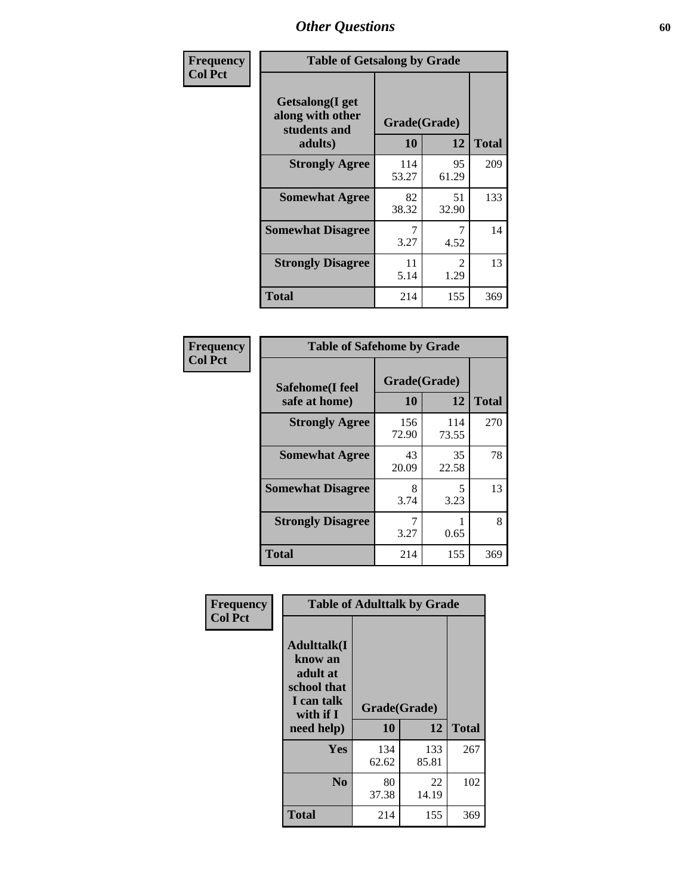## Other Questions

**Frequency / Col Pct**

| Table of Getsalong by Grade | | | |
|---|---|---|---|
| Getsalong(I get along with other students and adults) | Grade(Grade) | | |
| | 10 | 12 | Total |
| Strongly Agree | 114<br>53.27 | 95<br>61.29 | 209 |
| Somewhat Agree | 82<br>38.32 | 51<br>32.90 | 133 |
| Somewhat Disagree | 7<br>3.27 | 7<br>4.52 | 14 |
| Strongly Disagree | 11<br>5.14 | 2<br>1.29 | 13 |
| Total | 214 | 155 | 369 |

**Frequency / Col Pct**

| Table of Safehome by Grade | | | |
|---|---|---|---|
| Safehome(I feel safe at home) | Grade(Grade) | | |
| | 10 | 12 | Total |
| Strongly Agree | 156<br>72.90 | 114<br>73.55 | 270 |
| Somewhat Agree | 43<br>20.09 | 35<br>22.58 | 78 |
| Somewhat Disagree | 8<br>3.74 | 5<br>3.23 | 13 |
| Strongly Disagree | 7<br>3.27 | 1<br>0.65 | 8 |
| Total | 214 | 155 | 369 |

**Frequency / Col Pct**

| Table of Adulttalk by Grade | | | |
|---|---|---|---|
| Adulttalk(I know an adult at school that I can talk with if I need help) | Grade(Grade) | | |
| | 10 | 12 | Total |
| Yes | 134<br>62.62 | 133<br>85.81 | 267 |
| No | 80<br>37.38 | 22<br>14.19 | 102 |
| Total | 214 | 155 | 369 |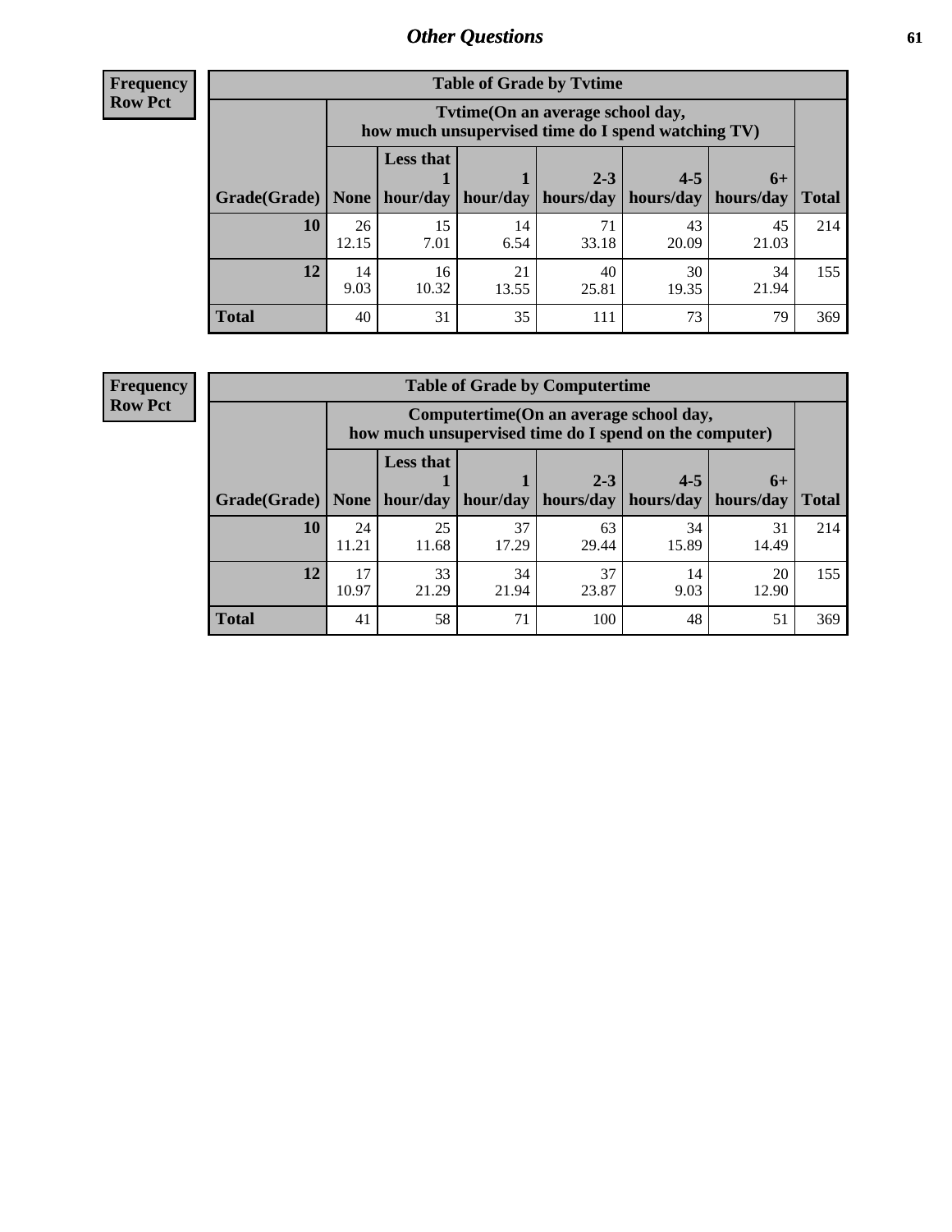## Other Questions

**Frequency**
**Row Pct**

| Table of Grade by Tvtime | | | | | | | |
|---|---|---|---|---|---|---|---|
| | Tvtime(On an average school day, how much unsupervised time do I spend watching TV) | | | | | | |
| Grade(Grade) | None | Less that 1 hour/day | 1 hour/day | 2-3 hours/day | 4-5 hours/day | 6+ hours/day | Total |
| **10** | 26<br>12.15 | 15<br>7.01 | 14<br>6.54 | 71<br>33.18 | 43<br>20.09 | 45<br>21.03 | 214 |
| **12** | 14<br>9.03 | 16<br>10.32 | 21<br>13.55 | 40<br>25.81 | 30<br>19.35 | 34<br>21.94 | 155 |
| **Total** | 40 | 31 | 35 | 111 | 73 | 79 | 369 |

**Frequency**
**Row Pct**

| Table of Grade by Computertime | | | | | | | |
|---|---|---|---|---|---|---|---|
| | Computertime(On an average school day, how much unsupervised time do I spend on the computer) | | | | | | |
| Grade(Grade) | None | Less that 1 hour/day | 1 hour/day | 2-3 hours/day | 4-5 hours/day | 6+ hours/day | Total |
| **10** | 24<br>11.21 | 25<br>11.68 | 37<br>17.29 | 63<br>29.44 | 34<br>15.89 | 31<br>14.49 | 214 |
| **12** | 17<br>10.97 | 33<br>21.29 | 34<br>21.94 | 37<br>23.87 | 14<br>9.03 | 20<br>12.90 | 155 |
| **Total** | 41 | 58 | 71 | 100 | 48 | 51 | 369 |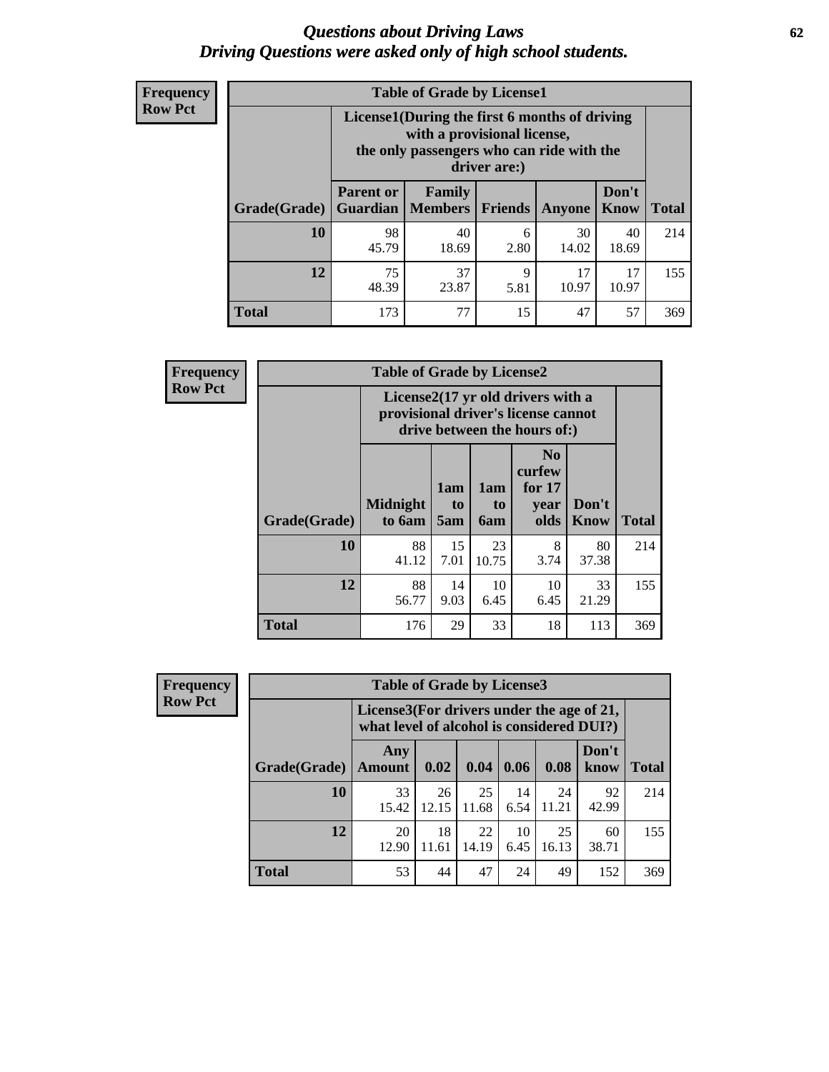# *Questions about Driving Laws*
## *Driving Questions were asked only of high school students.*

**Frequency**
**Row Pct**

| Table of Grade by License1 | | | | | | |
|---|---|---|---|---|---|---|
| | License1(During the first 6 months of driving with a provisional license, the only passengers who can ride with the driver are:) | | | | | |
| Grade(Grade) | Parent or Guardian | Family Members | Friends | Anyone | Don't Know | Total |
| **10** | 98<br>45.79 | 40<br>18.69 | 6<br>2.80 | 30<br>14.02 | 40<br>18.69 | 214 |
| **12** | 75<br>48.39 | 37<br>23.87 | 9<br>5.81 | 17<br>10.97 | 17<br>10.97 | 155 |
| **Total** | 173 | 77 | 15 | 47 | 57 | 369 |

**Frequency**
**Row Pct**

| Table of Grade by License2 | | | | | | |
|---|---|---|---|---|---|---|
| | License2(17 yr old drivers with a provisional driver's license cannot drive between the hours of:) | | | | | |
| Grade(Grade) | Midnight to 6am | 1am to 5am | 1am to 6am | No curfew for 17 year olds | Don't Know | Total |
| **10** | 88<br>41.12 | 15<br>7.01 | 23<br>10.75 | 8<br>3.74 | 80<br>37.38 | 214 |
| **12** | 88<br>56.77 | 14<br>9.03 | 10<br>6.45 | 10<br>6.45 | 33<br>21.29 | 155 |
| **Total** | 176 | 29 | 33 | 18 | 113 | 369 |

**Frequency**
**Row Pct**

| Table of Grade by License3 | | | | | | | |
|---|---|---|---|---|---|---|---|
| | License3(For drivers under the age of 21, what level of alcohol is considered DUI?) | | | | | | |
| Grade(Grade) | Any Amount | 0.02 | 0.04 | 0.06 | 0.08 | Don't know | Total |
| **10** | 33<br>15.42 | 26<br>12.15 | 25<br>11.68 | 14<br>6.54 | 24<br>11.21 | 92<br>42.99 | 214 |
| **12** | 20<br>12.90 | 18<br>11.61 | 22<br>14.19 | 10<br>6.45 | 25<br>16.13 | 60<br>38.71 | 155 |
| **Total** | 53 | 44 | 47 | 24 | 49 | 152 | 369 |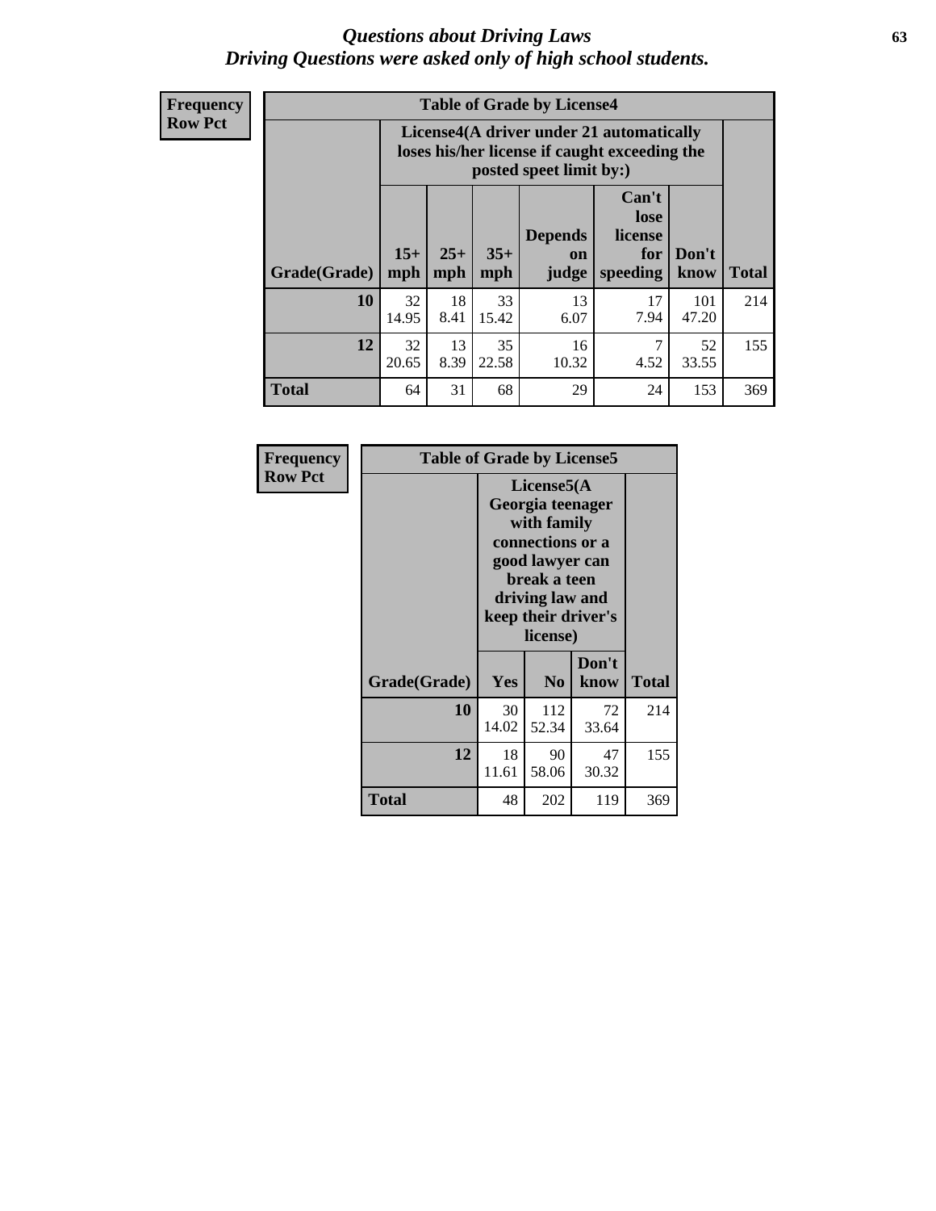# Questions about Driving Laws
## Driving Questions were asked only of high school students.

**Frequency**
**Row Pct**

**Table of Grade by License4**

| Grade(Grade) | License4(A driver under 21 automatically loses his/her license if caught exceeding the posted speet limit by:) 15+ mph | 25+ mph | 35+ mph | Depends on judge | Can't lose license for speeding | Don't know | Total |
|---|---|---|---|---|---|---|---|
| 10 | 32<br>14.95 | 18<br>8.41 | 33<br>15.42 | 13<br>6.07 | 17<br>7.94 | 101<br>47.20 | 214 |
| 12 | 32<br>20.65 | 13<br>8.39 | 35<br>22.58 | 16<br>10.32 | 7<br>4.52 | 52<br>33.55 | 155 |
| Total | 64 | 31 | 68 | 29 | 24 | 153 | 369 |

**Frequency**
**Row Pct**

**Table of Grade by License5**

| Grade(Grade) | License5(A Georgia teenager with family connections or a good lawyer can break a teen driving law and keep their driver's license) Yes | No | Don't know | Total |
|---|---|---|---|---|
| 10 | 30<br>14.02 | 112<br>52.34 | 72<br>33.64 | 214 |
| 12 | 18<br>11.61 | 90<br>58.06 | 47<br>30.32 | 155 |
| Total | 48 | 202 | 119 | 369 |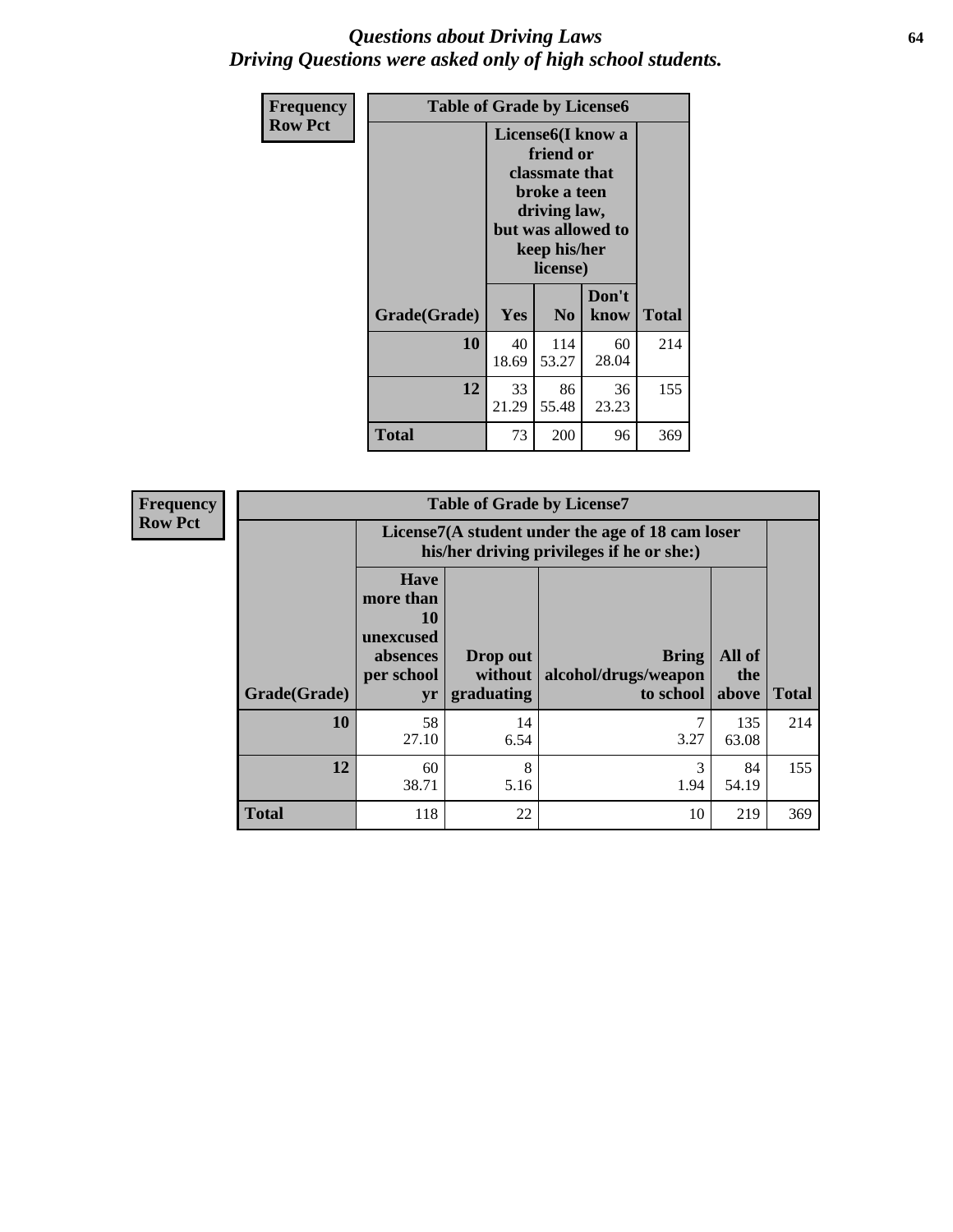# *Questions about Driving Laws*
# *Driving Questions were asked only of high school students.*

| Frequency<br>Row Pct | Table of Grade by License6 | | | |
|---|---|---|---|---|
| | License6(I know a friend or classmate that broke a teen driving law, but was allowed to keep his/her license) | | | |
| Grade(Grade) | Yes | No | Don't know | Total |
| 10 | 40<br>18.69 | 114<br>53.27 | 60<br>28.04 | 214 |
| 12 | 33<br>21.29 | 86<br>55.48 | 36<br>23.23 | 155 |
| Total | 73 | 200 | 96 | 369 |

| Frequency<br>Row Pct | Table of Grade by License7 | | | | |
|---|---|---|---|---|---|
| | License7(A student under the age of 18 cam loser his/her driving privileges if he or she:) | | | | |
| Grade(Grade) | Have more than 10 unexcused absences per school yr | Drop out without graduating | Bring alcohol/drugs/weapon to school | All of the above | Total |
| 10 | 58<br>27.10 | 14<br>6.54 | 7<br>3.27 | 135<br>63.08 | 214 |
| 12 | 60<br>38.71 | 8<br>5.16 | 3<br>1.94 | 84<br>54.19 | 155 |
| Total | 118 | 22 | 10 | 219 | 369 |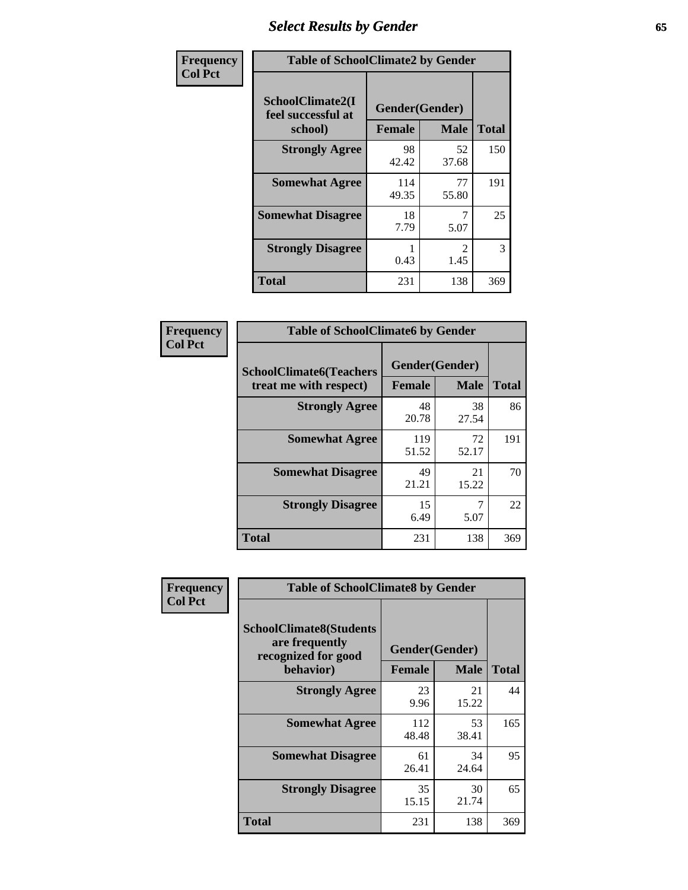# Select Results by Gender

| Frequency<br>Col Pct | Table of SchoolClimate2 by Gender | | |
|---|---|---|---|
| **SchoolClimate2(I feel successful at school)** | **Gender(Gender)** | | |
| | **Female** | **Male** | **Total** |
| **Strongly Agree** | 98<br>42.42 | 52<br>37.68 | 150 |
| **Somewhat Agree** | 114<br>49.35 | 77<br>55.80 | 191 |
| **Somewhat Disagree** | 18<br>7.79 | 7<br>5.07 | 25 |
| **Strongly Disagree** | 1<br>0.43 | 2<br>1.45 | 3 |
| **Total** | 231 | 138 | 369 |

| Frequency<br>Col Pct | Table of SchoolClimate6 by Gender | | |
|---|---|---|---|
| **SchoolClimate6(Teachers treat me with respect)** | **Gender(Gender)** | | |
| | **Female** | **Male** | **Total** |
| **Strongly Agree** | 48<br>20.78 | 38<br>27.54 | 86 |
| **Somewhat Agree** | 119<br>51.52 | 72<br>52.17 | 191 |
| **Somewhat Disagree** | 49<br>21.21 | 21<br>15.22 | 70 |
| **Strongly Disagree** | 15<br>6.49 | 7<br>5.07 | 22 |
| **Total** | 231 | 138 | 369 |

| Frequency<br>Col Pct | Table of SchoolClimate8 by Gender | | |
|---|---|---|---|
| **SchoolClimate8(Students are frequently recognized for good behavior)** | **Gender(Gender)** | | |
| | **Female** | **Male** | **Total** |
| **Strongly Agree** | 23<br>9.96 | 21<br>15.22 | 44 |
| **Somewhat Agree** | 112<br>48.48 | 53<br>38.41 | 165 |
| **Somewhat Disagree** | 61<br>26.41 | 34<br>24.64 | 95 |
| **Strongly Disagree** | 35<br>15.15 | 30<br>21.74 | 65 |
| **Total** | 231 | 138 | 369 |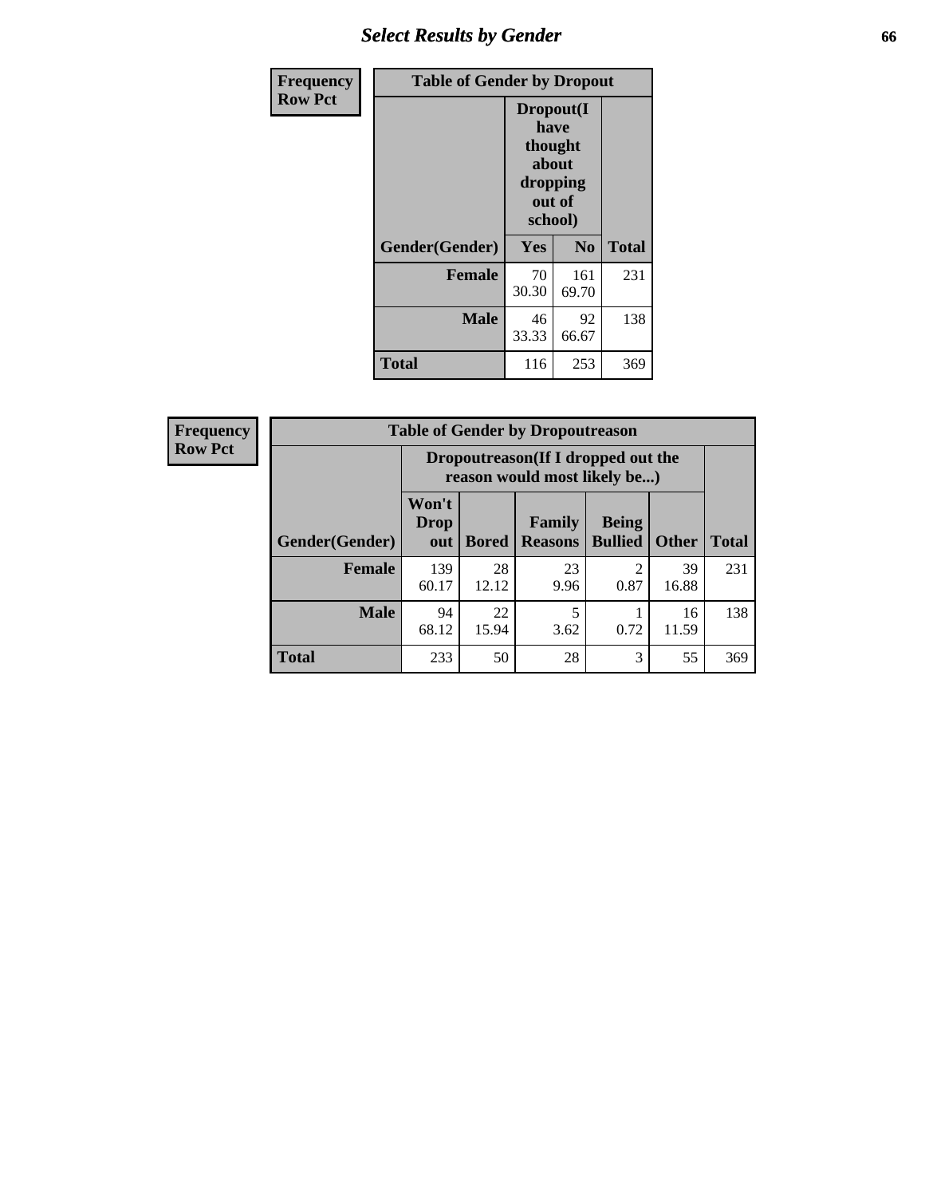| Frequency Row Pct | Table of Gender by Dropout | | |
|---|---|---|---|
| | Dropout(I have thought about dropping out of school) | | |
| Gender(Gender) | Yes | No | Total |
| Female | 70<br>30.30 | 161<br>69.70 | 231 |
| Male | 46<br>33.33 | 92<br>66.67 | 138 |
| Total | 116 | 253 | 369 |

| Frequency Row Pct | Table of Gender by Dropoutreason | | | | | |
|---|---|---|---|---|---|---|
| | Dropoutreason(If I dropped out the reason would most likely be...) | | | | | |
| Gender(Gender) | Won't Drop out | Bored | Family Reasons | Being Bullied | Other | Total |
| Female | 139<br>60.17 | 28<br>12.12 | 23<br>9.96 | 2<br>0.87 | 39<br>16.88 | 231 |
| Male | 94<br>68.12 | 22<br>15.94 | 5<br>3.62 | 1<br>0.72 | 16<br>11.59 | 138 |
| Total | 233 | 50 | 28 | 3 | 55 | 369 |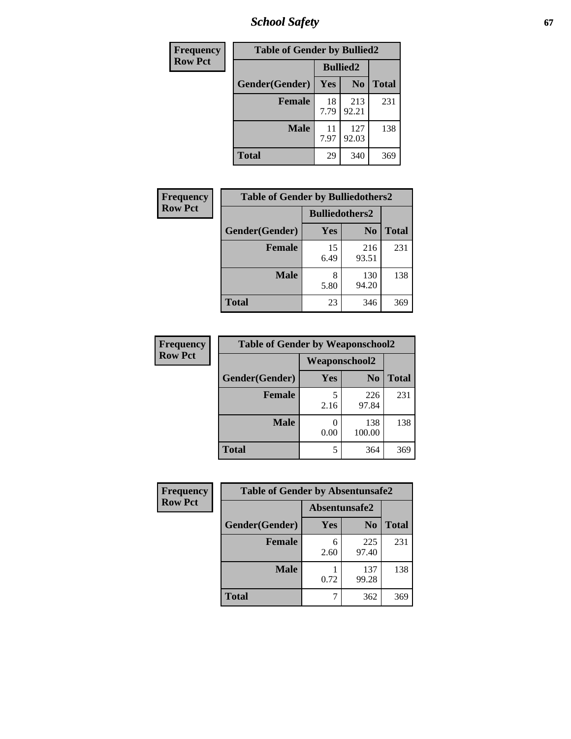| Frequency |
|---|
| Row Pct |

| Table of Gender by Bullied2 | | | |
|---|---|---|---|
| | Bullied2 | | |
| Gender(Gender) | Yes | No | Total |
| Female | 18<br>7.79 | 213<br>92.21 | 231 |
| Male | 11<br>7.97 | 127<br>92.03 | 138 |
| Total | 29 | 340 | 369 |

| Frequency |
|---|
| Row Pct |

| Table of Gender by Bulliedothers2 | | | |
|---|---|---|---|
| | Bulliedothers2 | | |
| Gender(Gender) | Yes | No | Total |
| Female | 15<br>6.49 | 216<br>93.51 | 231 |
| Male | 8<br>5.80 | 130<br>94.20 | 138 |
| Total | 23 | 346 | 369 |

| Frequency |
|---|
| Row Pct |

| Table of Gender by Weaponschool2 | | | |
|---|---|---|---|
| | Weaponschool2 | | |
| Gender(Gender) | Yes | No | Total |
| Female | 5<br>2.16 | 226<br>97.84 | 231 |
| Male | 0<br>0.00 | 138<br>100.00 | 138 |
| Total | 5 | 364 | 369 |

| Frequency |
|---|
| Row Pct |

| Table of Gender by Absentunsafe2 | | | |
|---|---|---|---|
| | Absentunsafe2 | | |
| Gender(Gender) | Yes | No | Total |
| Female | 6<br>2.60 | 225<br>97.40 | 231 |
| Male | 1<br>0.72 | 137<br>99.28 | 138 |
| Total | 7 | 362 | 369 |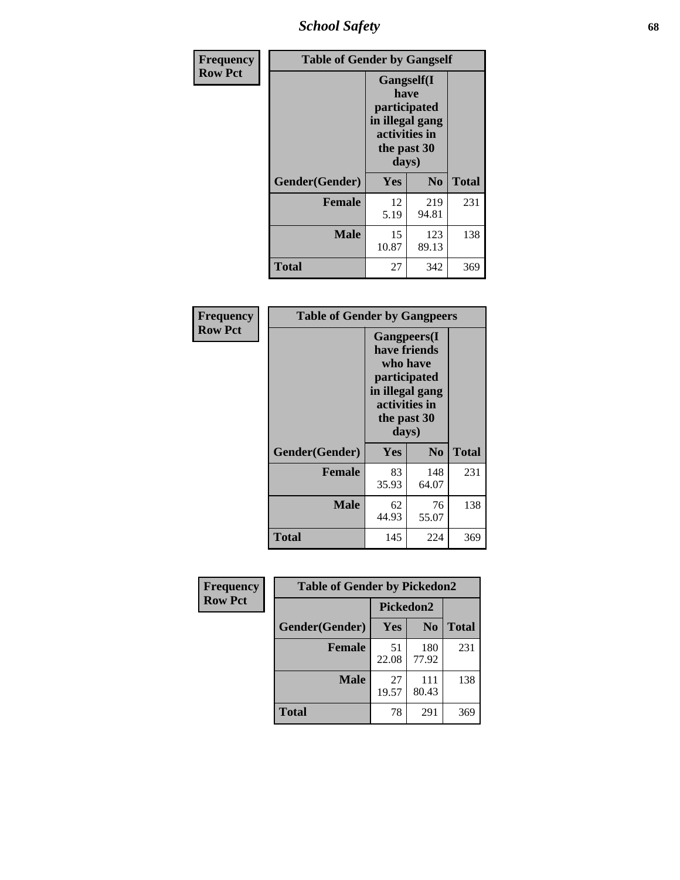| Frequency Row Pct | Table of Gender by Gangself | | |
|---|---|---|---|
| | Gangself(I have participated in illegal gang activities in the past 30 days) | | |
| Gender(Gender) | Yes | No | Total |
| Female | 12<br>5.19 | 219<br>94.81 | 231 |
| Male | 15<br>10.87 | 123<br>89.13 | 138 |
| Total | 27 | 342 | 369 |

| Frequency Row Pct | Table of Gender by Gangpeers | | |
|---|---|---|---|
| | Gangpeers(I have friends who have participated in illegal gang activities in the past 30 days) | | |
| Gender(Gender) | Yes | No | Total |
| Female | 83<br>35.93 | 148<br>64.07 | 231 |
| Male | 62<br>44.93 | 76<br>55.07 | 138 |
| Total | 145 | 224 | 369 |

| Frequency Row Pct | Table of Gender by Pickedon2 | | |
|---|---|---|---|
| | Pickedon2 | | |
| Gender(Gender) | Yes | No | Total |
| Female | 51<br>22.08 | 180<br>77.92 | 231 |
| Male | 27<br>19.57 | 111<br>80.43 | 138 |
| Total | 78 | 291 | 369 |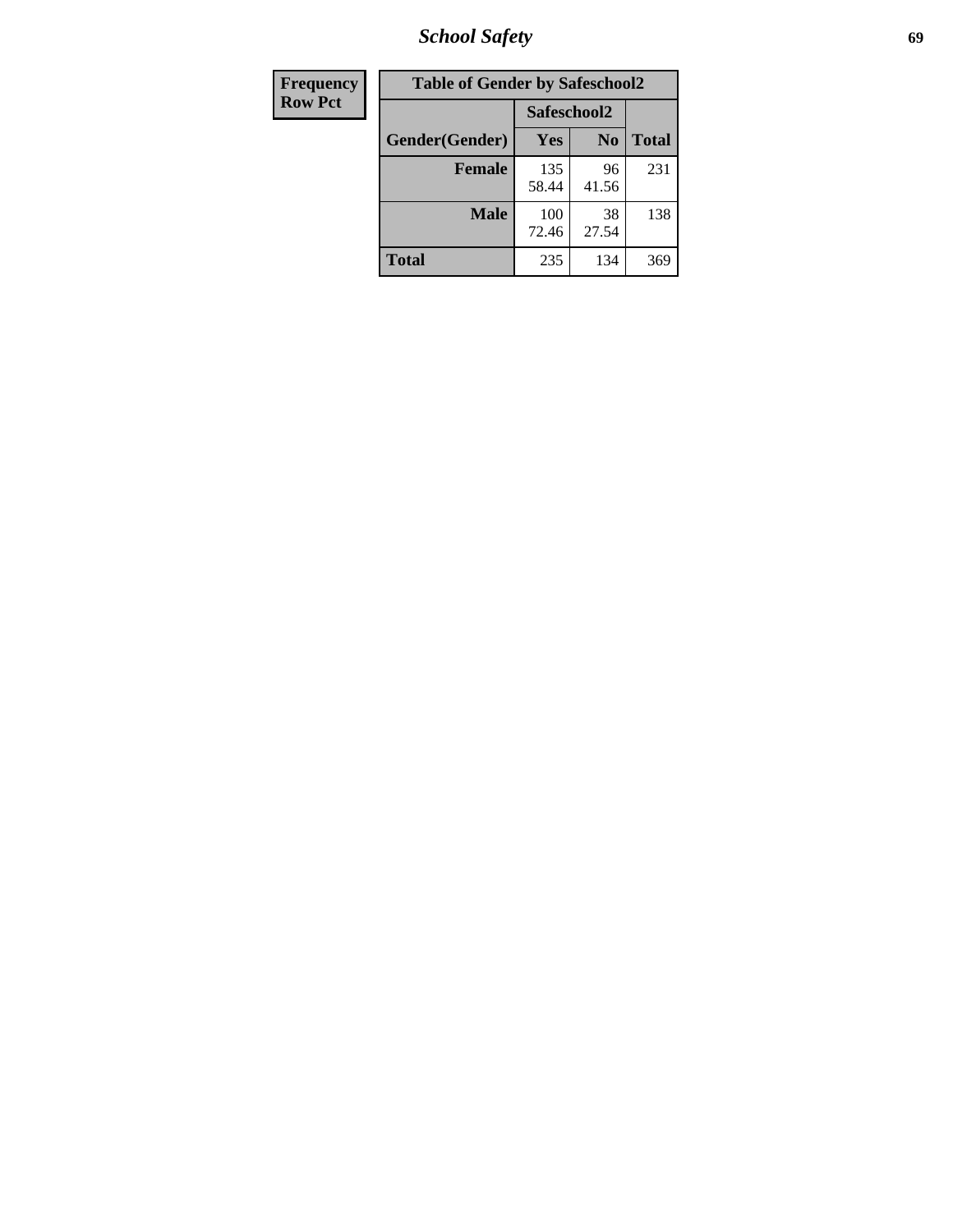| Frequency<br>Row Pct |
| --- |

**Table of Gender by Safeschool2**

| Gender(Gender) | Safeschool2 Yes | Safeschool2 No | Total |
| --- | --- | --- | --- |
| **Female** | 135<br>58.44 | 96<br>41.56 | 231 |
| **Male** | 100<br>72.46 | 38<br>27.54 | 138 |
| **Total** | 235 | 134 | 369 |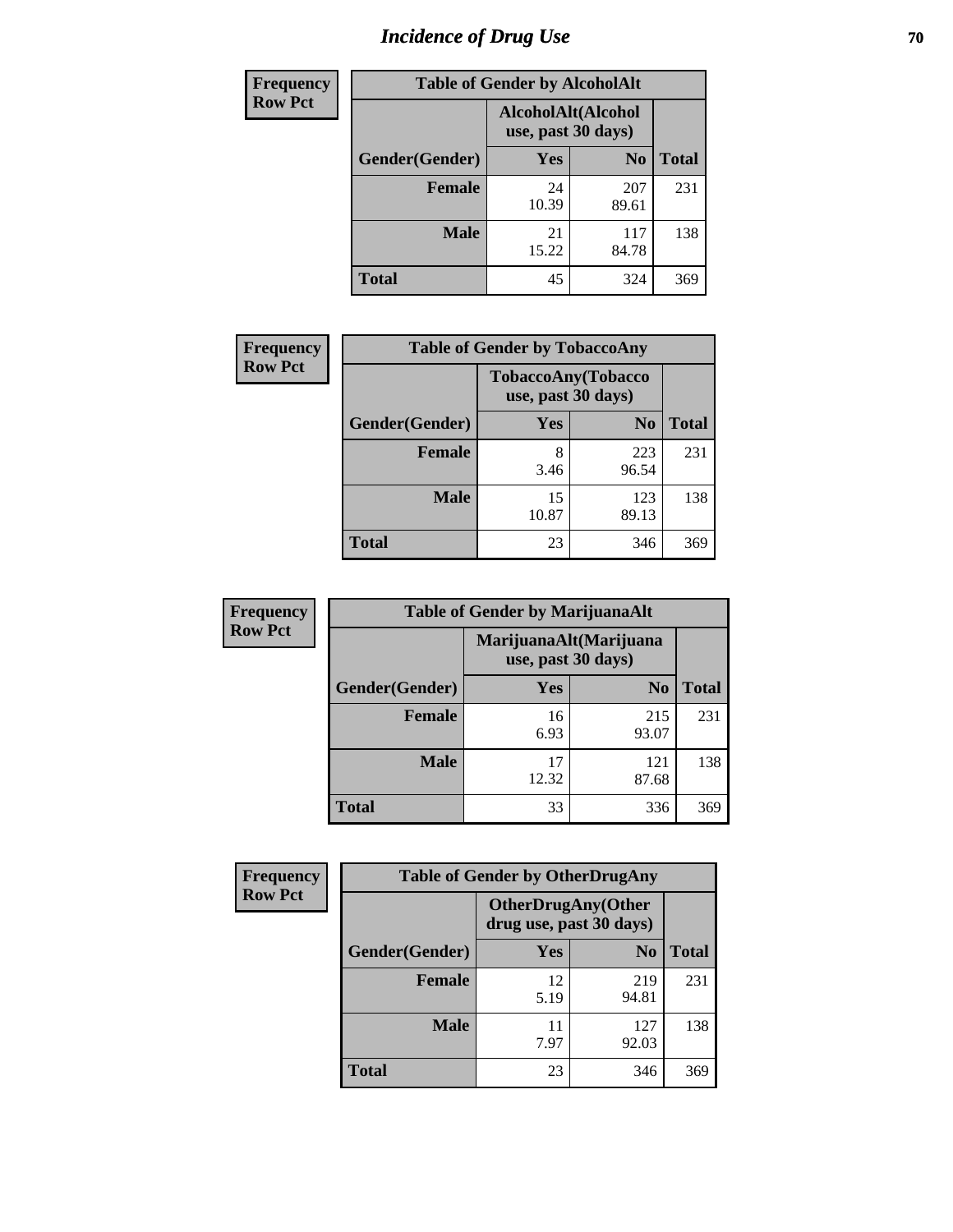# Incidence of Drug Use

**Frequency**
**Row Pct**

| Table of Gender by AlcoholAlt | | | |
|---|---|---|---|
| | AlcoholAlt(Alcohol use, past 30 days) | | |
| Gender(Gender) | Yes | No | Total |
| Female | 24<br>10.39 | 207<br>89.61 | 231 |
| Male | 21<br>15.22 | 117<br>84.78 | 138 |
| Total | 45 | 324 | 369 |

**Frequency**
**Row Pct**

| Table of Gender by TobaccoAny | | | |
|---|---|---|---|
| | TobaccoAny(Tobacco use, past 30 days) | | |
| Gender(Gender) | Yes | No | Total |
| Female | 8<br>3.46 | 223<br>96.54 | 231 |
| Male | 15<br>10.87 | 123<br>89.13 | 138 |
| Total | 23 | 346 | 369 |

**Frequency**
**Row Pct**

| Table of Gender by MarijuanaAlt | | | |
|---|---|---|---|
| | MarijuanaAlt(Marijuana use, past 30 days) | | |
| Gender(Gender) | Yes | No | Total |
| Female | 16<br>6.93 | 215<br>93.07 | 231 |
| Male | 17<br>12.32 | 121<br>87.68 | 138 |
| Total | 33 | 336 | 369 |

**Frequency**
**Row Pct**

| Table of Gender by OtherDrugAny | | | |
|---|---|---|---|
| | OtherDrugAny(Other drug use, past 30 days) | | |
| Gender(Gender) | Yes | No | Total |
| Female | 12<br>5.19 | 219<br>94.81 | 231 |
| Male | 11<br>7.97 | 127<br>92.03 | 138 |
| Total | 23 | 346 | 369 |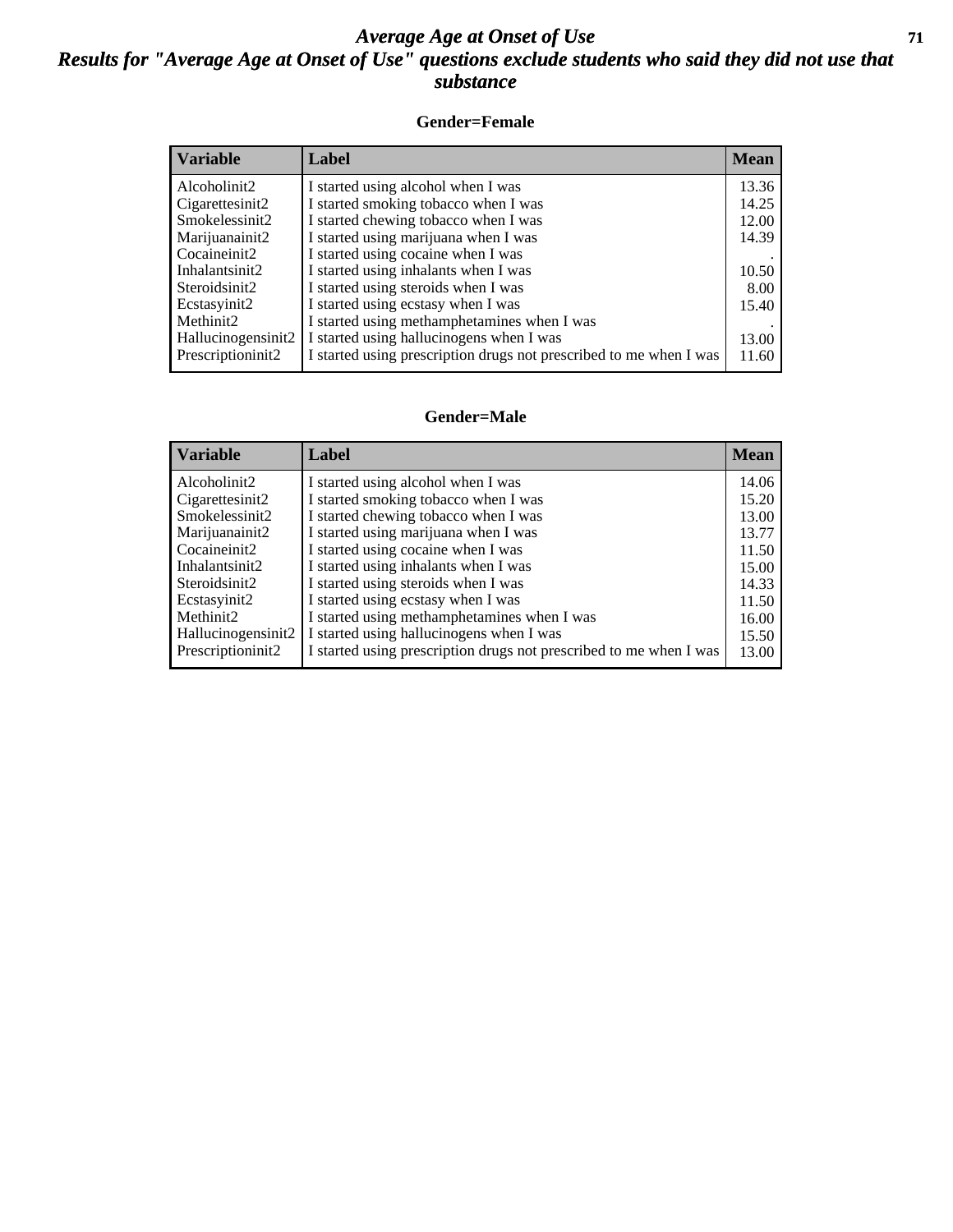# *Average Age at Onset of Use*
## *Results for "Average Age at Onset of Use" questions exclude students who said they did not use that substance*

### Gender=Female

| Variable | Label | Mean |
|---|---|---|
| Alcoholinit2 | I started using alcohol when I was | 13.36 |
| Cigarettesinit2 | I started smoking tobacco when I was | 14.25 |
| Smokelessinit2 | I started chewing tobacco when I was | 12.00 |
| Marijuanainit2 | I started using marijuana when I was | 14.39 |
| Cocaineinit2 | I started using cocaine when I was | . |
| Inhalantsinit2 | I started using inhalants when I was | 10.50 |
| Steroidsinit2 | I started using steroids when I was | 8.00 |
| Ecstasyinit2 | I started using ecstasy when I was | 15.40 |
| Methinit2 | I started using methamphetamines when I was | . |
| Hallucinogensinit2 | I started using hallucinogens when I was | 13.00 |
| Prescriptioninit2 | I started using prescription drugs not prescribed to me when I was | 11.60 |

### Gender=Male

| Variable | Label | Mean |
|---|---|---|
| Alcoholinit2 | I started using alcohol when I was | 14.06 |
| Cigarettesinit2 | I started smoking tobacco when I was | 15.20 |
| Smokelessinit2 | I started chewing tobacco when I was | 13.00 |
| Marijuanainit2 | I started using marijuana when I was | 13.77 |
| Cocaineinit2 | I started using cocaine when I was | 11.50 |
| Inhalantsinit2 | I started using inhalants when I was | 15.00 |
| Steroidsinit2 | I started using steroids when I was | 14.33 |
| Ecstasyinit2 | I started using ecstasy when I was | 11.50 |
| Methinit2 | I started using methamphetamines when I was | 16.00 |
| Hallucinogensinit2 | I started using hallucinogens when I was | 15.50 |
| Prescriptioninit2 | I started using prescription drugs not prescribed to me when I was | 13.00 |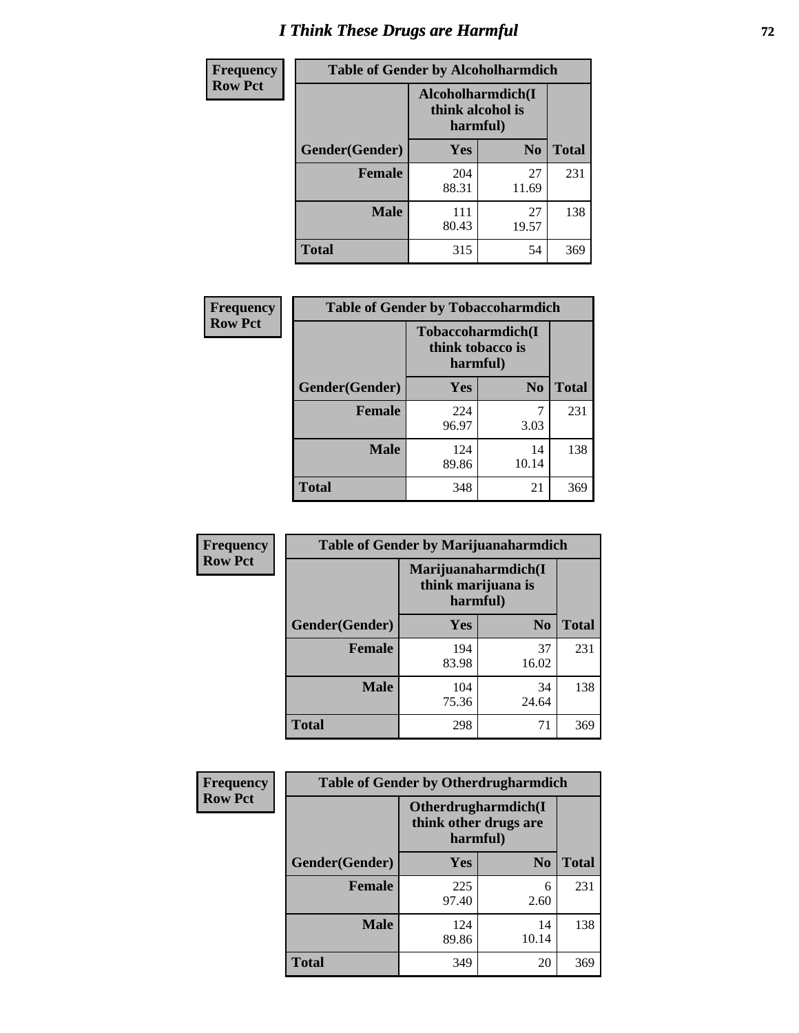# I Think These Drugs are Harmful

| Frequency<br>Row Pct | Table of Gender by Alcoholharmdich | | |
|---|---|---|---|
| | Alcoholharmdich(I think alcohol is harmful) | | |
| Gender(Gender) | Yes | No | Total |
| Female | 204<br>88.31 | 27<br>11.69 | 231 |
| Male | 111<br>80.43 | 27<br>19.57 | 138 |
| Total | 315 | 54 | 369 |

| Frequency<br>Row Pct | Table of Gender by Tobaccoharmdich | | |
|---|---|---|---|
| | Tobaccoharmdich(I think tobacco is harmful) | | |
| Gender(Gender) | Yes | No | Total |
| Female | 224<br>96.97 | 7<br>3.03 | 231 |
| Male | 124<br>89.86 | 14<br>10.14 | 138 |
| Total | 348 | 21 | 369 |

| Frequency<br>Row Pct | Table of Gender by Marijuanaharmdich | | |
|---|---|---|---|
| | Marijuanaharmdich(I think marijuana is harmful) | | |
| Gender(Gender) | Yes | No | Total |
| Female | 194<br>83.98 | 37<br>16.02 | 231 |
| Male | 104<br>75.36 | 34<br>24.64 | 138 |
| Total | 298 | 71 | 369 |

| Frequency<br>Row Pct | Table of Gender by Otherdrugharmdich | | |
|---|---|---|---|
| | Otherdrugharmdich(I think other drugs are harmful) | | |
| Gender(Gender) | Yes | No | Total |
| Female | 225<br>97.40 | 6<br>2.60 | 231 |
| Male | 124<br>89.86 | 14<br>10.14 | 138 |
| Total | 349 | 20 | 369 |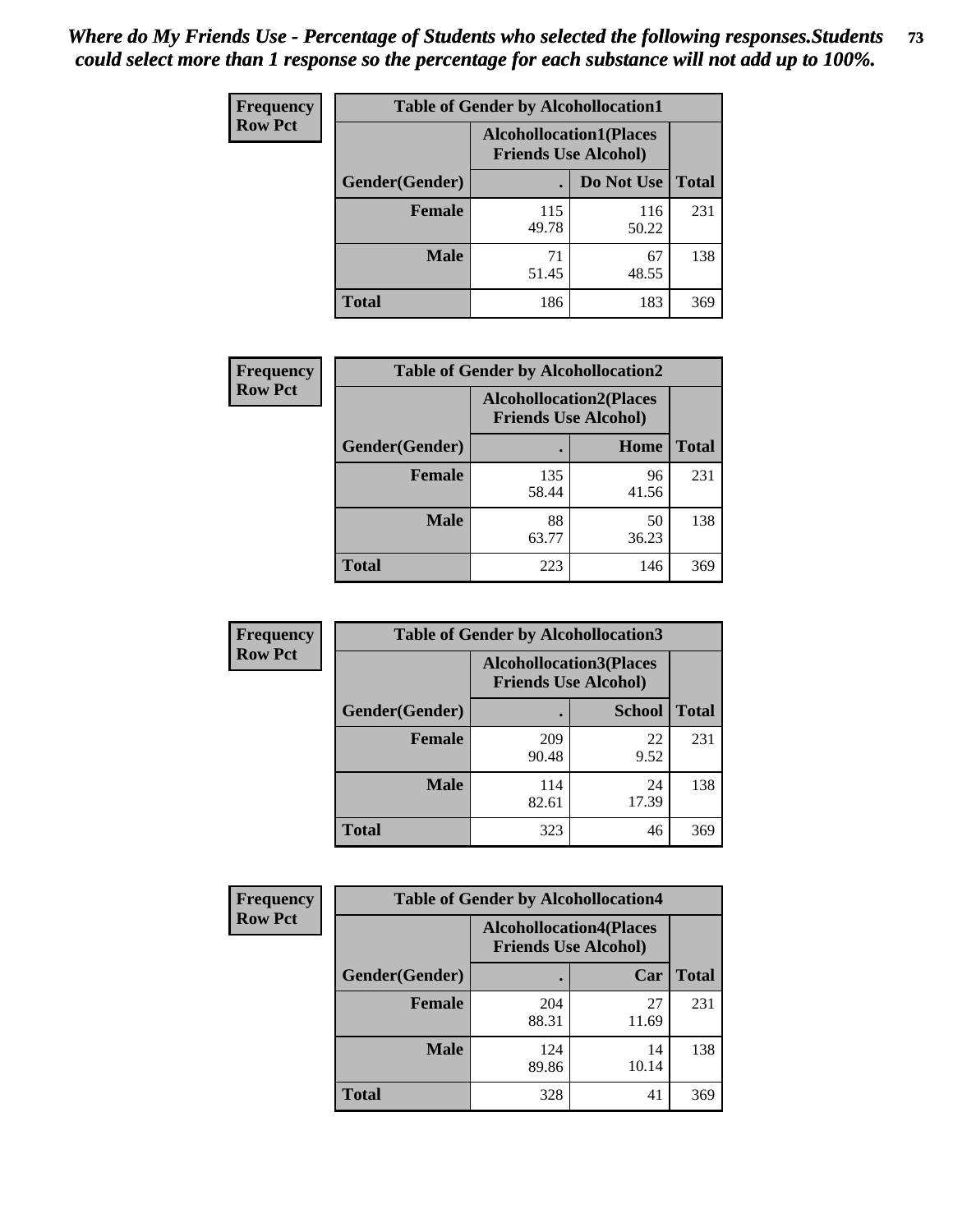*Where do My Friends Use - Percentage of Students who selected the following responses.Students could select more than 1 response so the percentage for each substance will not add up to 100%.*

**Frequency Row Pct**

| Table of Gender by Alcohollocation1 | | | |
|---|---|---|---|
| | Alcohollocation1(Places Friends Use Alcohol) | | |
| Gender(Gender) | . | Do Not Use | Total |
| **Female** | 115<br>49.78 | 116<br>50.22 | 231 |
| **Male** | 71<br>51.45 | 67<br>48.55 | 138 |
| **Total** | 186 | 183 | 369 |

**Frequency Row Pct**

| Table of Gender by Alcohollocation2 | | | |
|---|---|---|---|
| | Alcohollocation2(Places Friends Use Alcohol) | | |
| Gender(Gender) | . | Home | Total |
| **Female** | 135<br>58.44 | 96<br>41.56 | 231 |
| **Male** | 88<br>63.77 | 50<br>36.23 | 138 |
| **Total** | 223 | 146 | 369 |

**Frequency Row Pct**

| Table of Gender by Alcohollocation3 | | | |
|---|---|---|---|
| | Alcohollocation3(Places Friends Use Alcohol) | | |
| Gender(Gender) | . | School | Total |
| **Female** | 209<br>90.48 | 22<br>9.52 | 231 |
| **Male** | 114<br>82.61 | 24<br>17.39 | 138 |
| **Total** | 323 | 46 | 369 |

**Frequency Row Pct**

| Table of Gender by Alcohollocation4 | | | |
|---|---|---|---|
| | Alcohollocation4(Places Friends Use Alcohol) | | |
| Gender(Gender) | . | Car | Total |
| **Female** | 204<br>88.31 | 27<br>11.69 | 231 |
| **Male** | 124<br>89.86 | 14<br>10.14 | 138 |
| **Total** | 328 | 41 | 369 |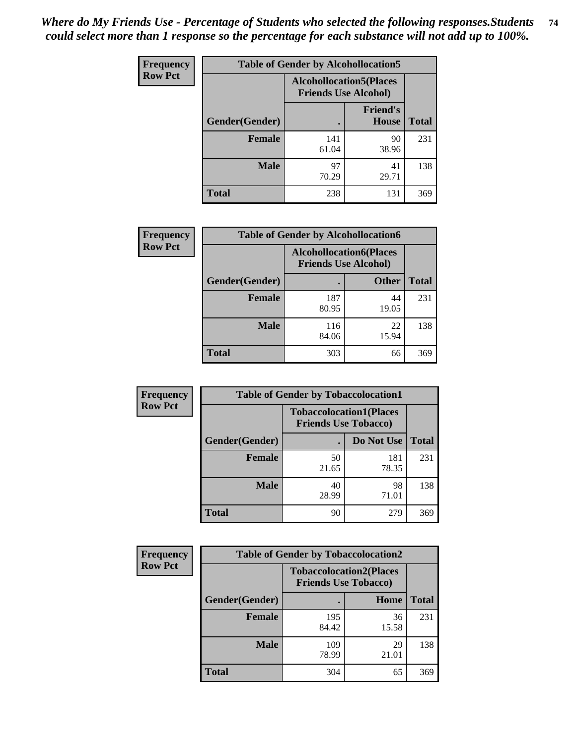*Where do My Friends Use - Percentage of Students who selected the following responses.Students could select more than 1 response so the percentage for each substance will not add up to 100%.*

**Frequency / Row Pct**

| Table of Gender by Alcohollocation5 | | | |
|---|---|---|---|
| | Alcohollocation5(Places Friends Use Alcohol) | | |
| Gender(Gender) | . | Friend's House | Total |
| Female | 141<br>61.04 | 90<br>38.96 | 231 |
| Male | 97<br>70.29 | 41<br>29.71 | 138 |
| Total | 238 | 131 | 369 |

**Frequency / Row Pct**

| Table of Gender by Alcohollocation6 | | | |
|---|---|---|---|
| | Alcohollocation6(Places Friends Use Alcohol) | | |
| Gender(Gender) | . | Other | Total |
| Female | 187<br>80.95 | 44<br>19.05 | 231 |
| Male | 116<br>84.06 | 22<br>15.94 | 138 |
| Total | 303 | 66 | 369 |

**Frequency / Row Pct**

| Table of Gender by Tobaccolocation1 | | | |
|---|---|---|---|
| | Tobaccolocation1(Places Friends Use Tobacco) | | |
| Gender(Gender) | . | Do Not Use | Total |
| Female | 50<br>21.65 | 181<br>78.35 | 231 |
| Male | 40<br>28.99 | 98<br>71.01 | 138 |
| Total | 90 | 279 | 369 |

**Frequency / Row Pct**

| Table of Gender by Tobaccolocation2 | | | |
|---|---|---|---|
| | Tobaccolocation2(Places Friends Use Tobacco) | | |
| Gender(Gender) | . | Home | Total |
| Female | 195<br>84.42 | 36<br>15.58 | 231 |
| Male | 109<br>78.99 | 29<br>21.01 | 138 |
| Total | 304 | 65 | 369 |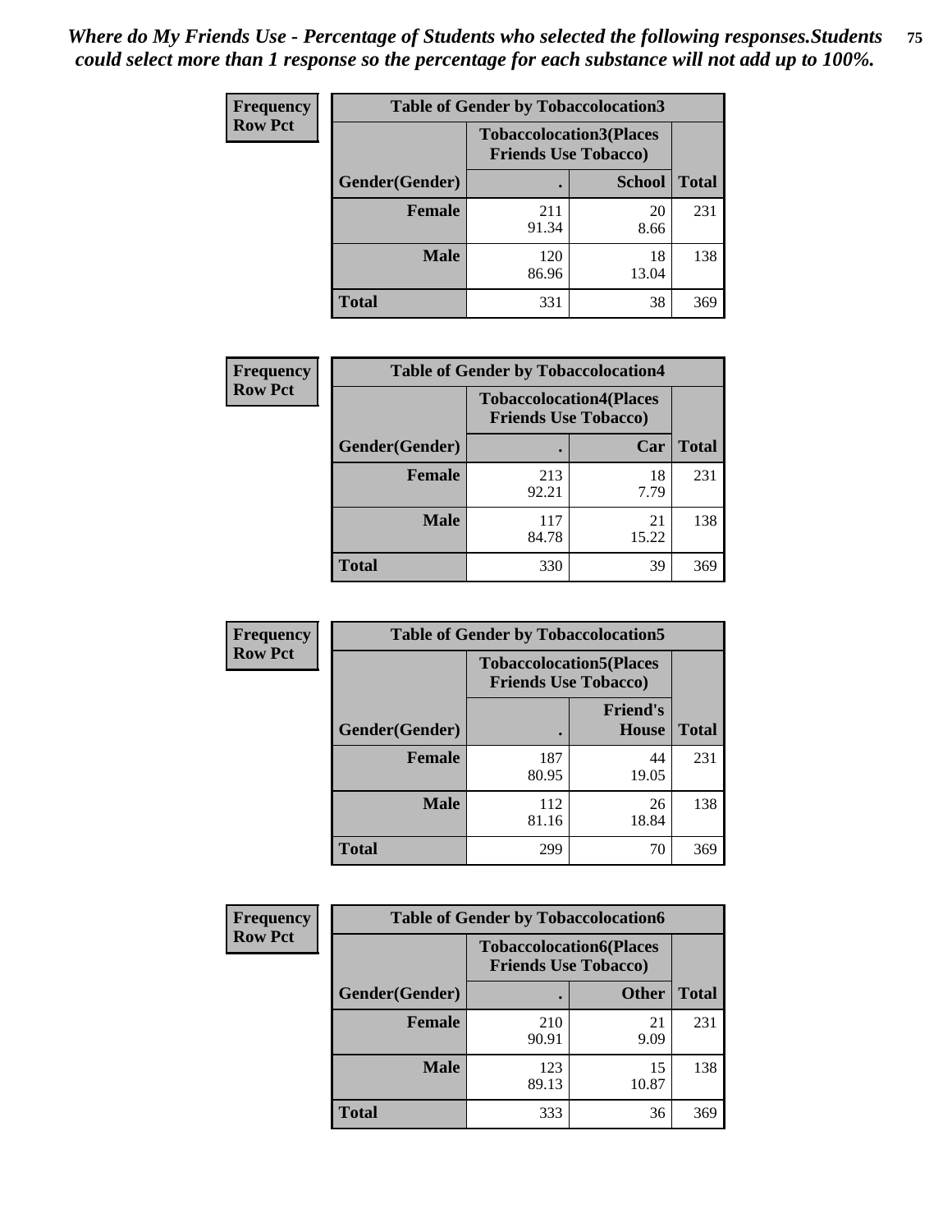*Where do My Friends Use - Percentage of Students who selected the following responses.Students could select more than 1 response so the percentage for each substance will not add up to 100%.*

**Frequency Row Pct**

| Table of Gender by Tobaccolocation3 | | | |
|---|---|---|---|
| | Tobaccolocation3(Places Friends Use Tobacco) | | |
| Gender(Gender) | . | School | Total |
| Female | 211<br>91.34 | 20<br>8.66 | 231 |
| Male | 120<br>86.96 | 18<br>13.04 | 138 |
| Total | 331 | 38 | 369 |

**Frequency Row Pct**

| Table of Gender by Tobaccolocation4 | | | |
|---|---|---|---|
| | Tobaccolocation4(Places Friends Use Tobacco) | | |
| Gender(Gender) | . | Car | Total |
| Female | 213<br>92.21 | 18<br>7.79 | 231 |
| Male | 117<br>84.78 | 21<br>15.22 | 138 |
| Total | 330 | 39 | 369 |

**Frequency Row Pct**

| Table of Gender by Tobaccolocation5 | | | |
|---|---|---|---|
| | Tobaccolocation5(Places Friends Use Tobacco) | | |
| Gender(Gender) | . | Friend's House | Total |
| Female | 187<br>80.95 | 44<br>19.05 | 231 |
| Male | 112<br>81.16 | 26<br>18.84 | 138 |
| Total | 299 | 70 | 369 |

**Frequency Row Pct**

| Table of Gender by Tobaccolocation6 | | | |
|---|---|---|---|
| | Tobaccolocation6(Places Friends Use Tobacco) | | |
| Gender(Gender) | . | Other | Total |
| Female | 210<br>90.91 | 21<br>9.09 | 231 |
| Male | 123<br>89.13 | 15<br>10.87 | 138 |
| Total | 333 | 36 | 369 |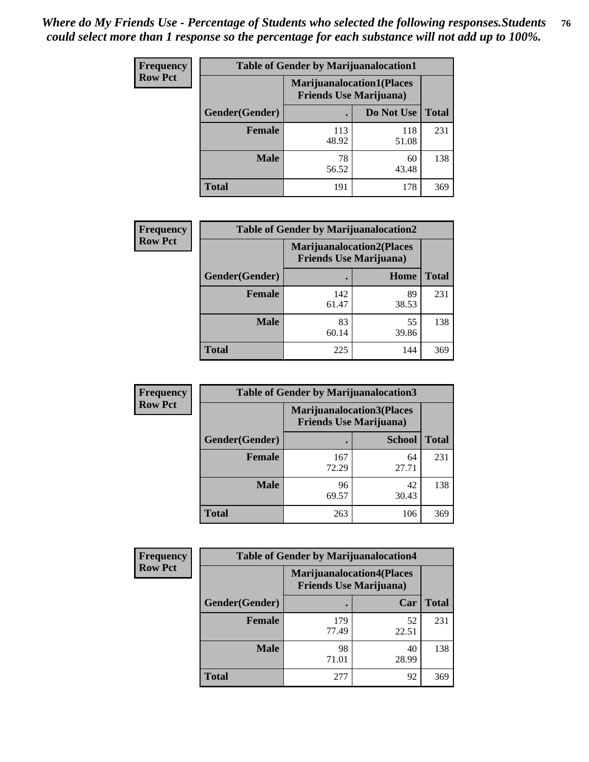*Where do My Friends Use - Percentage of Students who selected the following responses.Students could select more than 1 response so the percentage for each substance will not add up to 100%.*

**Frequency / Row Pct**

| Table of Gender by Marijuanalocation1 | | | |
|---|---|---|---|
| | Marijuanalocation1(Places Friends Use Marijuana) | | |
| Gender(Gender) | . | Do Not Use | Total |
| **Female** | 113<br>48.92 | 118<br>51.08 | 231 |
| **Male** | 78<br>56.52 | 60<br>43.48 | 138 |
| **Total** | 191 | 178 | 369 |

**Frequency / Row Pct**

| Table of Gender by Marijuanalocation2 | | | |
|---|---|---|---|
| | Marijuanalocation2(Places Friends Use Marijuana) | | |
| Gender(Gender) | . | Home | Total |
| **Female** | 142<br>61.47 | 89<br>38.53 | 231 |
| **Male** | 83<br>60.14 | 55<br>39.86 | 138 |
| **Total** | 225 | 144 | 369 |

**Frequency / Row Pct**

| Table of Gender by Marijuanalocation3 | | | |
|---|---|---|---|
| | Marijuanalocation3(Places Friends Use Marijuana) | | |
| Gender(Gender) | . | School | Total |
| **Female** | 167<br>72.29 | 64<br>27.71 | 231 |
| **Male** | 96<br>69.57 | 42<br>30.43 | 138 |
| **Total** | 263 | 106 | 369 |

**Frequency / Row Pct**

| Table of Gender by Marijuanalocation4 | | | |
|---|---|---|---|
| | Marijuanalocation4(Places Friends Use Marijuana) | | |
| Gender(Gender) | . | Car | Total |
| **Female** | 179<br>77.49 | 52<br>22.51 | 231 |
| **Male** | 98<br>71.01 | 40<br>28.99 | 138 |
| **Total** | 277 | 92 | 369 |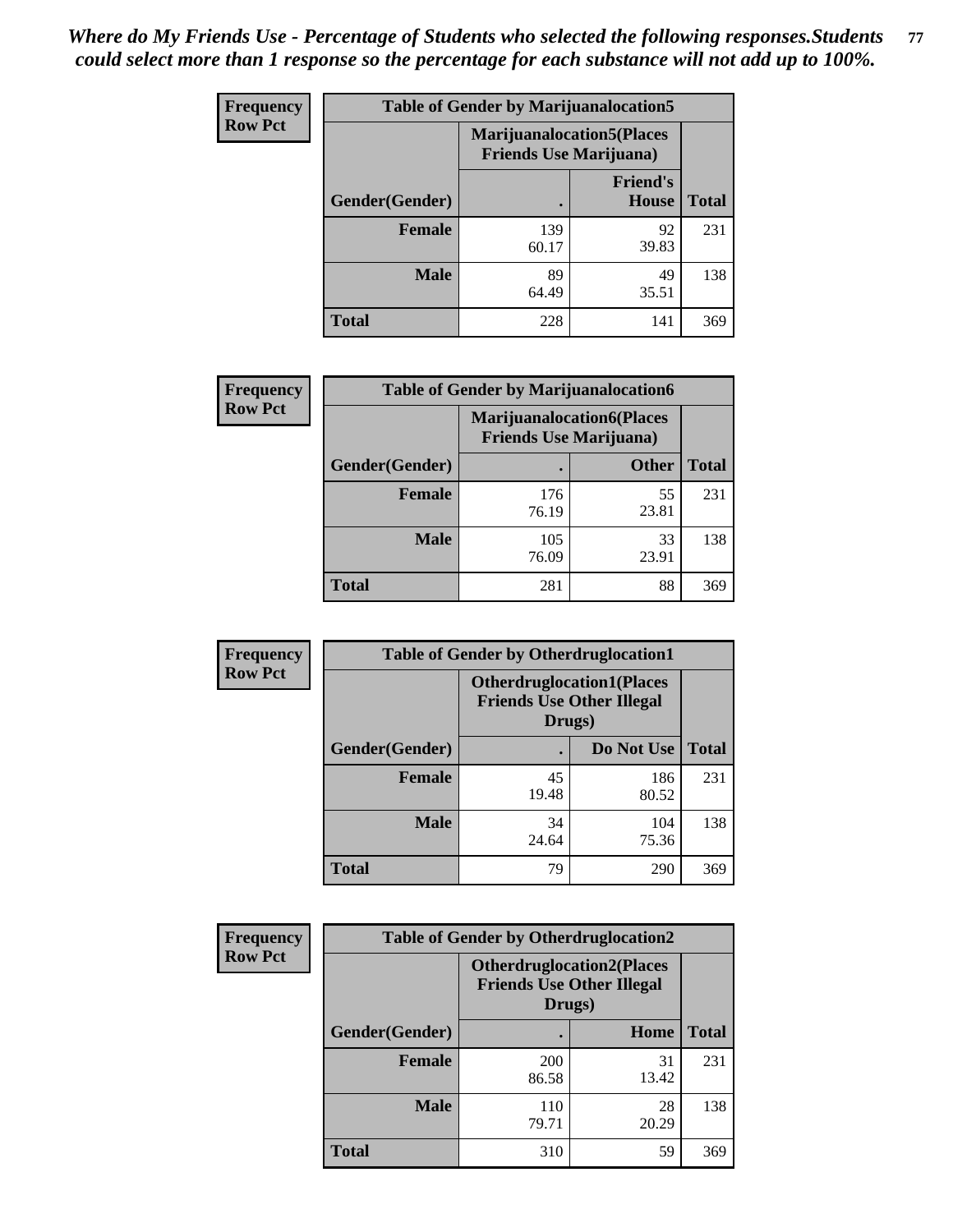*Where do My Friends Use - Percentage of Students who selected the following responses.Students could select more than 1 response so the percentage for each substance will not add up to 100%.*

**Frequency**
**Row Pct**

| Table of Gender by Marijuanalocation5 | | | |
|---|---|---|---|
| | Marijuanalocation5(Places Friends Use Marijuana) | | |
| Gender(Gender) | . | Friend's House | Total |
| **Female** | 139<br>60.17 | 92<br>39.83 | 231 |
| **Male** | 89<br>64.49 | 49<br>35.51 | 138 |
| **Total** | 228 | 141 | 369 |

**Frequency**
**Row Pct**

| Table of Gender by Marijuanalocation6 | | | |
|---|---|---|---|
| | Marijuanalocation6(Places Friends Use Marijuana) | | |
| Gender(Gender) | . | Other | Total |
| **Female** | 176<br>76.19 | 55<br>23.81 | 231 |
| **Male** | 105<br>76.09 | 33<br>23.91 | 138 |
| **Total** | 281 | 88 | 369 |

**Frequency**
**Row Pct**

| Table of Gender by Otherdruglocation1 | | | |
|---|---|---|---|
| | Otherdruglocation1(Places Friends Use Other Illegal Drugs) | | |
| Gender(Gender) | . | Do Not Use | Total |
| **Female** | 45<br>19.48 | 186<br>80.52 | 231 |
| **Male** | 34<br>24.64 | 104<br>75.36 | 138 |
| **Total** | 79 | 290 | 369 |

**Frequency**
**Row Pct**

| Table of Gender by Otherdruglocation2 | | | |
|---|---|---|---|
| | Otherdruglocation2(Places Friends Use Other Illegal Drugs) | | |
| Gender(Gender) | . | Home | Total |
| **Female** | 200<br>86.58 | 31<br>13.42 | 231 |
| **Male** | 110<br>79.71 | 28<br>20.29 | 138 |
| **Total** | 310 | 59 | 369 |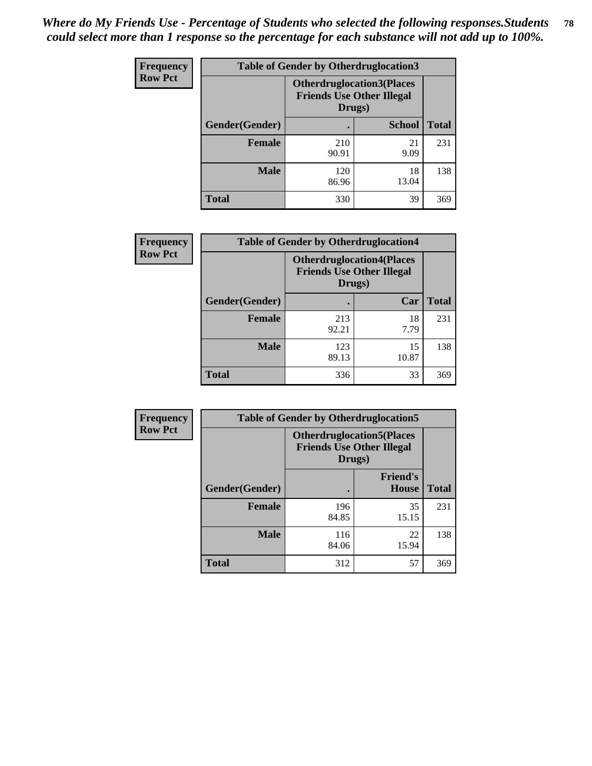*Where do My Friends Use - Percentage of Students who selected the following responses.Students could select more than 1 response so the percentage for each substance will not add up to 100%.*

**Frequency**
**Row Pct**

| Table of Gender by Otherdruglocation3 | | | |
|---|---|---|---|
| | Otherdruglocation3(Places Friends Use Other Illegal Drugs) | | |
| Gender(Gender) | . | School | Total |
| Female | 210<br>90.91 | 21<br>9.09 | 231 |
| Male | 120<br>86.96 | 18<br>13.04 | 138 |
| Total | 330 | 39 | 369 |

**Frequency**
**Row Pct**

| Table of Gender by Otherdruglocation4 | | | |
|---|---|---|---|
| | Otherdruglocation4(Places Friends Use Other Illegal Drugs) | | |
| Gender(Gender) | . | Car | Total |
| Female | 213<br>92.21 | 18<br>7.79 | 231 |
| Male | 123<br>89.13 | 15<br>10.87 | 138 |
| Total | 336 | 33 | 369 |

**Frequency**
**Row Pct**

| Table of Gender by Otherdruglocation5 | | | |
|---|---|---|---|
| | Otherdruglocation5(Places Friends Use Other Illegal Drugs) | | |
| Gender(Gender) | . | Friend's House | Total |
| Female | 196<br>84.85 | 35<br>15.15 | 231 |
| Male | 116<br>84.06 | 22<br>15.94 | 138 |
| Total | 312 | 57 | 369 |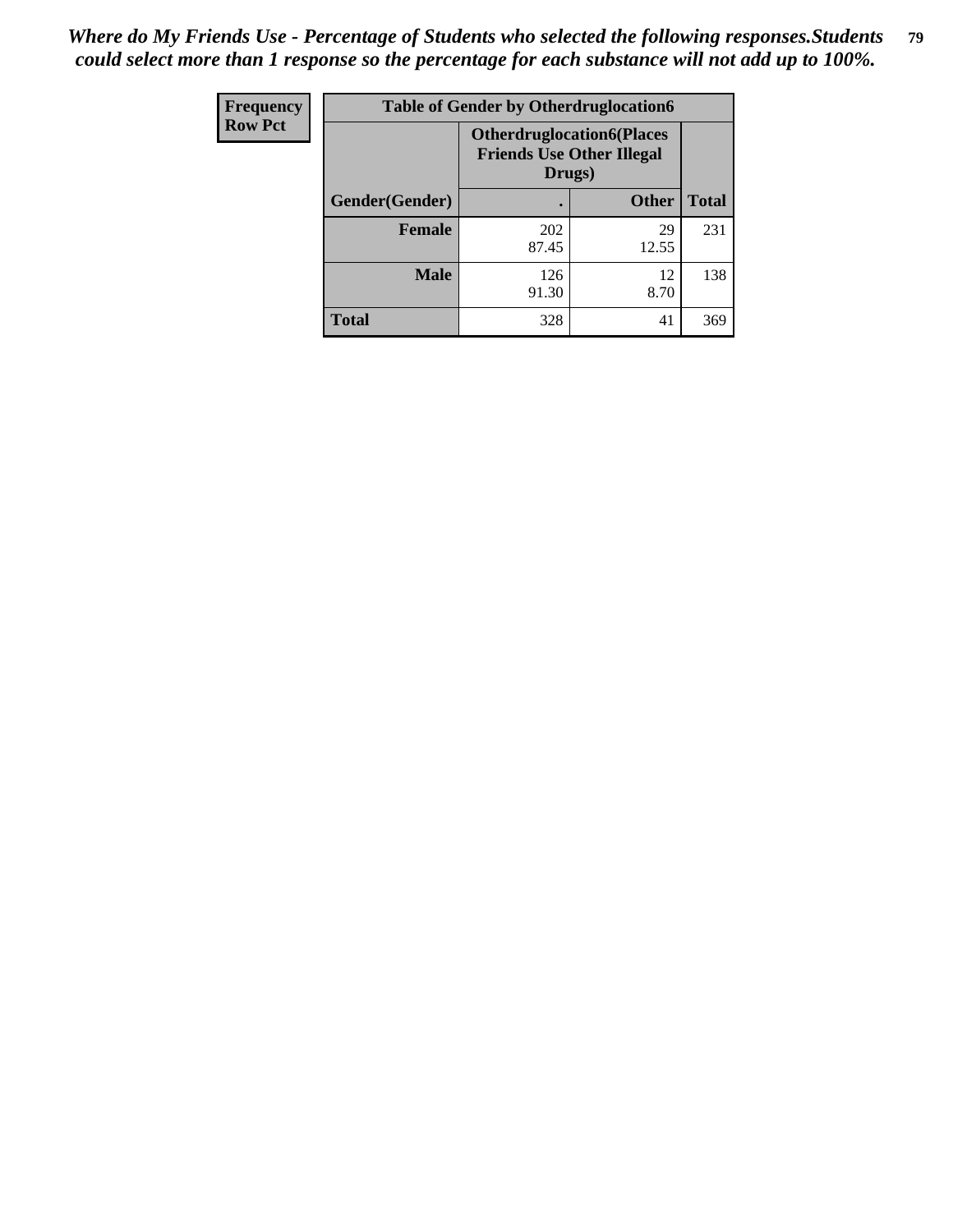*Where do My Friends Use - Percentage of Students who selected the following responses.Students could select more than 1 response so the percentage for each substance will not add up to 100%.*

| Frequency<br>Row Pct | Table of Gender by Otherdruglocation6 | | |
|---|---|---|---|
| | Otherdruglocation6(Places Friends Use Other Illegal Drugs) | | |
| Gender(Gender) | . | Other | Total |
| Female | 202<br>87.45 | 29<br>12.55 | 231 |
| Male | 126<br>91.30 | 12<br>8.70 | 138 |
| Total | 328 | 41 | 369 |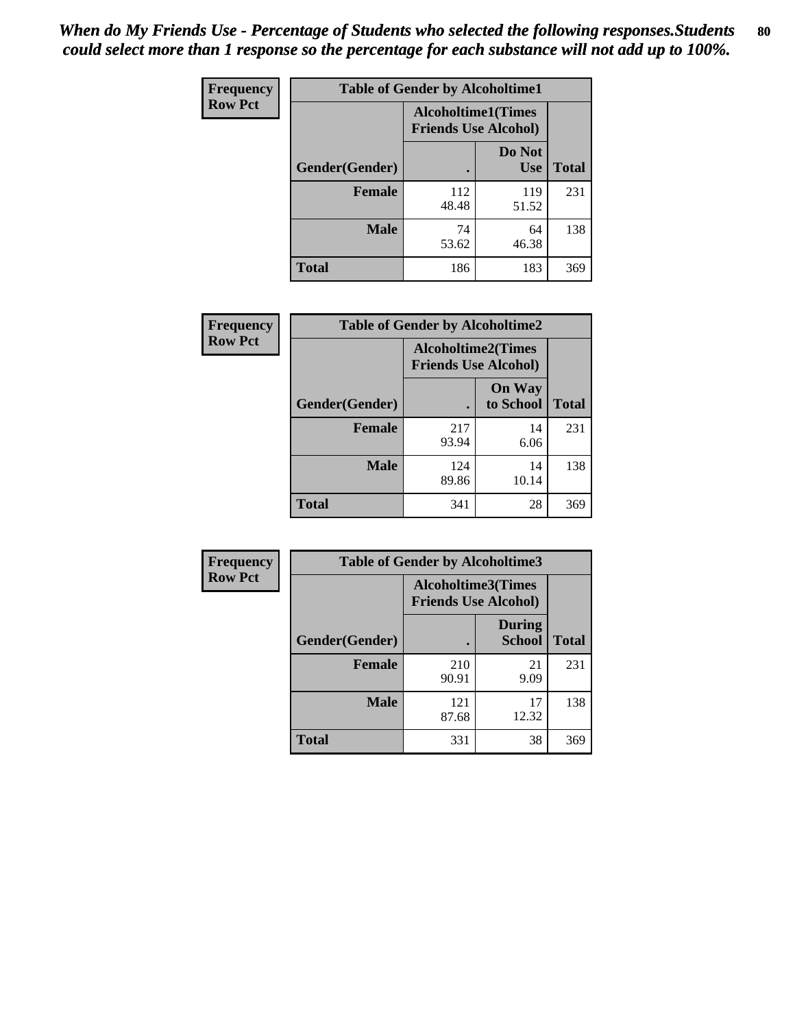*When do My Friends Use - Percentage of Students who selected the following responses.Students could select more than 1 response so the percentage for each substance will not add up to 100%.*

| Frequency<br>Row Pct | Table of Gender by Alcoholtime1 | | |
|---|---|---|---|
| | Alcoholtime1(Times Friends Use Alcohol) | | |
| Gender(Gender) | . | Do Not Use | Total |
| **Female** | 112<br>48.48 | 119<br>51.52 | 231 |
| **Male** | 74<br>53.62 | 64<br>46.38 | 138 |
| **Total** | 186 | 183 | 369 |

| Frequency<br>Row Pct | Table of Gender by Alcoholtime2 | | |
|---|---|---|---|
| | Alcoholtime2(Times Friends Use Alcohol) | | |
| Gender(Gender) | . | On Way to School | Total |
| **Female** | 217<br>93.94 | 14<br>6.06 | 231 |
| **Male** | 124<br>89.86 | 14<br>10.14 | 138 |
| **Total** | 341 | 28 | 369 |

| Frequency<br>Row Pct | Table of Gender by Alcoholtime3 | | |
|---|---|---|---|
| | Alcoholtime3(Times Friends Use Alcohol) | | |
| Gender(Gender) | . | During School | Total |
| **Female** | 210<br>90.91 | 21<br>9.09 | 231 |
| **Male** | 121<br>87.68 | 17<br>12.32 | 138 |
| **Total** | 331 | 38 | 369 |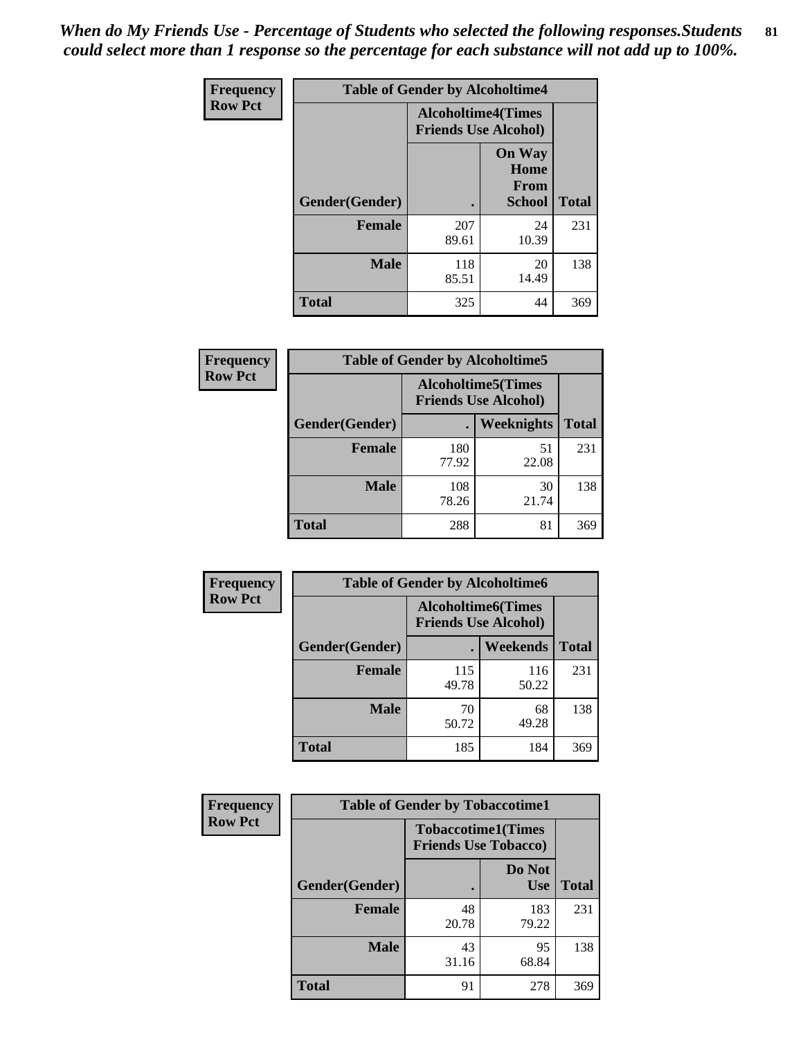*When do My Friends Use - Percentage of Students who selected the following responses.Students could select more than 1 response so the percentage for each substance will not add up to 100%.*

| Frequency Row Pct | Table of Gender by Alcoholtime4 | | |
|---|---|---|---|
| | Alcoholtime4(Times Friends Use Alcohol) | | |
| Gender(Gender) | . | On Way Home From School | Total |
| Female | 207<br>89.61 | 24<br>10.39 | 231 |
| Male | 118<br>85.51 | 20<br>14.49 | 138 |
| Total | 325 | 44 | 369 |

| Frequency Row Pct | Table of Gender by Alcoholtime5 | | |
|---|---|---|---|
| | Alcoholtime5(Times Friends Use Alcohol) | | |
| Gender(Gender) | . | Weeknights | Total |
| Female | 180<br>77.92 | 51<br>22.08 | 231 |
| Male | 108<br>78.26 | 30<br>21.74 | 138 |
| Total | 288 | 81 | 369 |

| Frequency Row Pct | Table of Gender by Alcoholtime6 | | |
|---|---|---|---|
| | Alcoholtime6(Times Friends Use Alcohol) | | |
| Gender(Gender) | . | Weekends | Total |
| Female | 115<br>49.78 | 116<br>50.22 | 231 |
| Male | 70<br>50.72 | 68<br>49.28 | 138 |
| Total | 185 | 184 | 369 |

| Frequency Row Pct | Table of Gender by Tobaccotime1 | | |
|---|---|---|---|
| | Tobaccotime1(Times Friends Use Tobacco) | | |
| Gender(Gender) | . | Do Not Use | Total |
| Female | 48<br>20.78 | 183<br>79.22 | 231 |
| Male | 43<br>31.16 | 95<br>68.84 | 138 |
| Total | 91 | 278 | 369 |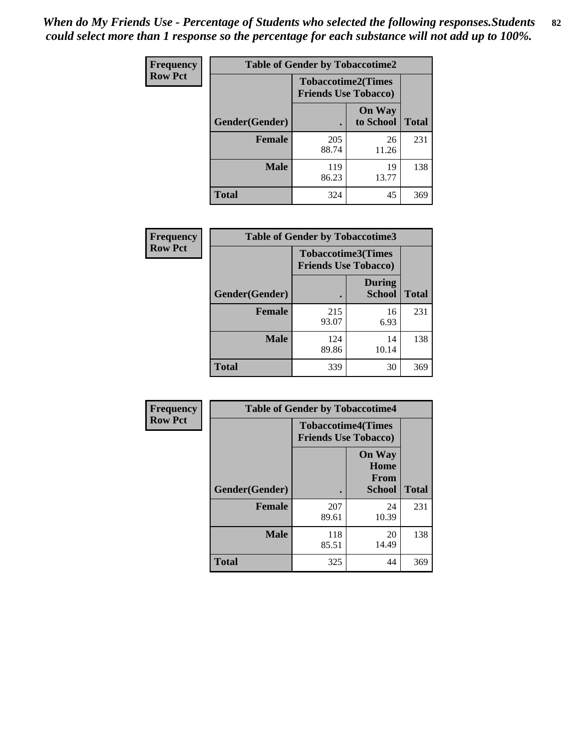*When do My Friends Use - Percentage of Students who selected the following responses.Students could select more than 1 response so the percentage for each substance will not add up to 100%.*

**Frequency**
**Row Pct**

| Table of Gender by Tobaccotime2 | | | |
|---|---|---|---|
| | Tobaccotime2(Times Friends Use Tobacco) | | |
| Gender(Gender) | . | On Way to School | Total |
| **Female** | 205<br>88.74 | 26<br>11.26 | 231 |
| **Male** | 119<br>86.23 | 19<br>13.77 | 138 |
| **Total** | 324 | 45 | 369 |

**Frequency**
**Row Pct**

| Table of Gender by Tobaccotime3 | | | |
|---|---|---|---|
| | Tobaccotime3(Times Friends Use Tobacco) | | |
| Gender(Gender) | . | During School | Total |
| **Female** | 215<br>93.07 | 16<br>6.93 | 231 |
| **Male** | 124<br>89.86 | 14<br>10.14 | 138 |
| **Total** | 339 | 30 | 369 |

**Frequency**
**Row Pct**

| Table of Gender by Tobaccotime4 | | | |
|---|---|---|---|
| | Tobaccotime4(Times Friends Use Tobacco) | | |
| Gender(Gender) | . | On Way Home From School | Total |
| **Female** | 207<br>89.61 | 24<br>10.39 | 231 |
| **Male** | 118<br>85.51 | 20<br>14.49 | 138 |
| **Total** | 325 | 44 | 369 |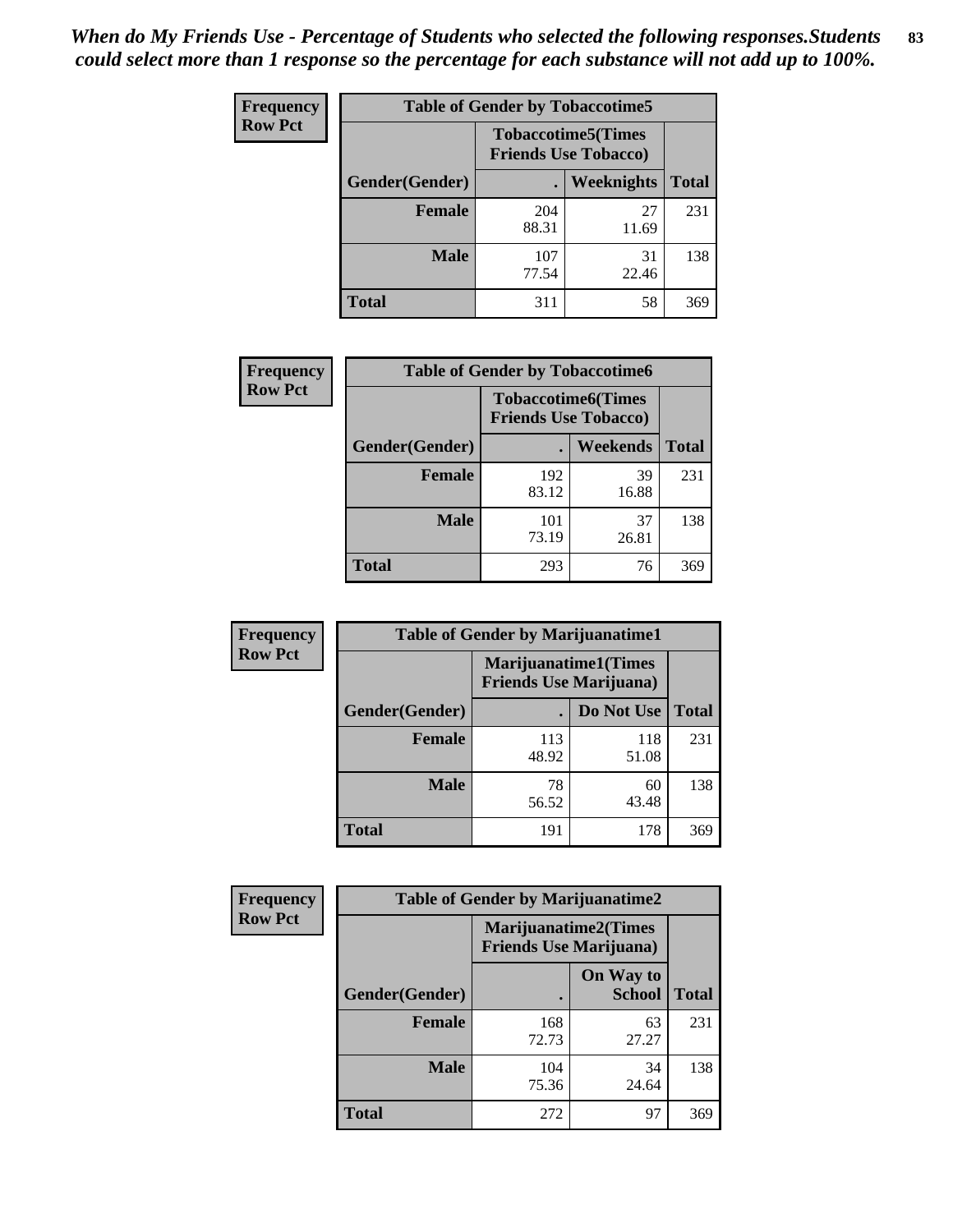*When do My Friends Use - Percentage of Students who selected the following responses.Students could select more than 1 response so the percentage for each substance will not add up to 100%.*

**Frequency**
**Row Pct**

| Table of Gender by Tobaccotime5 | | | |
|---|---|---|---|
| | Tobaccotime5(Times Friends Use Tobacco) | | |
| Gender(Gender) | . | Weeknights | Total |
| **Female** | 204<br>88.31 | 27<br>11.69 | 231 |
| **Male** | 107<br>77.54 | 31<br>22.46 | 138 |
| **Total** | 311 | 58 | 369 |

**Frequency**
**Row Pct**

| Table of Gender by Tobaccotime6 | | | |
|---|---|---|---|
| | Tobaccotime6(Times Friends Use Tobacco) | | |
| Gender(Gender) | . | Weekends | Total |
| **Female** | 192<br>83.12 | 39<br>16.88 | 231 |
| **Male** | 101<br>73.19 | 37<br>26.81 | 138 |
| **Total** | 293 | 76 | 369 |

**Frequency**
**Row Pct**

| Table of Gender by Marijuanatime1 | | | |
|---|---|---|---|
| | Marijuanatime1(Times Friends Use Marijuana) | | |
| Gender(Gender) | . | Do Not Use | Total |
| **Female** | 113<br>48.92 | 118<br>51.08 | 231 |
| **Male** | 78<br>56.52 | 60<br>43.48 | 138 |
| **Total** | 191 | 178 | 369 |

**Frequency**
**Row Pct**

| Table of Gender by Marijuanatime2 | | | |
|---|---|---|---|
| | Marijuanatime2(Times Friends Use Marijuana) | | |
| Gender(Gender) | . | On Way to School | Total |
| **Female** | 168<br>72.73 | 63<br>27.27 | 231 |
| **Male** | 104<br>75.36 | 34<br>24.64 | 138 |
| **Total** | 272 | 97 | 369 |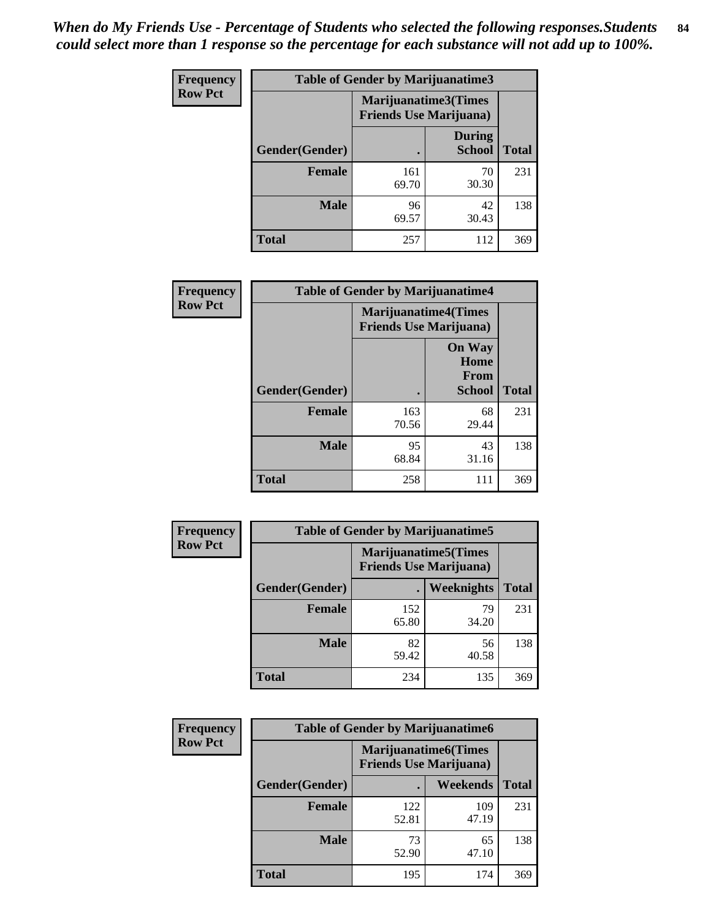*When do My Friends Use - Percentage of Students who selected the following responses.Students could select more than 1 response so the percentage for each substance will not add up to 100%.*

| Frequency Row Pct | Table of Gender by Marijuanatime3 | | |
|---|---|---|---|
| | Marijuanatime3(Times Friends Use Marijuana) | | |
| Gender(Gender) | . | During School | Total |
| Female | 161<br>69.70 | 70<br>30.30 | 231 |
| Male | 96<br>69.57 | 42<br>30.43 | 138 |
| Total | 257 | 112 | 369 |

| Frequency Row Pct | Table of Gender by Marijuanatime4 | | |
|---|---|---|---|
| | Marijuanatime4(Times Friends Use Marijuana) | | |
| Gender(Gender) | . | On Way Home From School | Total |
| Female | 163<br>70.56 | 68<br>29.44 | 231 |
| Male | 95<br>68.84 | 43<br>31.16 | 138 |
| Total | 258 | 111 | 369 |

| Frequency Row Pct | Table of Gender by Marijuanatime5 | | |
|---|---|---|---|
| | Marijuanatime5(Times Friends Use Marijuana) | | |
| Gender(Gender) | . | Weeknights | Total |
| Female | 152<br>65.80 | 79<br>34.20 | 231 |
| Male | 82<br>59.42 | 56<br>40.58 | 138 |
| Total | 234 | 135 | 369 |

| Frequency Row Pct | Table of Gender by Marijuanatime6 | | |
|---|---|---|---|
| | Marijuanatime6(Times Friends Use Marijuana) | | |
| Gender(Gender) | . | Weekends | Total |
| Female | 122<br>52.81 | 109<br>47.19 | 231 |
| Male | 73<br>52.90 | 65<br>47.10 | 138 |
| Total | 195 | 174 | 369 |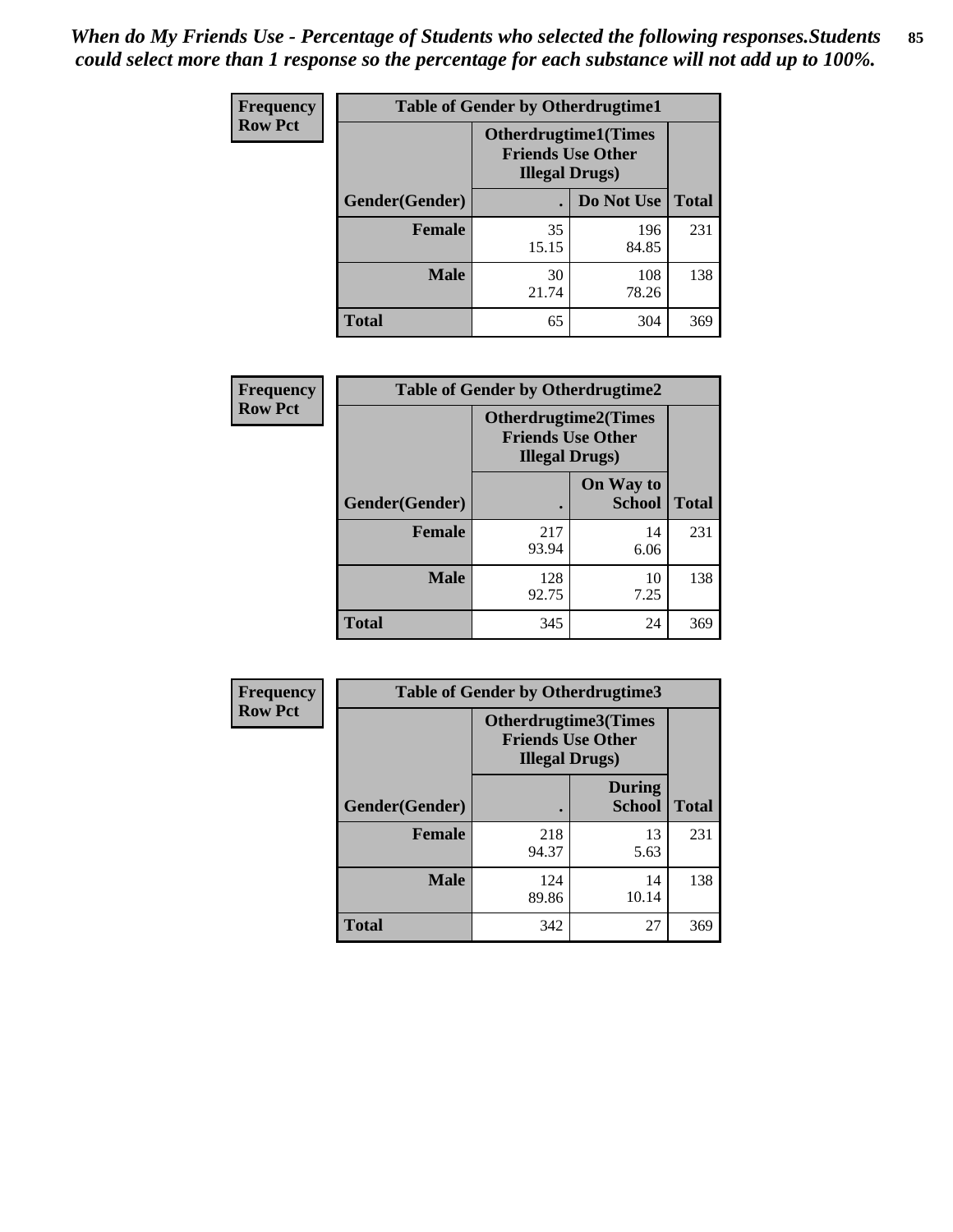*When do My Friends Use - Percentage of Students who selected the following responses.Students could select more than 1 response so the percentage for each substance will not add up to 100%.*

**Frequency**
**Row Pct**

| Table of Gender by Otherdrugtime1 | | | |
|---|---|---|---|
| | Otherdrugtime1(Times Friends Use Other Illegal Drugs) | | |
| Gender(Gender) | . | Do Not Use | Total |
| **Female** | 35<br>15.15 | 196<br>84.85 | 231 |
| **Male** | 30<br>21.74 | 108<br>78.26 | 138 |
| **Total** | 65 | 304 | 369 |

**Frequency**
**Row Pct**

| Table of Gender by Otherdrugtime2 | | | |
|---|---|---|---|
| | Otherdrugtime2(Times Friends Use Other Illegal Drugs) | | |
| Gender(Gender) | . | On Way to School | Total |
| **Female** | 217<br>93.94 | 14<br>6.06 | 231 |
| **Male** | 128<br>92.75 | 10<br>7.25 | 138 |
| **Total** | 345 | 24 | 369 |

**Frequency**
**Row Pct**

| Table of Gender by Otherdrugtime3 | | | |
|---|---|---|---|
| | Otherdrugtime3(Times Friends Use Other Illegal Drugs) | | |
| Gender(Gender) | . | During School | Total |
| **Female** | 218<br>94.37 | 13<br>5.63 | 231 |
| **Male** | 124<br>89.86 | 14<br>10.14 | 138 |
| **Total** | 342 | 27 | 369 |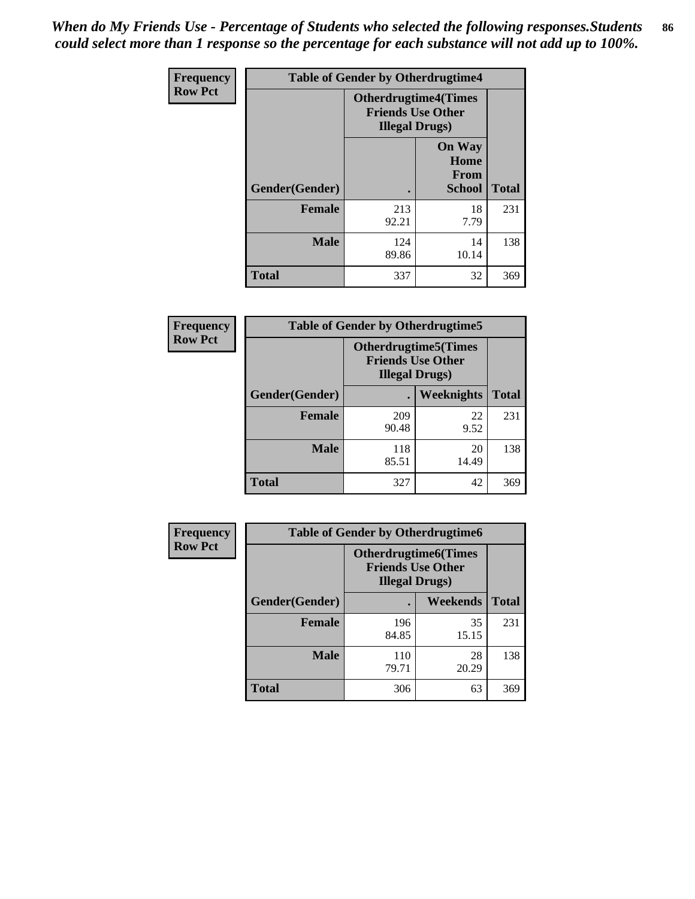*When do My Friends Use - Percentage of Students who selected the following responses.Students could select more than 1 response so the percentage for each substance will not add up to 100%.*

| Frequency<br>Row Pct | Table of Gender by Otherdrugtime4 | | |
|---|---|---|---|
| | Otherdrugtime4(Times Friends Use Other Illegal Drugs) | | |
| Gender(Gender) | . | On Way Home From School | Total |
| Female | 213<br>92.21 | 18<br>7.79 | 231 |
| Male | 124<br>89.86 | 14<br>10.14 | 138 |
| Total | 337 | 32 | 369 |

| Frequency<br>Row Pct | Table of Gender by Otherdrugtime5 | | |
|---|---|---|---|
| | Otherdrugtime5(Times Friends Use Other Illegal Drugs) | | |
| Gender(Gender) | . | Weeknights | Total |
| Female | 209<br>90.48 | 22<br>9.52 | 231 |
| Male | 118<br>85.51 | 20<br>14.49 | 138 |
| Total | 327 | 42 | 369 |

| Frequency<br>Row Pct | Table of Gender by Otherdrugtime6 | | |
|---|---|---|---|
| | Otherdrugtime6(Times Friends Use Other Illegal Drugs) | | |
| Gender(Gender) | . | Weekends | Total |
| Female | 196<br>84.85 | 35<br>15.15 | 231 |
| Male | 110<br>79.71 | 28<br>20.29 | 138 |
| Total | 306 | 63 | 369 |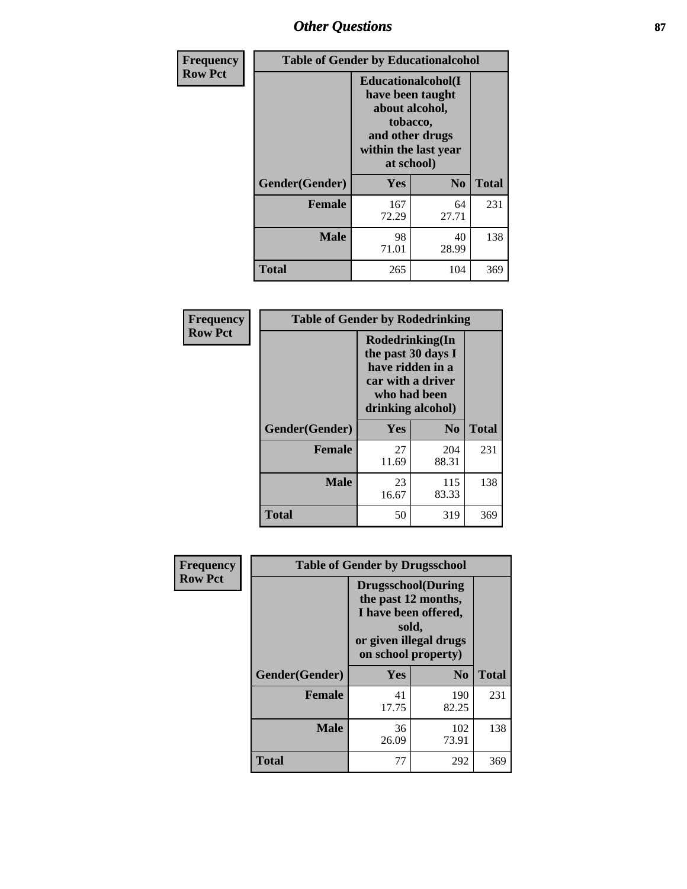## Table of Gender by Educationalcohol

Frequency / Row Pct

| Gender(Gender) | Educationalcohol(I have been taught about alcohol, tobacco, and other drugs within the last year at school) Yes | No | Total |
|---|---|---|---|
| Female | 167<br>72.29 | 64<br>27.71 | 231 |
| Male | 98<br>71.01 | 40<br>28.99 | 138 |
| Total | 265 | 104 | 369 |

## Table of Gender by Rodedrinking

Frequency / Row Pct

| Gender(Gender) | Rodedrinking(In the past 30 days I have ridden in a car with a driver who had been drinking alcohol) Yes | No | Total |
|---|---|---|---|
| Female | 27<br>11.69 | 204<br>88.31 | 231 |
| Male | 23<br>16.67 | 115<br>83.33 | 138 |
| Total | 50 | 319 | 369 |

## Table of Gender by Drugsschool

Frequency / Row Pct

| Gender(Gender) | Drugsschool(During the past 12 months, I have been offered, sold, or given illegal drugs on school property) Yes | No | Total |
|---|---|---|---|
| Female | 41<br>17.75 | 190<br>82.25 | 231 |
| Male | 36<br>26.09 | 102<br>73.91 | 138 |
| Total | 77 | 292 | 369 |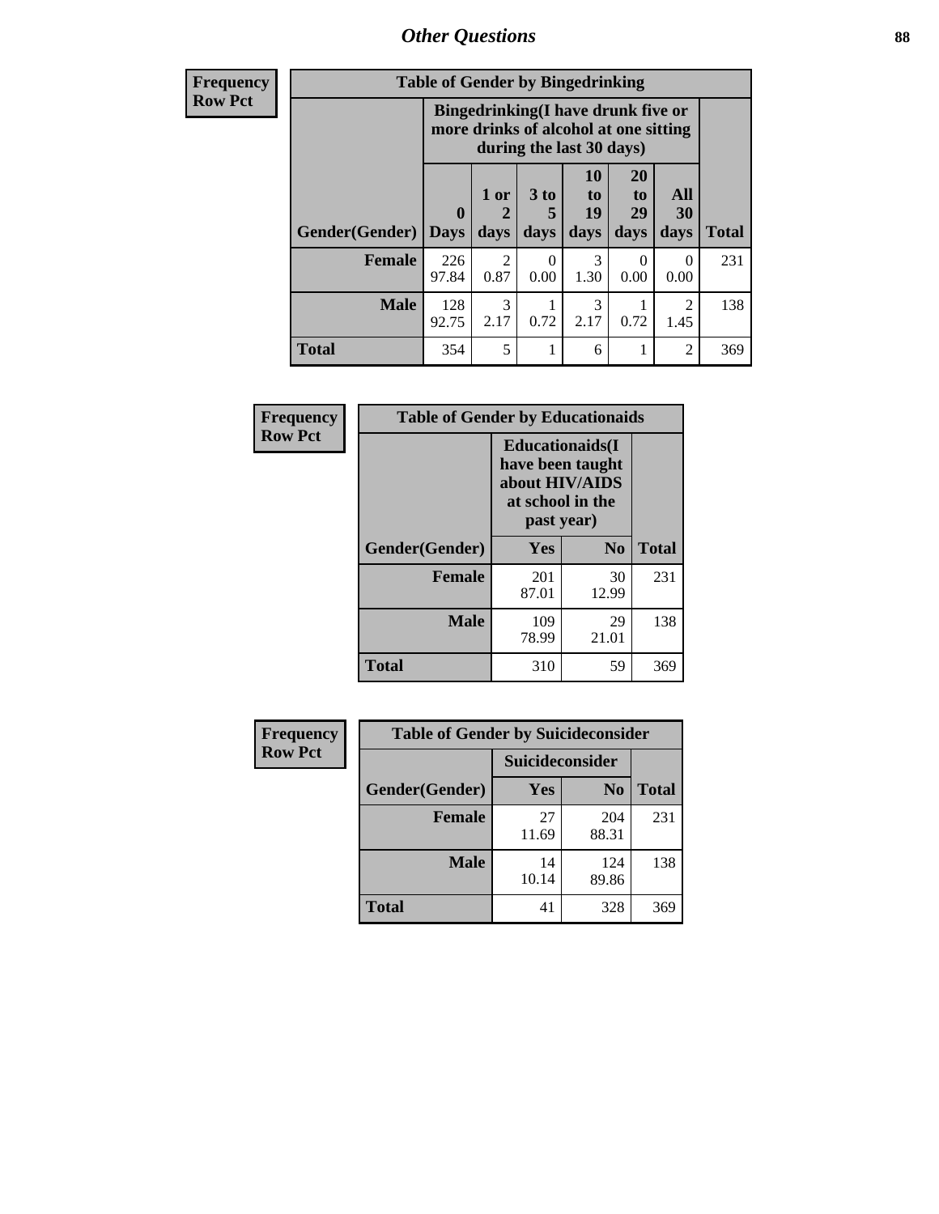| Frequency Row Pct | Table of Gender by Bingedrinking | | | | | | |
|---|---|---|---|---|---|---|---|
| | Bingedrinking(I have drunk five or more drinks of alcohol at one sitting during the last 30 days) | | | | | | |
| Gender(Gender) | 0 Days | 1 or 2 days | 3 to 5 days | 10 to 19 days | 20 to 29 days | All 30 days | Total |
| Female | 226<br>97.84 | 2<br>0.87 | 0<br>0.00 | 3<br>1.30 | 0<br>0.00 | 0<br>0.00 | 231 |
| Male | 128<br>92.75 | 3<br>2.17 | 1<br>0.72 | 3<br>2.17 | 1<br>0.72 | 2<br>1.45 | 138 |
| Total | 354 | 5 | 1 | 6 | 1 | 2 | 369 |

| Frequency Row Pct | Table of Gender by Educationaids | |
|---|---|---|
| | Educationaids(I have been taught about HIV/AIDS at school in the past year) | | |
| Gender(Gender) | Yes | No | Total |
| Female | 201<br>87.01 | 30<br>12.99 | 231 |
| Male | 109<br>78.99 | 29<br>21.01 | 138 |
| Total | 310 | 59 | 369 |

| Frequency Row Pct | Table of Gender by Suicideconsider | |
|---|---|---|
| | Suicideconsider | | |
| Gender(Gender) | Yes | No | Total |
| Female | 27<br>11.69 | 204<br>88.31 | 231 |
| Male | 14<br>10.14 | 124<br>89.86 | 138 |
| Total | 41 | 328 | 369 |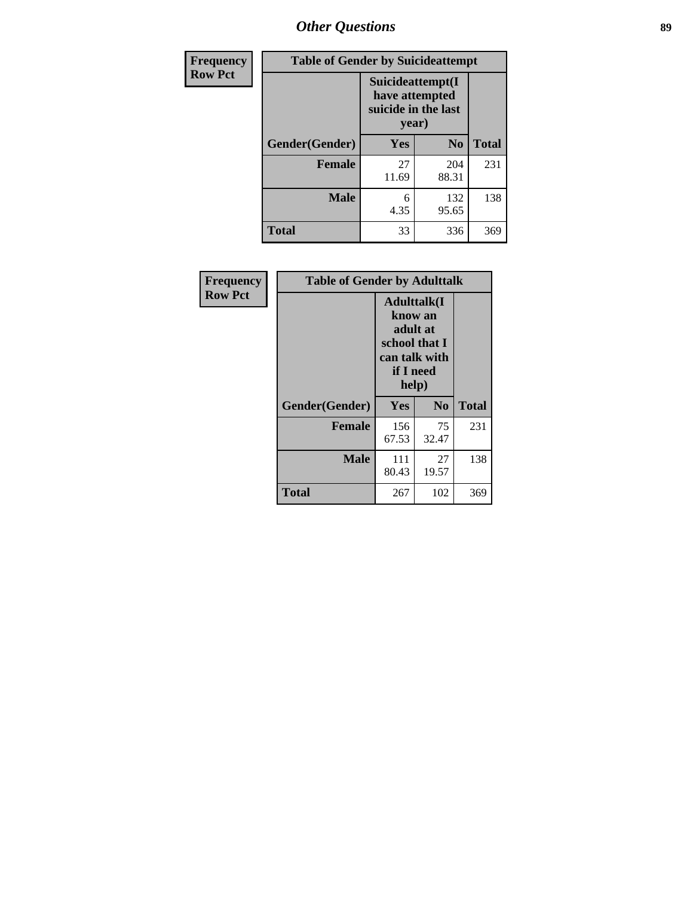## Other Questions

| Frequency<br>Row Pct | Table of Gender by Suicideattempt | | |
|---|---|---|---|
| | Suicideattempt(I have attempted suicide in the last year) | | |
| Gender(Gender) | Yes | No | Total |
| Female | 27<br>11.69 | 204<br>88.31 | 231 |
| Male | 6<br>4.35 | 132<br>95.65 | 138 |
| Total | 33 | 336 | 369 |

| Frequency<br>Row Pct | Table of Gender by Adulttalk | | |
|---|---|---|---|
| | Adulttalk(I know an adult at school that I can talk with if I need help) | | |
| Gender(Gender) | Yes | No | Total |
| Female | 156<br>67.53 | 75<br>32.47 | 231 |
| Male | 111<br>80.43 | 27<br>19.57 | 138 |
| Total | 267 | 102 | 369 |